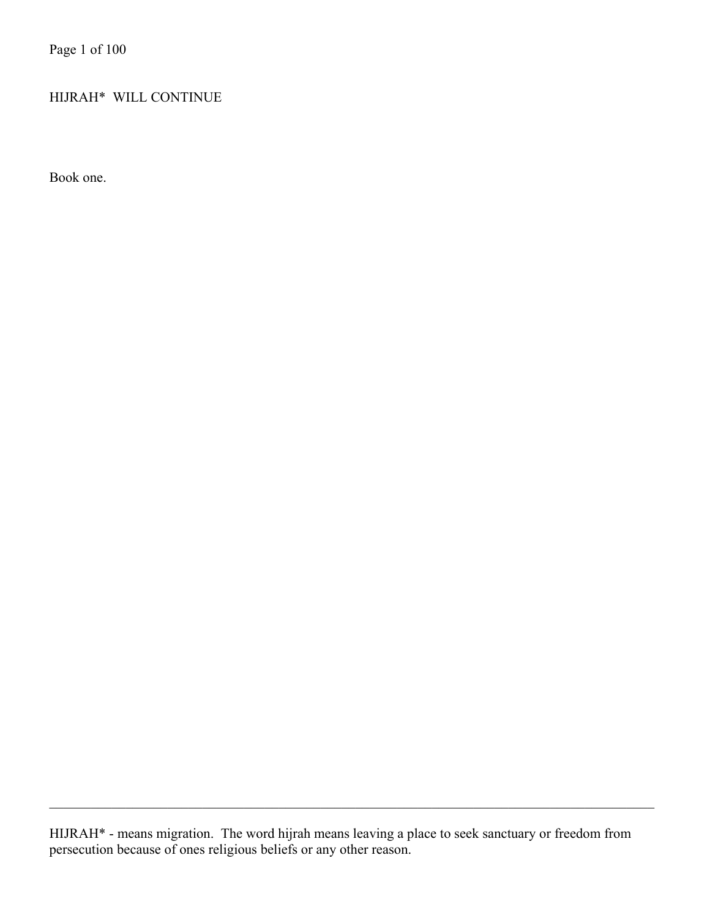# HIJRAH* WILL CONTINUE

Book one.

---

HIJRAH* - means migration. The word hijrah means leaving a place to seek sanctuary or freedom from persecution because of ones religious beliefs or any other reason.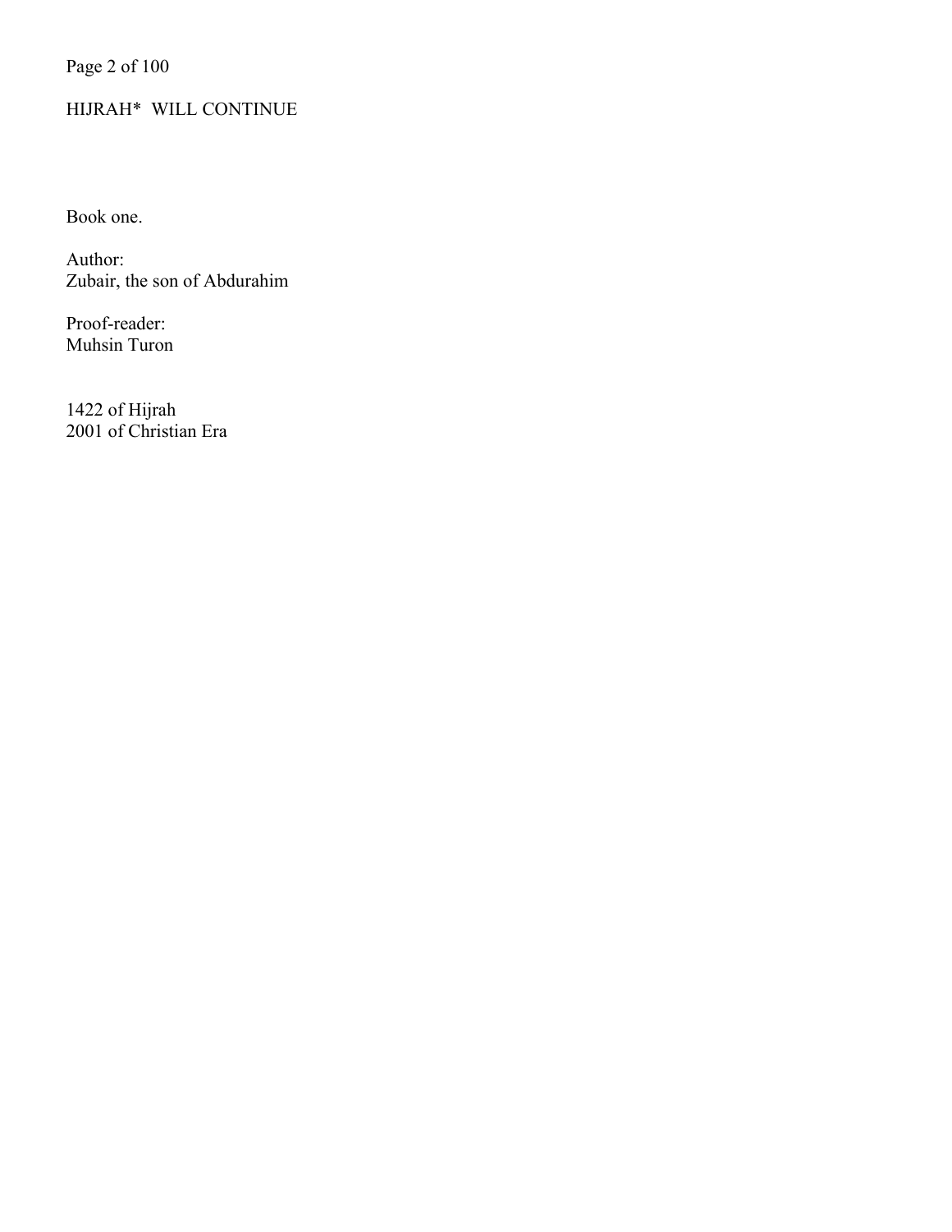# HIJRAH* WILL CONTINUE

Book one.

Author:
Zubair, the son of Abdurahim

Proof-reader:
Muhsin Turon

1422 of Hijrah
2001 of Christian Era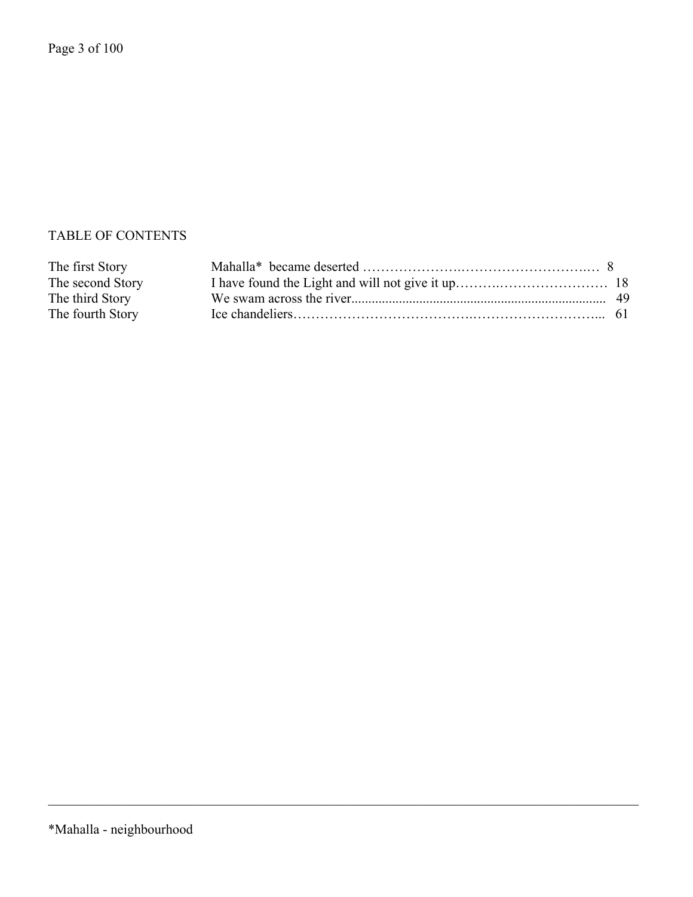## TABLE OF CONTENTS

| | | |
|---|---|---|
| The first Story | Mahalla* became deserted | 8 |
| The second Story | I have found the Light and will not give it up | 18 |
| The third Story | We swam across the river | 49 |
| The fourth Story | Ice chandeliers | 61 |

---

*Mahalla - neighbourhood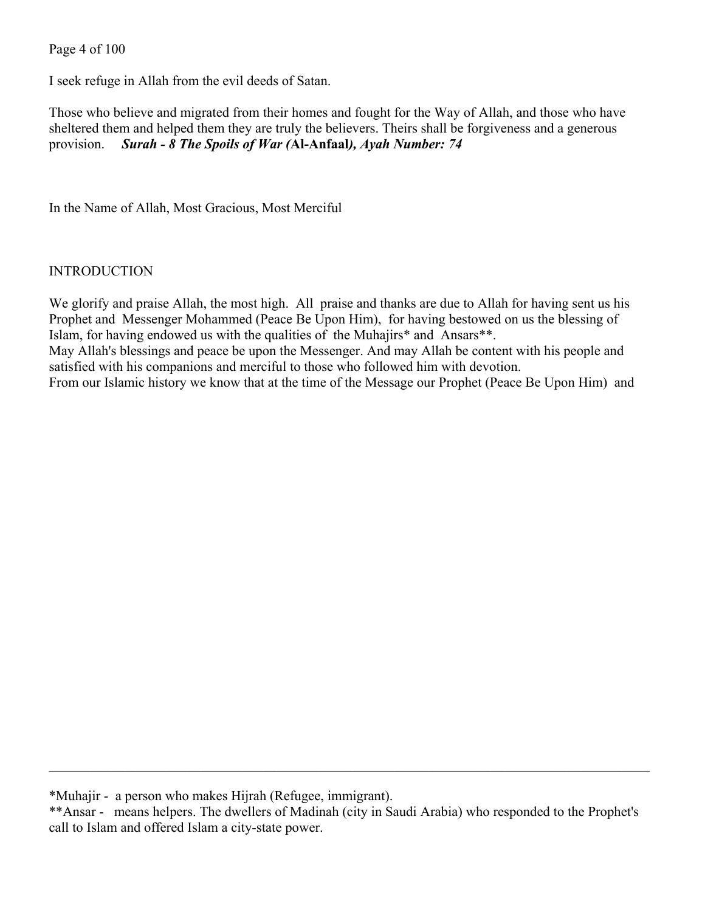I seek refuge in Allah from the evil deeds of Satan.

Those who believe and migrated from their homes and fought for the Way of Allah, and those who have sheltered them and helped them they are truly the believers. Theirs shall be forgiveness and a generous provision. ***Surah - 8 The Spoils of War (*****Al-Anfaal*****), Ayah Number: 74***

In the Name of Allah, Most Gracious, Most Merciful

INTRODUCTION

We glorify and praise Allah, the most high. All praise and thanks are due to Allah for having sent us his Prophet and Messenger Mohammed (Peace Be Upon Him), for having bestowed on us the blessing of Islam, for having endowed us with the qualities of the Muhajirs* and Ansars**.
May Allah's blessings and peace be upon the Messenger. And may Allah be content with his people and satisfied with his companions and merciful to those who followed him with devotion.
From our Islamic history we know that at the time of the Message our Prophet (Peace Be Upon Him) and

---

*Muhajir - a person who makes Hijrah (Refugee, immigrant).
**Ansar - means helpers. The dwellers of Madinah (city in Saudi Arabia) who responded to the Prophet's call to Islam and offered Islam a city-state power.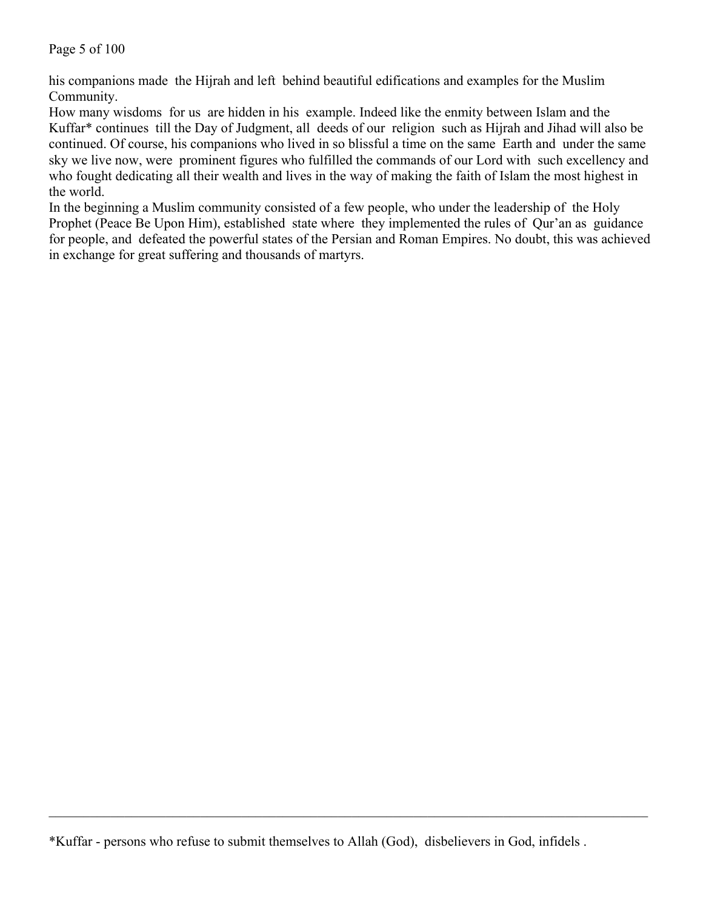his companions made the Hijrah and left behind beautiful edifications and examples for the Muslim Community.

How many wisdoms for us are hidden in his example. Indeed like the enmity between Islam and the Kuffar* continues till the Day of Judgment, all deeds of our religion such as Hijrah and Jihad will also be continued. Of course, his companions who lived in so blissful a time on the same Earth and under the same sky we live now, were prominent figures who fulfilled the commands of our Lord with such excellency and who fought dedicating all their wealth and lives in the way of making the faith of Islam the most highest in the world.

In the beginning a Muslim community consisted of a few people, who under the leadership of the Holy Prophet (Peace Be Upon Him), established state where they implemented the rules of Qur'an as guidance for people, and defeated the powerful states of the Persian and Roman Empires. No doubt, this was achieved in exchange for great suffering and thousands of martyrs.

---

*Kuffar - persons who refuse to submit themselves to Allah (God), disbelievers in God, infidels .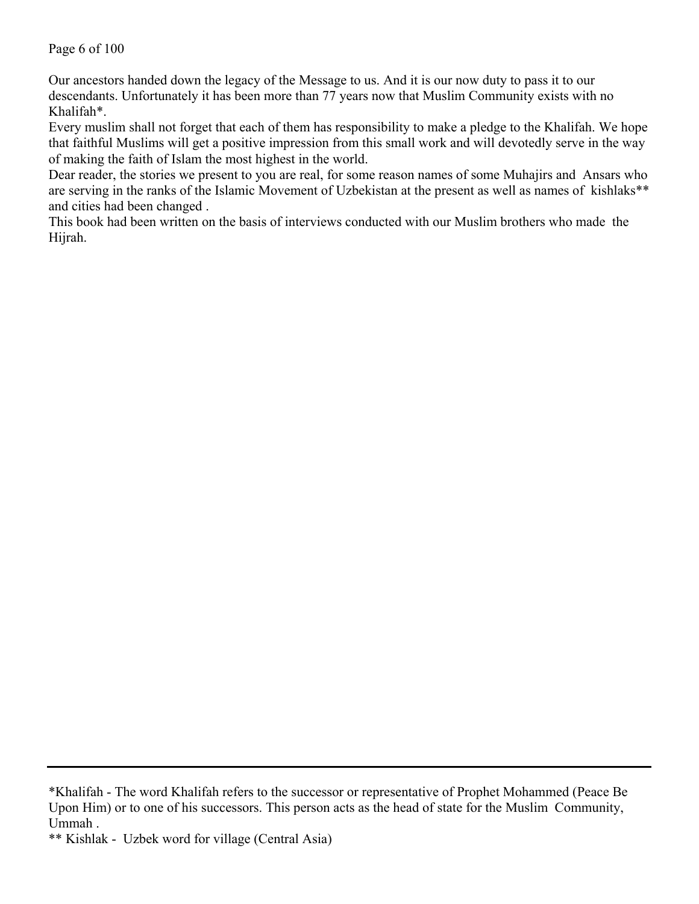Our ancestors handed down the legacy of the Message to us. And it is our now duty to pass it to our descendants. Unfortunately it has been more than 77 years now that Muslim Community exists with no Khalifah*.

Every muslim shall not forget that each of them has responsibility to make a pledge to the Khalifah. We hope that faithful Muslims will get a positive impression from this small work and will devotedly serve in the way of making the faith of Islam the most highest in the world.

Dear reader, the stories we present to you are real, for some reason names of some Muhajirs and Ansars who are serving in the ranks of the Islamic Movement of Uzbekistan at the present as well as names of kishlaks** and cities had been changed .

This book had been written on the basis of interviews conducted with our Muslim brothers who made the Hijrah.

---

*Khalifah - The word Khalifah refers to the successor or representative of Prophet Mohammed (Peace Be Upon Him) or to one of his successors. This person acts as the head of state for the Muslim Community, Ummah .

** Kishlak - Uzbek word for village (Central Asia)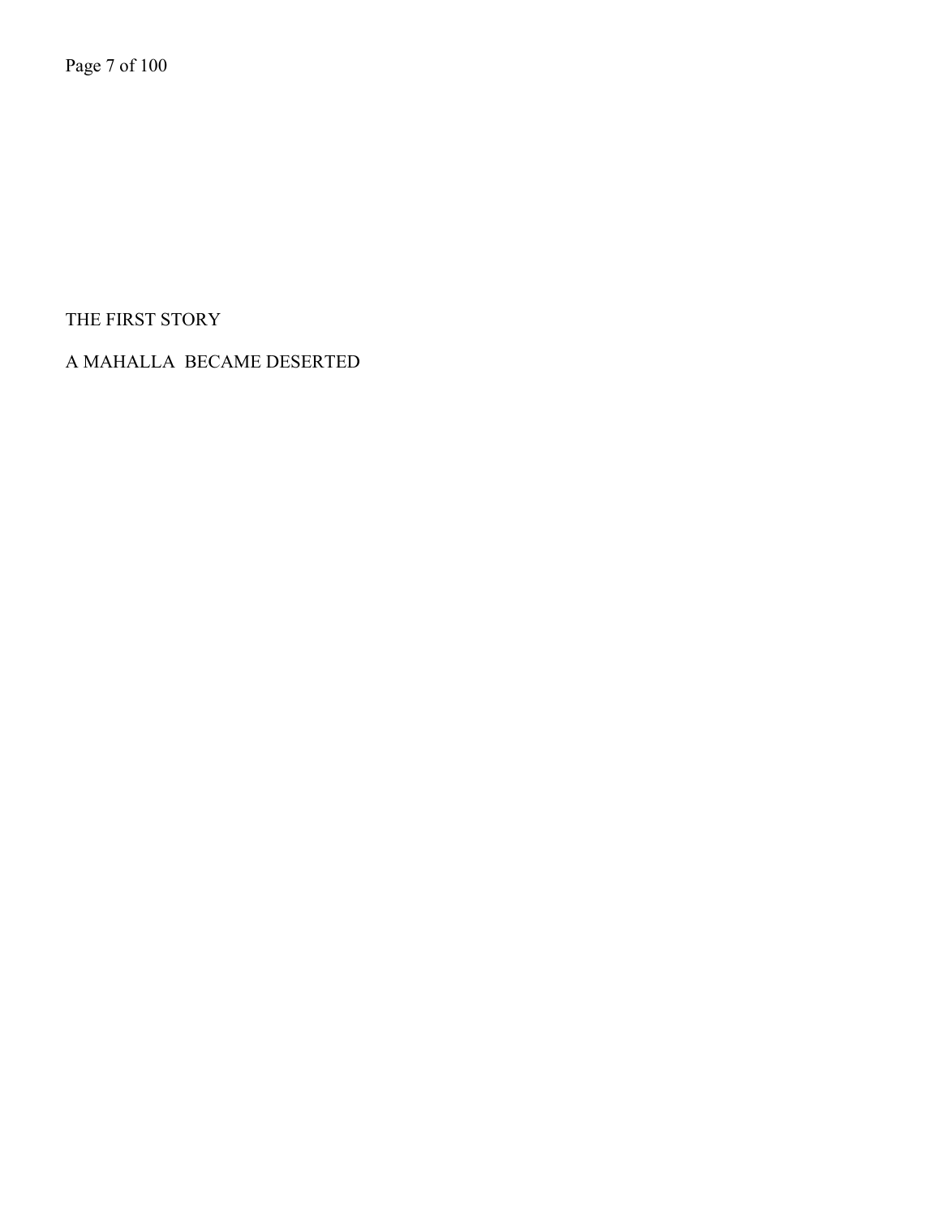# THE FIRST STORY

## A MAHALLA BECAME DESERTED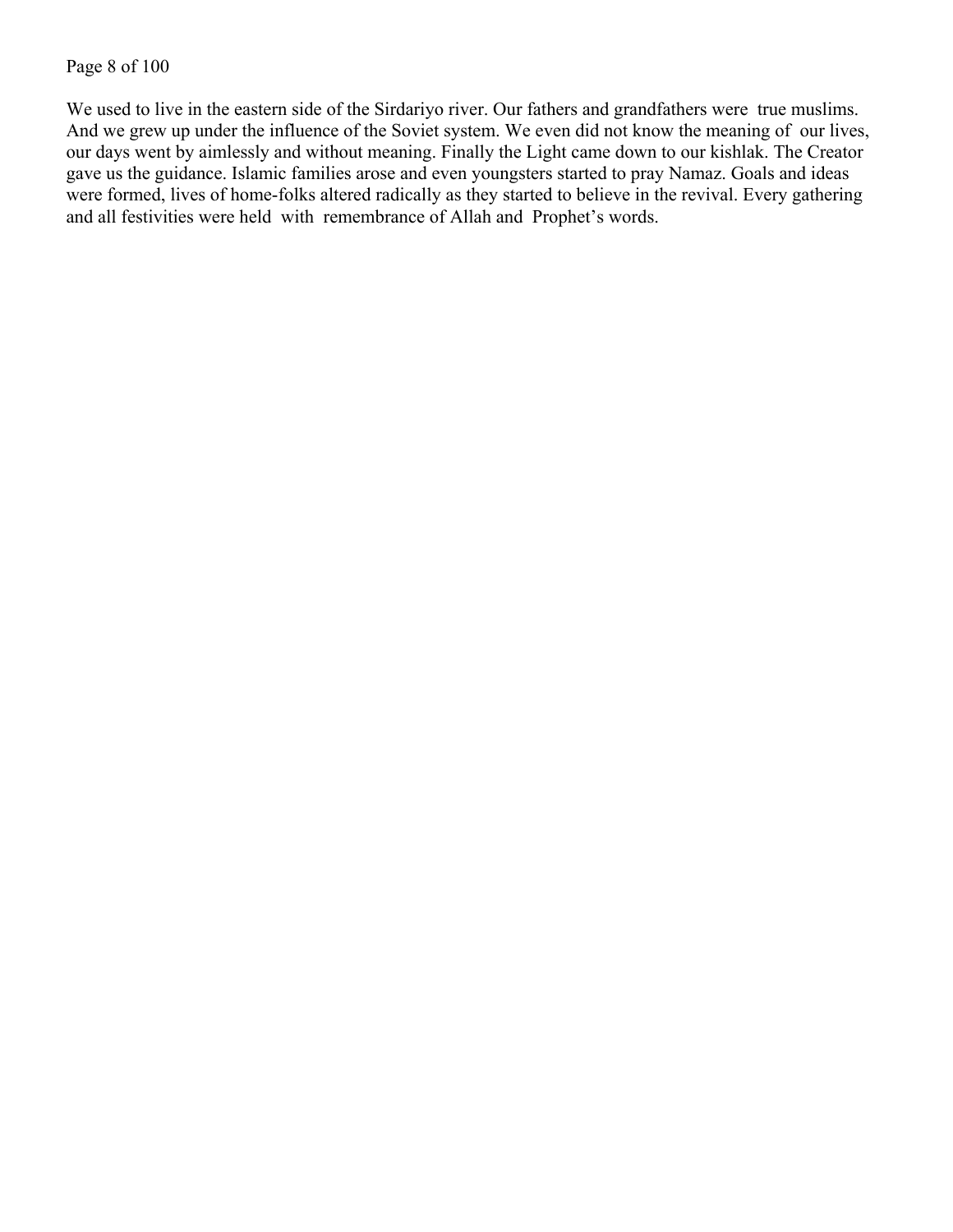We used to live in the eastern side of the Sirdariyo river. Our fathers and grandfathers were true muslims. And we grew up under the influence of the Soviet system. We even did not know the meaning of our lives, our days went by aimlessly and without meaning. Finally the Light came down to our kishlak. The Creator gave us the guidance. Islamic families arose and even youngsters started to pray Namaz. Goals and ideas were formed, lives of home-folks altered radically as they started to believe in the revival. Every gathering and all festivities were held with remembrance of Allah and Prophet's words.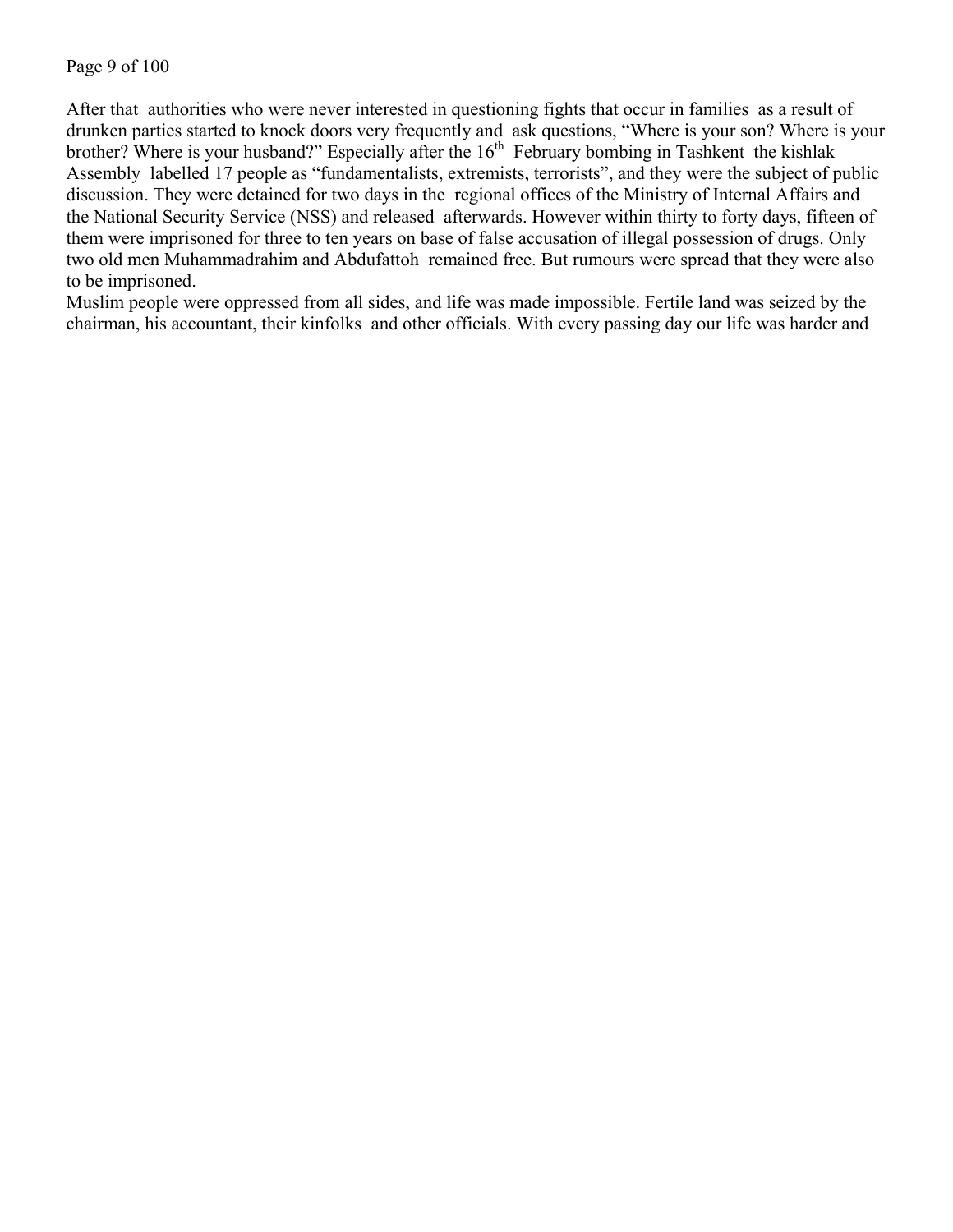After that authorities who were never interested in questioning fights that occur in families as a result of drunken parties started to knock doors very frequently and ask questions, “Where is your son? Where is your brother? Where is your husband?” Especially after the 16th February bombing in Tashkent the kishlak Assembly labelled 17 people as “fundamentalists, extremists, terrorists”, and they were the subject of public discussion. They were detained for two days in the regional offices of the Ministry of Internal Affairs and the National Security Service (NSS) and released afterwards. However within thirty to forty days, fifteen of them were imprisoned for three to ten years on base of false accusation of illegal possession of drugs. Only two old men Muhammadrahim and Abdufattoh remained free. But rumours were spread that they were also to be imprisoned.

Muslim people were oppressed from all sides, and life was made impossible. Fertile land was seized by the chairman, his accountant, their kinfolks and other officials. With every passing day our life was harder and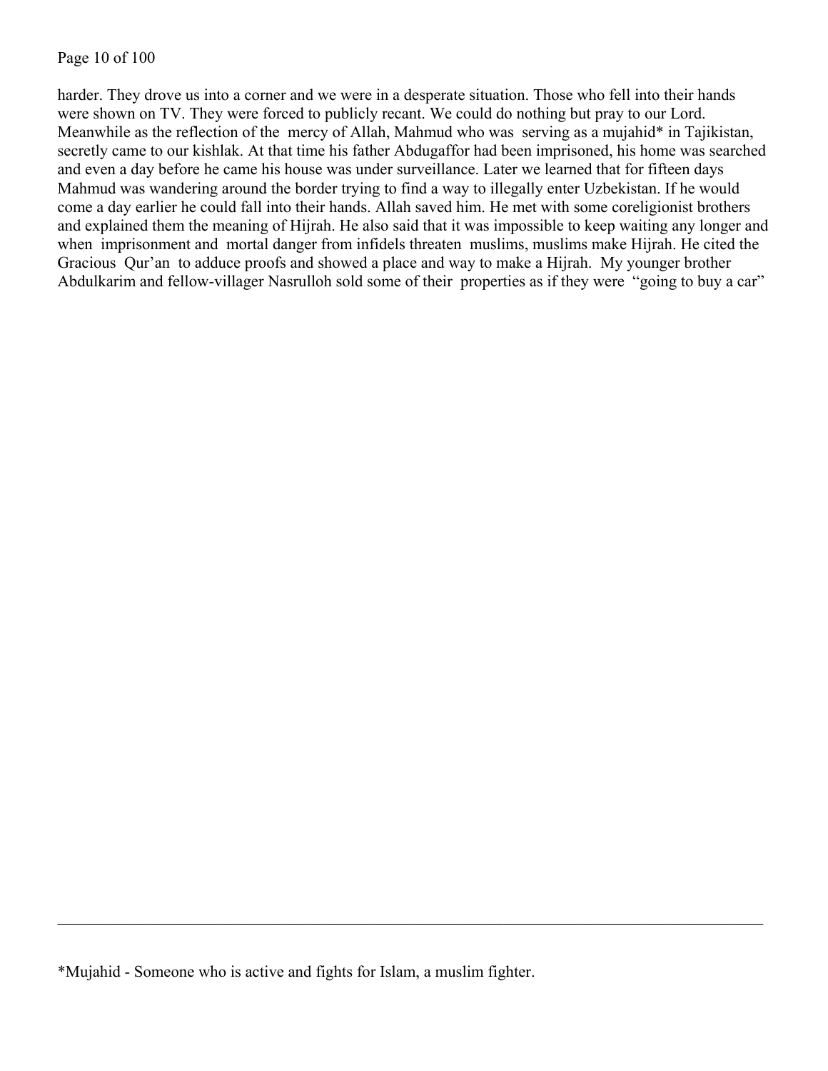harder. They drove us into a corner and we were in a desperate situation. Those who fell into their hands were shown on TV. They were forced to publicly recant. We could do nothing but pray to our Lord. Meanwhile as the reflection of the mercy of Allah, Mahmud who was serving as a mujahid* in Tajikistan, secretly came to our kishlak. At that time his father Abdugaffor had been imprisoned, his home was searched and even a day before he came his house was under surveillance. Later we learned that for fifteen days Mahmud was wandering around the border trying to find a way to illegally enter Uzbekistan. If he would come a day earlier he could fall into their hands. Allah saved him. He met with some coreligionist brothers and explained them the meaning of Hijrah. He also said that it was impossible to keep waiting any longer and when imprisonment and mortal danger from infidels threaten muslims, muslims make Hijrah. He cited the Gracious Qur'an to adduce proofs and showed a place and way to make a Hijrah. My younger brother Abdulkarim and fellow-villager Nasrulloh sold some of their properties as if they were "going to buy a car"

---

*Mujahid - Someone who is active and fights for Islam, a muslim fighter.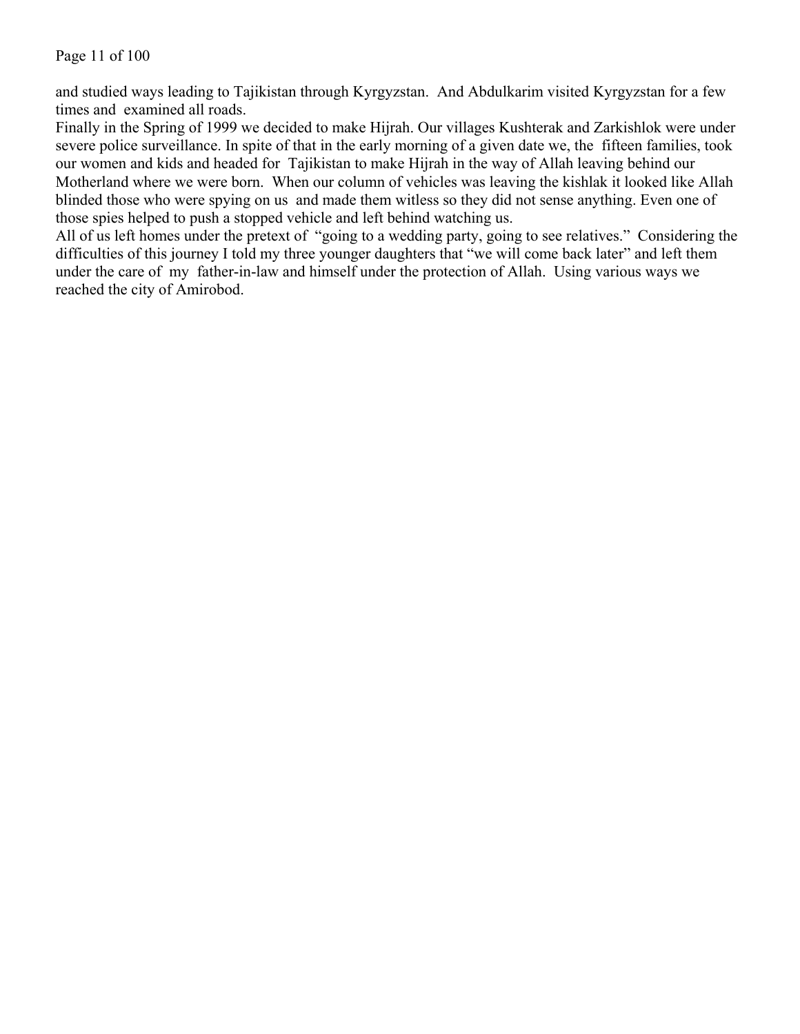and studied ways leading to Tajikistan through Kyrgyzstan. And Abdulkarim visited Kyrgyzstan for a few times and examined all roads.

Finally in the Spring of 1999 we decided to make Hijrah. Our villages Kushterak and Zarkishlok were under severe police surveillance. In spite of that in the early morning of a given date we, the fifteen families, took our women and kids and headed for Tajikistan to make Hijrah in the way of Allah leaving behind our Motherland where we were born. When our column of vehicles was leaving the kishlak it looked like Allah blinded those who were spying on us and made them witless so they did not sense anything. Even one of those spies helped to push a stopped vehicle and left behind watching us.

All of us left homes under the pretext of "going to a wedding party, going to see relatives." Considering the difficulties of this journey I told my three younger daughters that "we will come back later" and left them under the care of my father-in-law and himself under the protection of Allah. Using various ways we reached the city of Amirobod.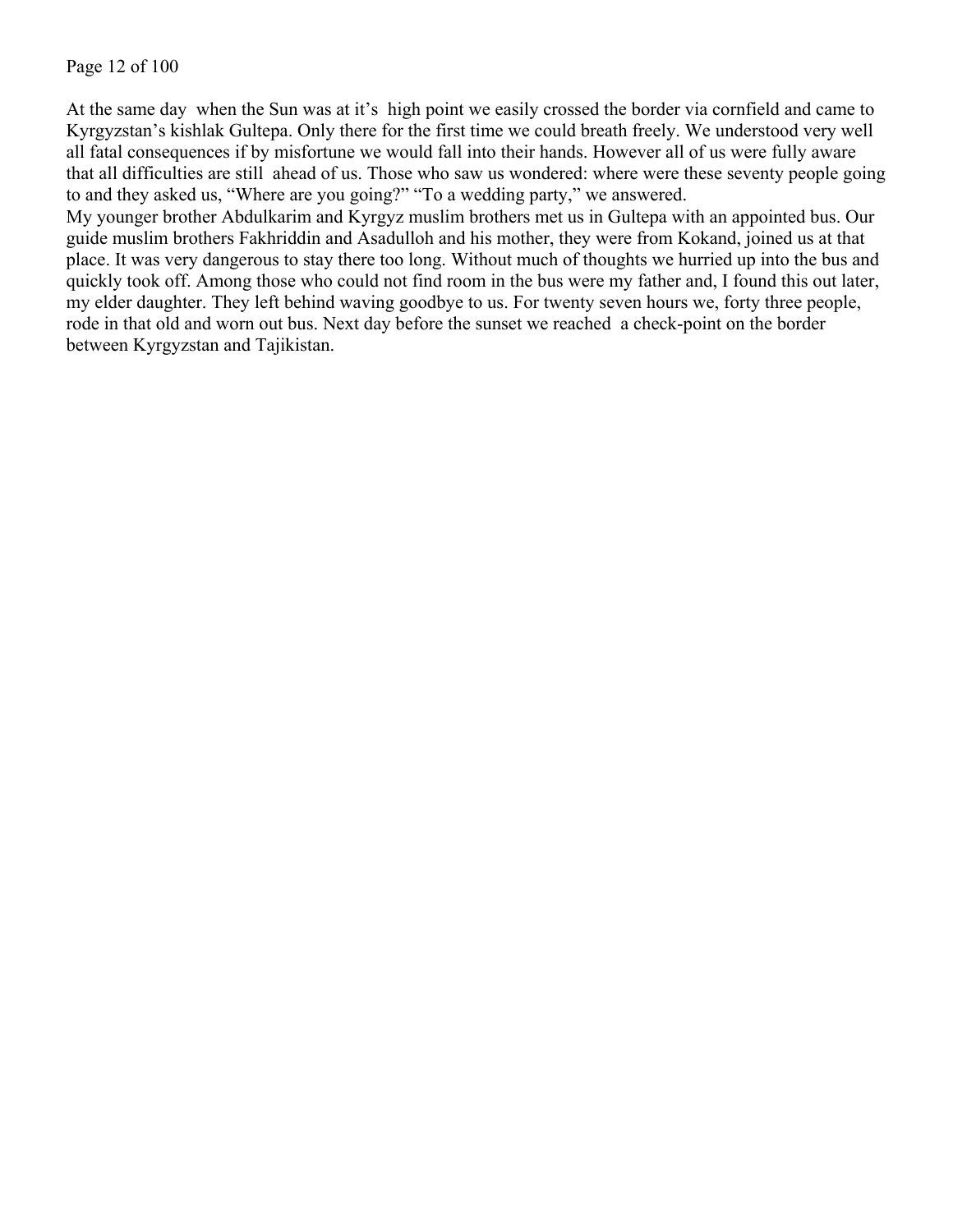At the same day  when the Sun was at it's  high point we easily crossed the border via cornfield and came to Kyrgyzstan's kishlak Gultepa. Only there for the first time we could breath freely. We understood very well all fatal consequences if by misfortune we would fall into their hands. However all of us were fully aware that all difficulties are still  ahead of us. Those who saw us wondered: where were these seventy people going to and they asked us, "Where are you going?" "To a wedding party," we answered.

My younger brother Abdulkarim and Kyrgyz muslim brothers met us in Gultepa with an appointed bus. Our guide muslim brothers Fakhriddin and Asadulloh and his mother, they were from Kokand, joined us at that place. It was very dangerous to stay there too long. Without much of thoughts we hurried up into the bus and quickly took off. Among those who could not find room in the bus were my father and, I found this out later, my elder daughter. They left behind waving goodbye to us. For twenty seven hours we, forty three people, rode in that old and worn out bus. Next day before the sunset we reached  a check-point on the border between Kyrgyzstan and Tajikistan.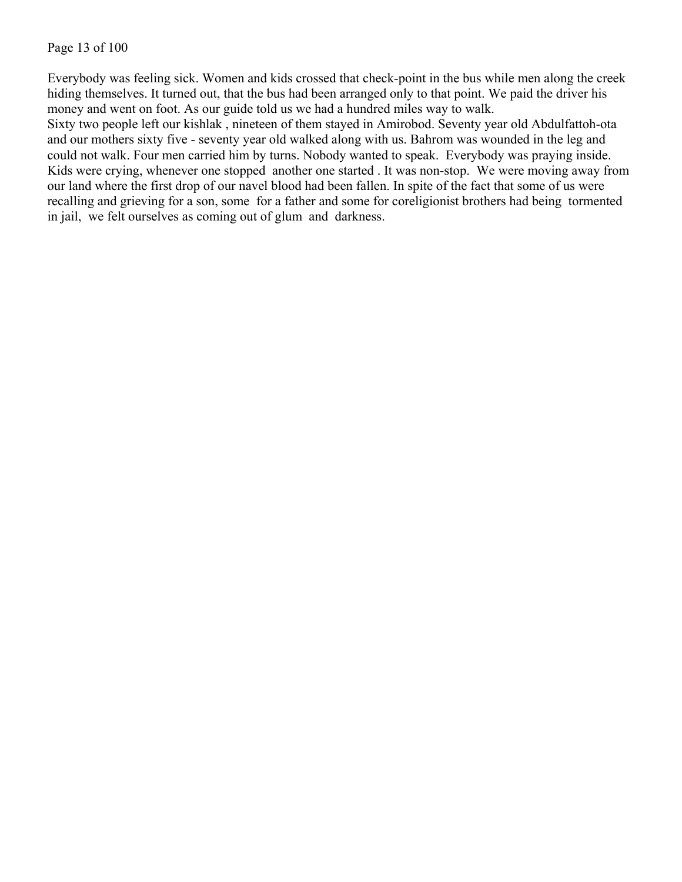Everybody was feeling sick. Women and kids crossed that check-point in the bus while men along the creek hiding themselves. It turned out, that the bus had been arranged only to that point. We paid the driver his money and went on foot. As our guide told us we had a hundred miles way to walk.

Sixty two people left our kishlak , nineteen of them stayed in Amirobod. Seventy year old Abdulfattoh-ota and our mothers sixty five - seventy year old walked along with us. Bahrom was wounded in the leg and could not walk. Four men carried him by turns. Nobody wanted to speak. Everybody was praying inside. Kids were crying, whenever one stopped another one started . It was non-stop. We were moving away from our land where the first drop of our navel blood had been fallen. In spite of the fact that some of us were recalling and grieving for a son, some for a father and some for coreligionist brothers had being tormented in jail, we felt ourselves as coming out of glum and darkness.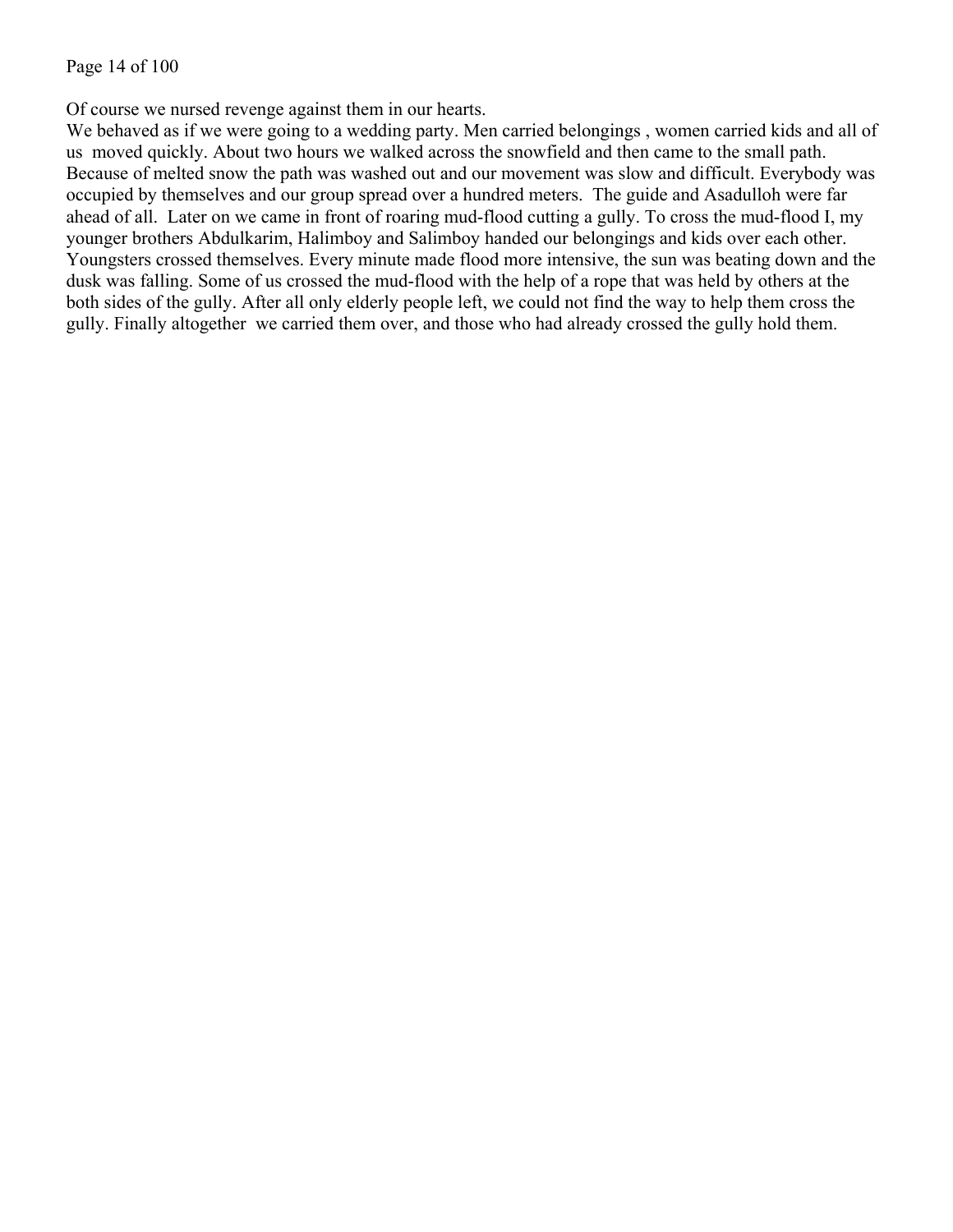Of course we nursed revenge against them in our hearts.
We behaved as if we were going to a wedding party. Men carried belongings , women carried kids and all of us moved quickly. About two hours we walked across the snowfield and then came to the small path. Because of melted snow the path was washed out and our movement was slow and difficult. Everybody was occupied by themselves and our group spread over a hundred meters. The guide and Asadulloh were far ahead of all. Later on we came in front of roaring mud-flood cutting a gully. To cross the mud-flood I, my younger brothers Abdulkarim, Halimboy and Salimboy handed our belongings and kids over each other. Youngsters crossed themselves. Every minute made flood more intensive, the sun was beating down and the dusk was falling. Some of us crossed the mud-flood with the help of a rope that was held by others at the both sides of the gully. After all only elderly people left, we could not find the way to help them cross the gully. Finally altogether we carried them over, and those who had already crossed the gully hold them.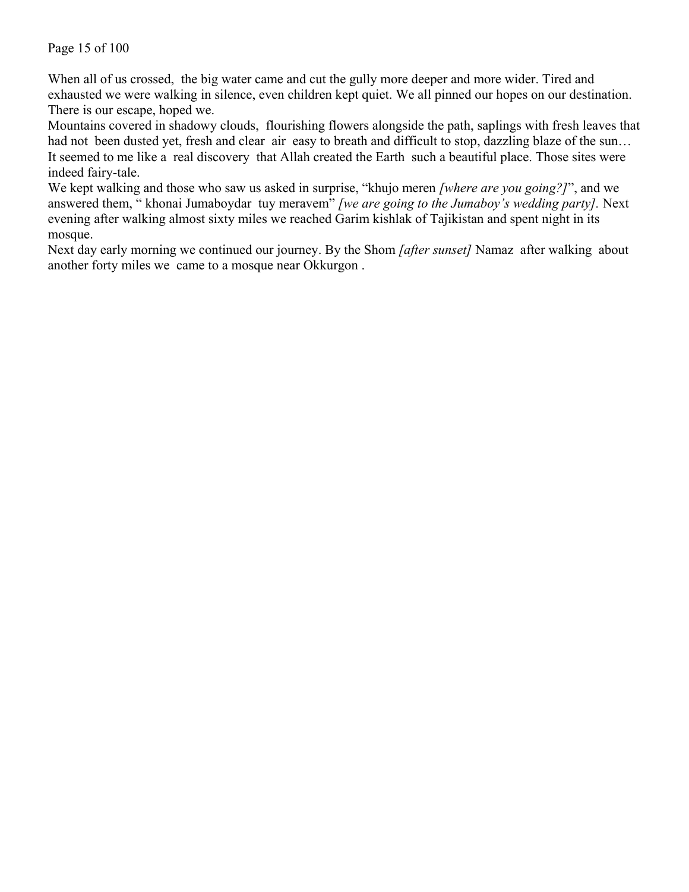When all of us crossed, the big water came and cut the gully more deeper and more wider. Tired and exhausted we were walking in silence, even children kept quiet. We all pinned our hopes on our destination. There is our escape, hoped we.

Mountains covered in shadowy clouds, flourishing flowers alongside the path, saplings with fresh leaves that had not been dusted yet, fresh and clear air easy to breath and difficult to stop, dazzling blaze of the sun… It seemed to me like a real discovery that Allah created the Earth such a beautiful place. Those sites were indeed fairy-tale.

We kept walking and those who saw us asked in surprise, "khujo meren *[where are you going?]*", and we answered them, " khonai Jumaboydar tuy meravem" *[we are going to the Jumaboy's wedding party].* Next evening after walking almost sixty miles we reached Garim kishlak of Tajikistan and spent night in its mosque.

Next day early morning we continued our journey. By the Shom *[after sunset]* Namaz after walking about another forty miles we came to a mosque near Okkurgon .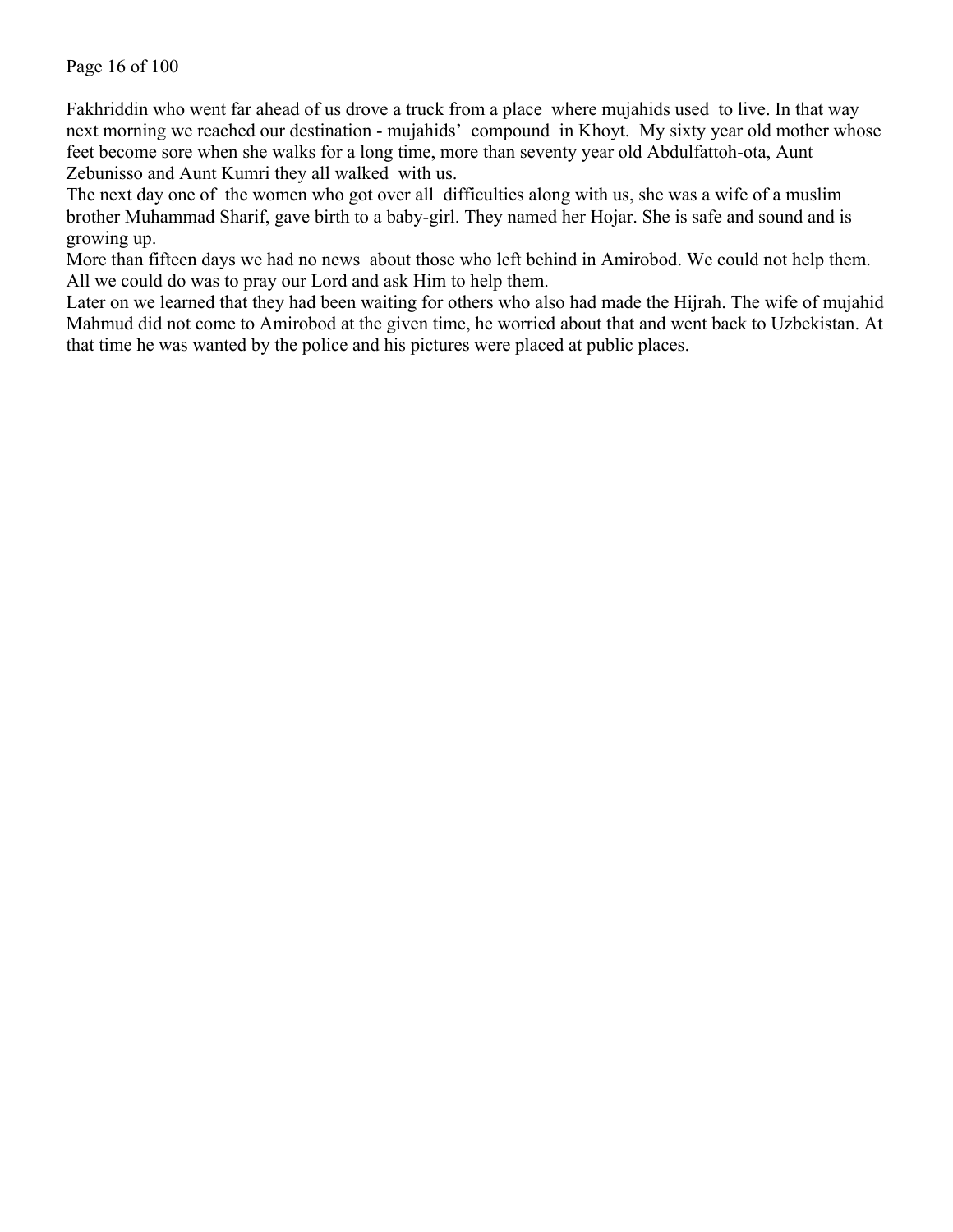Fakhriddin who went far ahead of us drove a truck from a place where mujahids used to live. In that way next morning we reached our destination - mujahids' compound in Khoyt. My sixty year old mother whose feet become sore when she walks for a long time, more than seventy year old Abdulfattoh-ota, Aunt Zebunisso and Aunt Kumri they all walked with us.

The next day one of the women who got over all difficulties along with us, she was a wife of a muslim brother Muhammad Sharif, gave birth to a baby-girl. They named her Hojar. She is safe and sound and is growing up.

More than fifteen days we had no news about those who left behind in Amirobod. We could not help them. All we could do was to pray our Lord and ask Him to help them.

Later on we learned that they had been waiting for others who also had made the Hijrah. The wife of mujahid Mahmud did not come to Amirobod at the given time, he worried about that and went back to Uzbekistan. At that time he was wanted by the police and his pictures were placed at public places.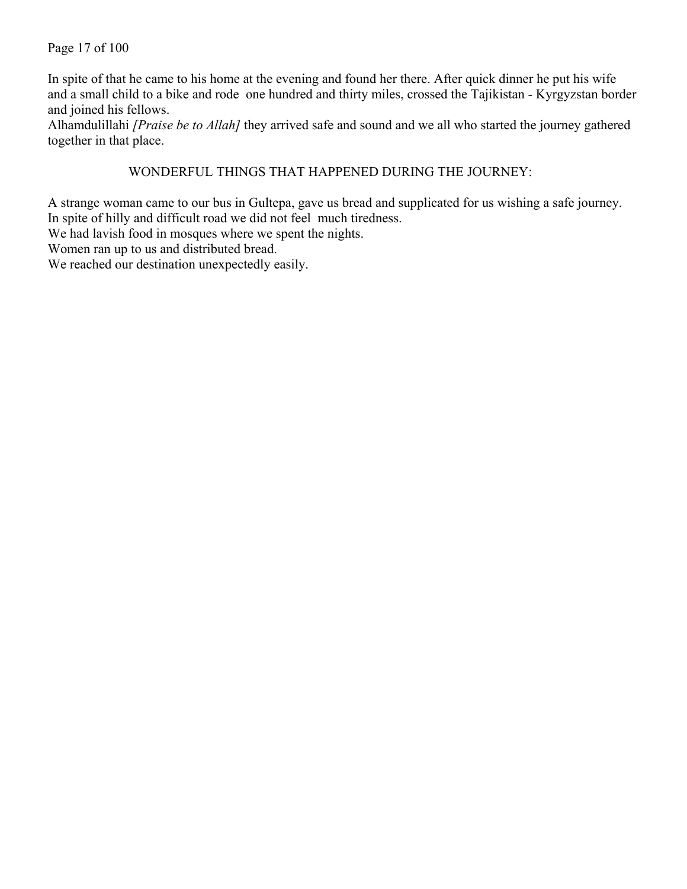In spite of that he came to his home at the evening and found her there. After quick dinner he put his wife and a small child to a bike and rode one hundred and thirty miles, crossed the Tajikistan - Kyrgyzstan border and joined his fellows.
Alhamdulillahi *[Praise be to Allah]* they arrived safe and sound and we all who started the journey gathered together in that place.

## WONDERFUL THINGS THAT HAPPENED DURING THE JOURNEY:

A strange woman came to our bus in Gultepa, gave us bread and supplicated for us wishing a safe journey.
In spite of hilly and difficult road we did not feel much tiredness.
We had lavish food in mosques where we spent the nights.
Women ran up to us and distributed bread.
We reached our destination unexpectedly easily.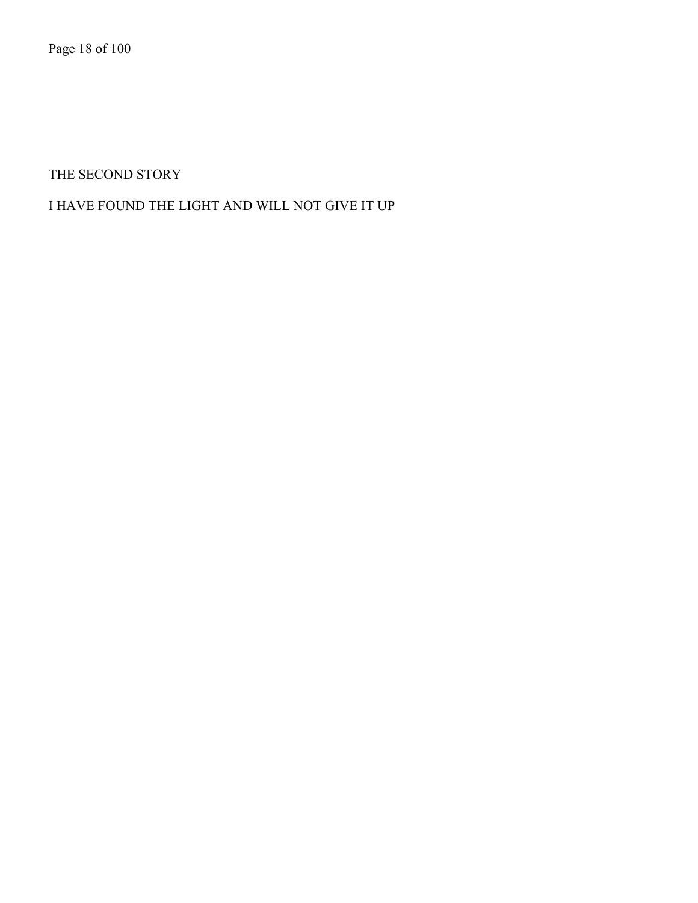# THE SECOND STORY

## I HAVE FOUND THE LIGHT AND WILL NOT GIVE IT UP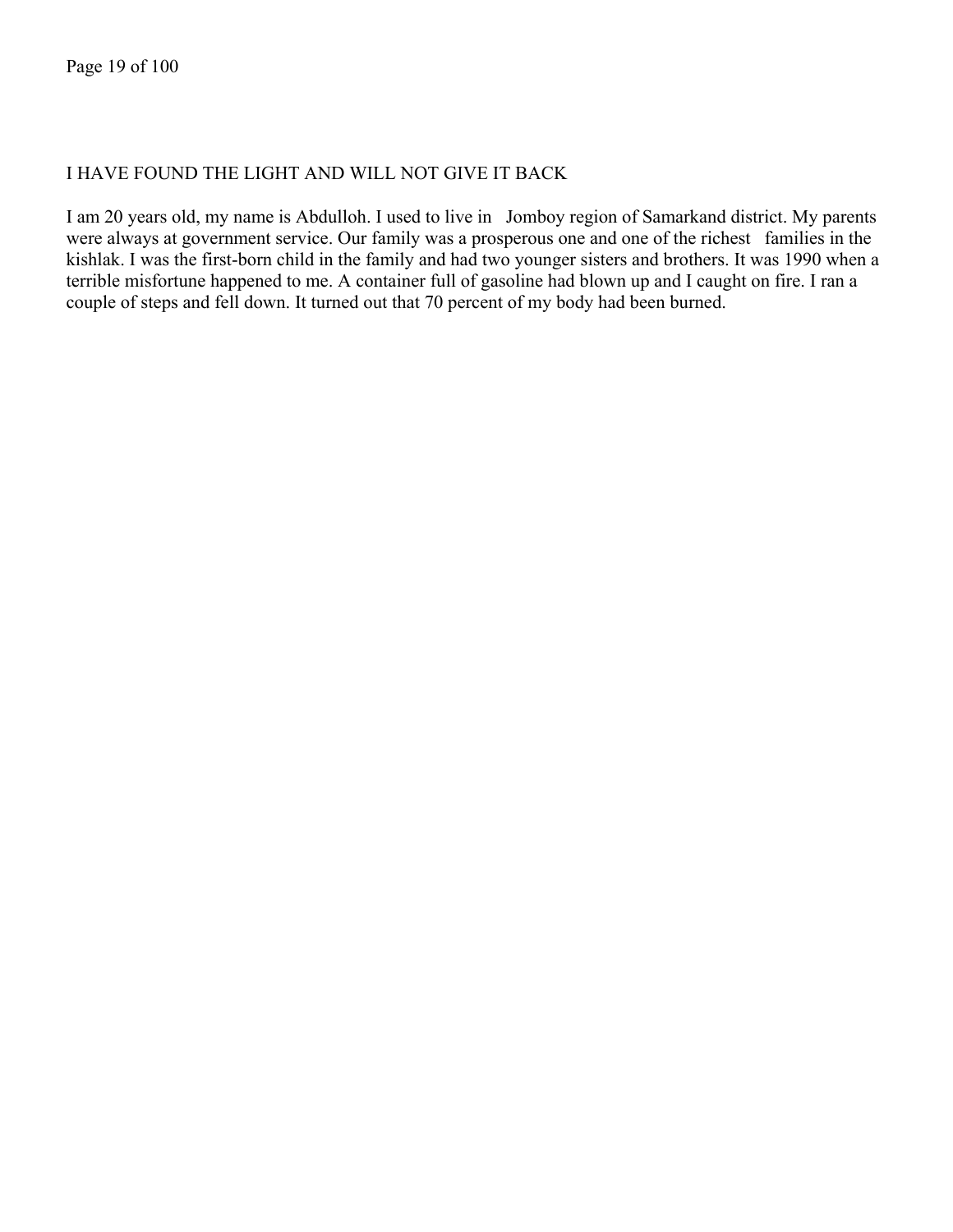## I HAVE FOUND THE LIGHT AND WILL NOT GIVE IT BACK

I am 20 years old, my name is Abdulloh. I used to live in Jomboy region of Samarkand district. My parents were always at government service. Our family was a prosperous one and one of the richest families in the kishlak. I was the first-born child in the family and had two younger sisters and brothers. It was 1990 when a terrible misfortune happened to me. A container full of gasoline had blown up and I caught on fire. I ran a couple of steps and fell down. It turned out that 70 percent of my body had been burned.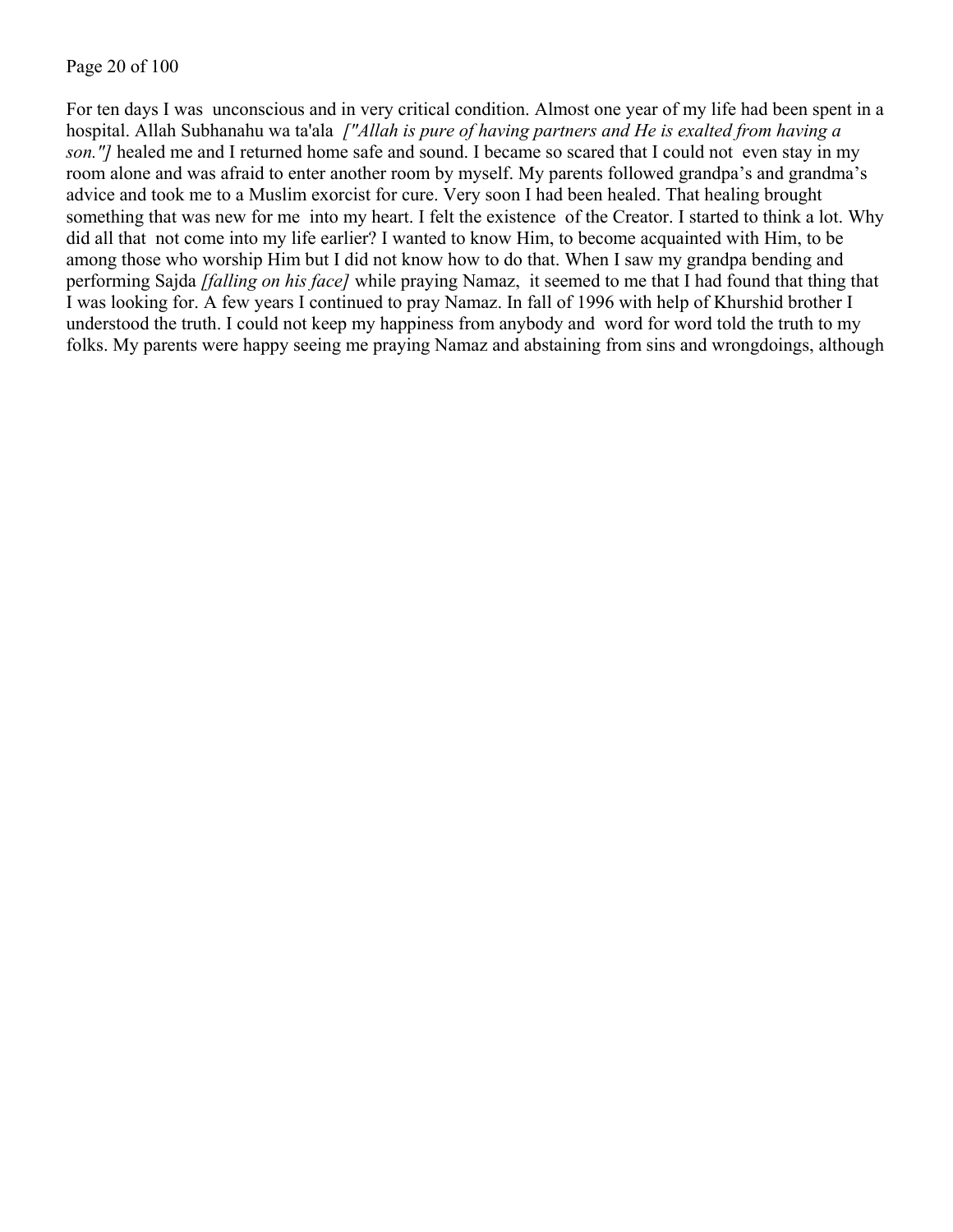For ten days I was unconscious and in very critical condition. Almost one year of my life had been spent in a hospital. Allah Subhanahu wa ta'ala *["Allah is pure of having partners and He is exalted from having a son."]* healed me and I returned home safe and sound. I became so scared that I could not even stay in my room alone and was afraid to enter another room by myself. My parents followed grandpa's and grandma's advice and took me to a Muslim exorcist for cure. Very soon I had been healed. That healing brought something that was new for me into my heart. I felt the existence of the Creator. I started to think a lot. Why did all that not come into my life earlier? I wanted to know Him, to become acquainted with Him, to be among those who worship Him but I did not know how to do that. When I saw my grandpa bending and performing Sajda *[falling on his face]* while praying Namaz, it seemed to me that I had found that thing that I was looking for. A few years I continued to pray Namaz. In fall of 1996 with help of Khurshid brother I understood the truth. I could not keep my happiness from anybody and word for word told the truth to my folks. My parents were happy seeing me praying Namaz and abstaining from sins and wrongdoings, although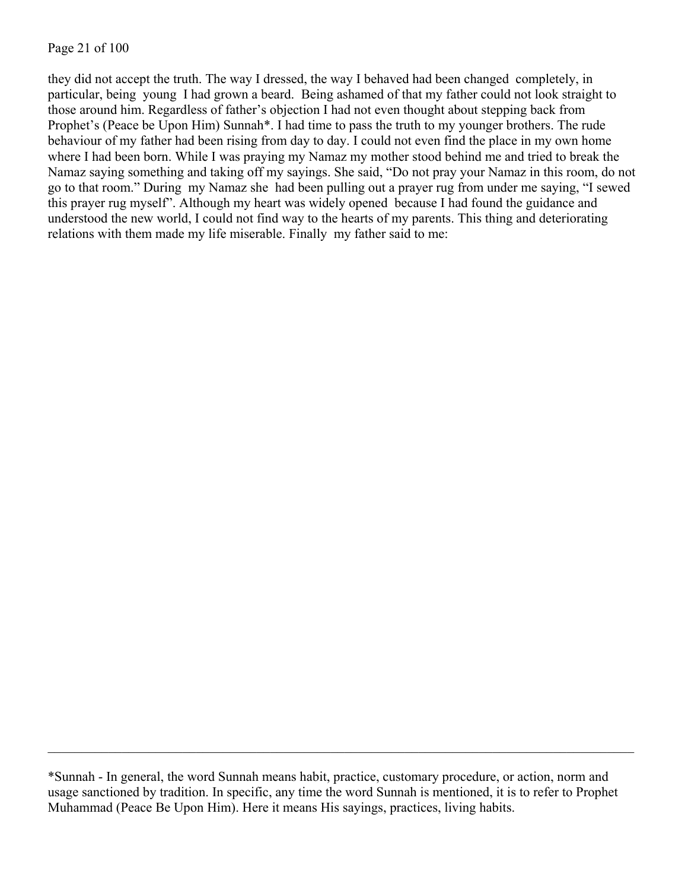they did not accept the truth. The way I dressed, the way I behaved had been changed completely, in particular, being young I had grown a beard. Being ashamed of that my father could not look straight to those around him. Regardless of father's objection I had not even thought about stepping back from Prophet's (Peace be Upon Him) Sunnah*. I had time to pass the truth to my younger brothers. The rude behaviour of my father had been rising from day to day. I could not even find the place in my own home where I had been born. While I was praying my Namaz my mother stood behind me and tried to break the Namaz saying something and taking off my sayings. She said, "Do not pray your Namaz in this room, do not go to that room." During my Namaz she had been pulling out a prayer rug from under me saying, "I sewed this prayer rug myself". Although my heart was widely opened because I had found the guidance and understood the new world, I could not find way to the hearts of my parents. This thing and deteriorating relations with them made my life miserable. Finally my father said to me:

---

*Sunnah - In general, the word Sunnah means habit, practice, customary procedure, or action, norm and usage sanctioned by tradition. In specific, any time the word Sunnah is mentioned, it is to refer to Prophet Muhammad (Peace Be Upon Him). Here it means His sayings, practices, living habits.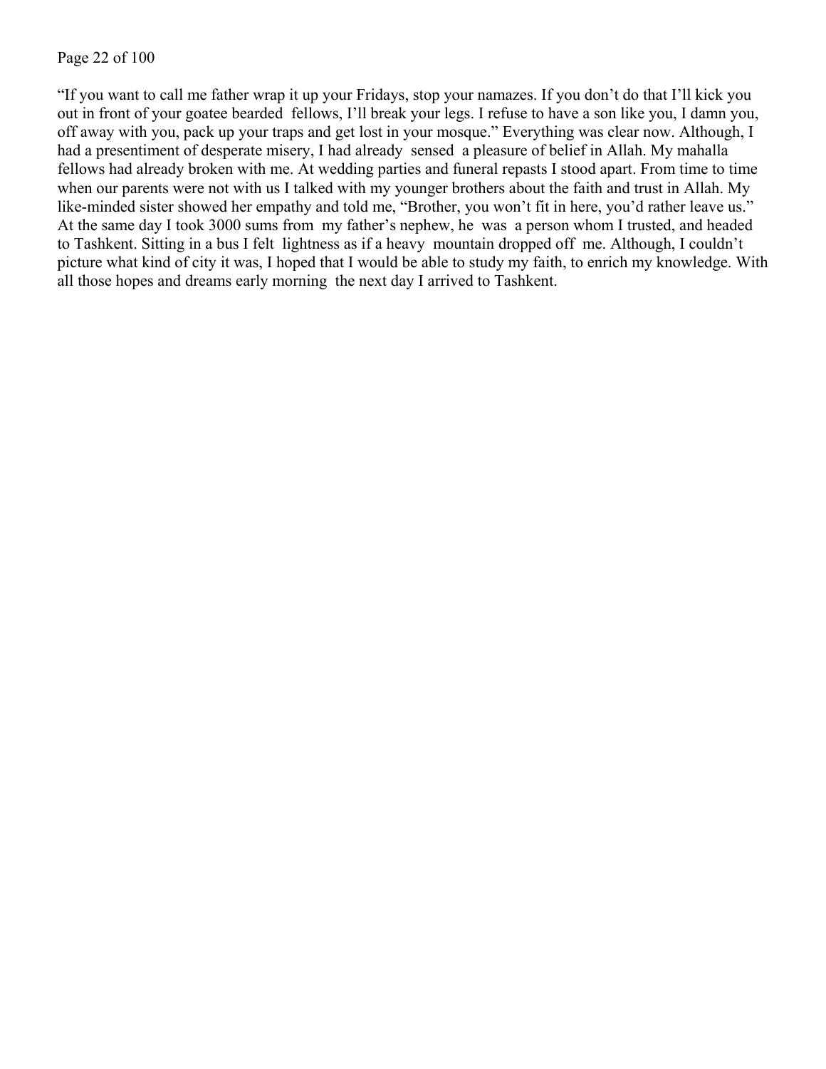"If you want to call me father wrap it up your Fridays, stop your namazes. If you don't do that I'll kick you out in front of your goatee bearded fellows, I'll break your legs. I refuse to have a son like you, I damn you, off away with you, pack up your traps and get lost in your mosque." Everything was clear now. Although, I had a presentiment of desperate misery, I had already sensed a pleasure of belief in Allah. My mahalla fellows had already broken with me. At wedding parties and funeral repasts I stood apart. From time to time when our parents were not with us I talked with my younger brothers about the faith and trust in Allah. My like-minded sister showed her empathy and told me, "Brother, you won't fit in here, you'd rather leave us." At the same day I took 3000 sums from my father's nephew, he was a person whom I trusted, and headed to Tashkent. Sitting in a bus I felt lightness as if a heavy mountain dropped off me. Although, I couldn't picture what kind of city it was, I hoped that I would be able to study my faith, to enrich my knowledge. With all those hopes and dreams early morning the next day I arrived to Tashkent.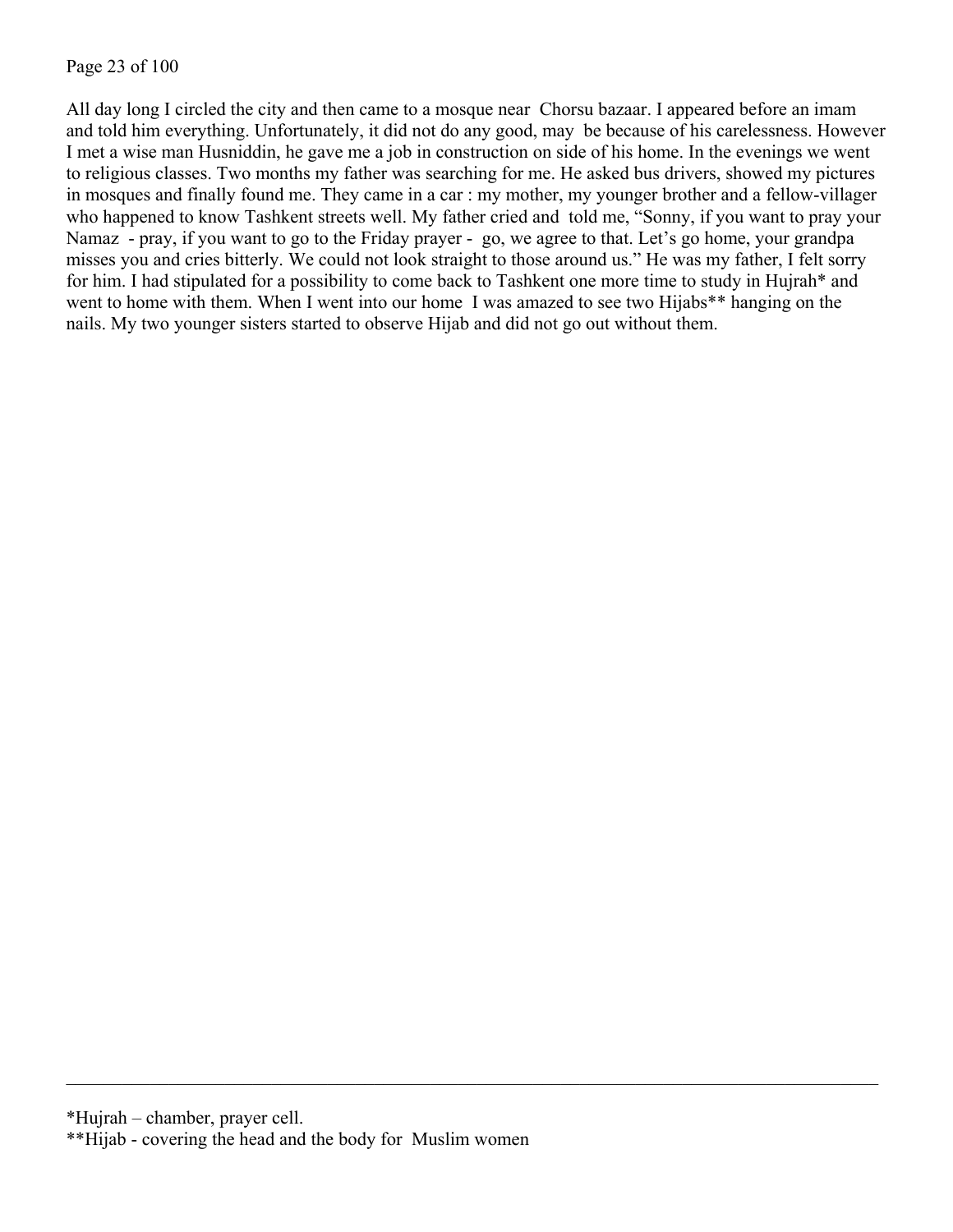All day long I circled the city and then came to a mosque near Chorsu bazaar. I appeared before an imam and told him everything. Unfortunately, it did not do any good, may be because of his carelessness. However I met a wise man Husniddin, he gave me a job in construction on side of his home. In the evenings we went to religious classes. Two months my father was searching for me. He asked bus drivers, showed my pictures in mosques and finally found me. They came in a car : my mother, my younger brother and a fellow-villager who happened to know Tashkent streets well. My father cried and told me, "Sonny, if you want to pray your Namaz - pray, if you want to go to the Friday prayer - go, we agree to that. Let's go home, your grandpa misses you and cries bitterly. We could not look straight to those around us." He was my father, I felt sorry for him. I had stipulated for a possibility to come back to Tashkent one more time to study in Hujrah* and went to home with them. When I went into our home I was amazed to see two Hijabs** hanging on the nails. My two younger sisters started to observe Hijab and did not go out without them.

---

*Hujrah – chamber, prayer cell.

**Hijab - covering the head and the body for Muslim women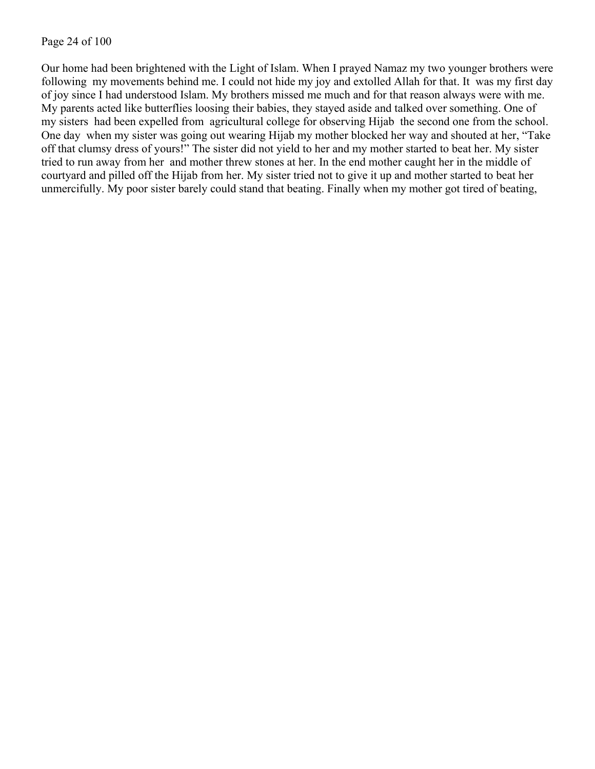Our home had been brightened with the Light of Islam. When I prayed Namaz my two younger brothers were following my movements behind me. I could not hide my joy and extolled Allah for that. It was my first day of joy since I had understood Islam. My brothers missed me much and for that reason always were with me. My parents acted like butterflies loosing their babies, they stayed aside and talked over something. One of my sisters had been expelled from agricultural college for observing Hijab the second one from the school. One day when my sister was going out wearing Hijab my mother blocked her way and shouted at her, "Take off that clumsy dress of yours!" The sister did not yield to her and my mother started to beat her. My sister tried to run away from her and mother threw stones at her. In the end mother caught her in the middle of courtyard and pilled off the Hijab from her. My sister tried not to give it up and mother started to beat her unmercifully. My poor sister barely could stand that beating. Finally when my mother got tired of beating,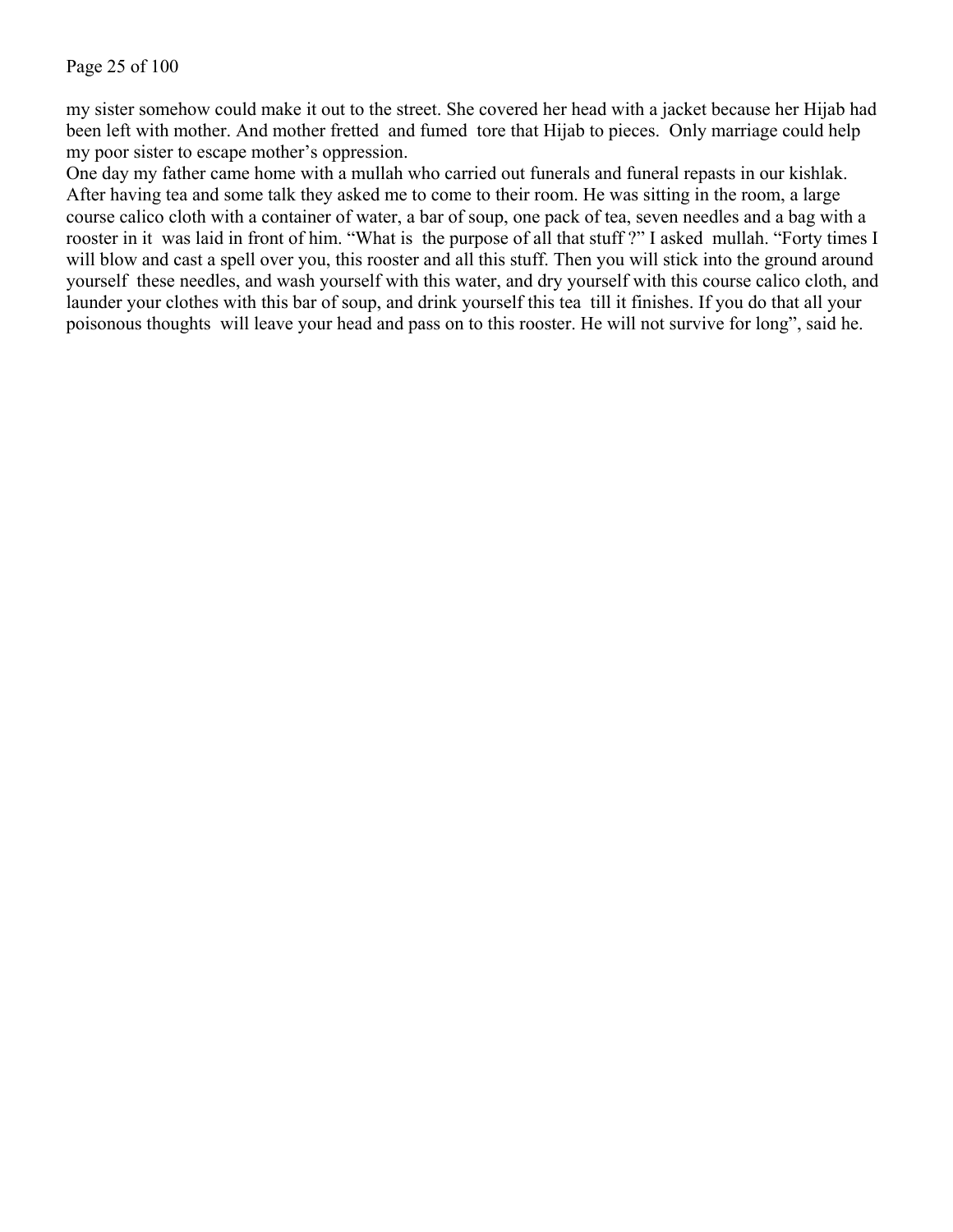my sister somehow could make it out to the street. She covered her head with a jacket because her Hijab had been left with mother. And mother fretted and fumed tore that Hijab to pieces. Only marriage could help my poor sister to escape mother's oppression.

One day my father came home with a mullah who carried out funerals and funeral repasts in our kishlak. After having tea and some talk they asked me to come to their room. He was sitting in the room, a large course calico cloth with a container of water, a bar of soup, one pack of tea, seven needles and a bag with a rooster in it was laid in front of him. "What is the purpose of all that stuff ?" I asked mullah. "Forty times I will blow and cast a spell over you, this rooster and all this stuff. Then you will stick into the ground around yourself these needles, and wash yourself with this water, and dry yourself with this course calico cloth, and launder your clothes with this bar of soup, and drink yourself this tea till it finishes. If you do that all your poisonous thoughts will leave your head and pass on to this rooster. He will not survive for long", said he.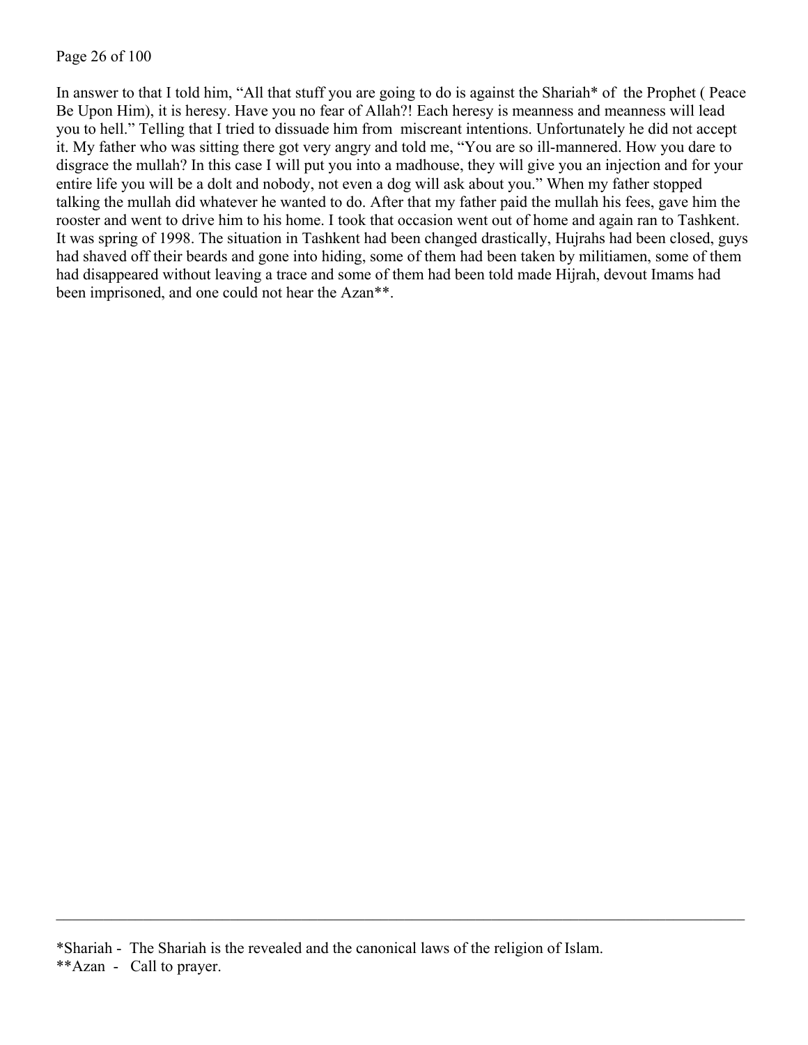In answer to that I told him, "All that stuff you are going to do is against the Shariah* of the Prophet ( Peace Be Upon Him), it is heresy. Have you no fear of Allah?! Each heresy is meanness and meanness will lead you to hell." Telling that I tried to dissuade him from miscreant intentions. Unfortunately he did not accept it. My father who was sitting there got very angry and told me, "You are so ill-mannered. How you dare to disgrace the mullah? In this case I will put you into a madhouse, they will give you an injection and for your entire life you will be a dolt and nobody, not even a dog will ask about you." When my father stopped talking the mullah did whatever he wanted to do. After that my father paid the mullah his fees, gave him the rooster and went to drive him to his home. I took that occasion went out of home and again ran to Tashkent. It was spring of 1998. The situation in Tashkent had been changed drastically, Hujrahs had been closed, guys had shaved off their beards and gone into hiding, some of them had been taken by militiamen, some of them had disappeared without leaving a trace and some of them had been told made Hijrah, devout Imams had been imprisoned, and one could not hear the Azan**.

---

*Shariah - The Shariah is the revealed and the canonical laws of the religion of Islam.

**Azan - Call to prayer.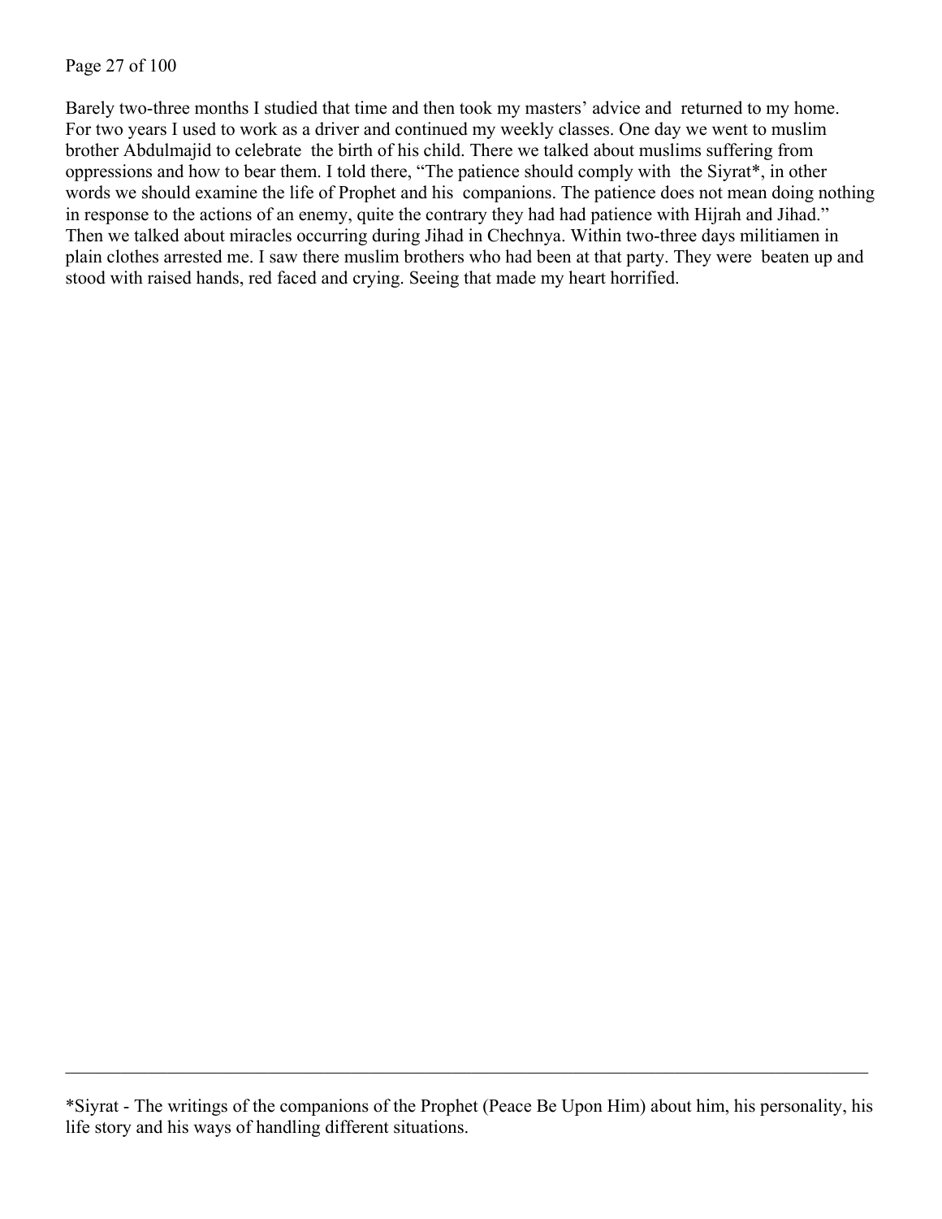Barely two-three months I studied that time and then took my masters' advice and returned to my home. For two years I used to work as a driver and continued my weekly classes. One day we went to muslim brother Abdulmajid to celebrate the birth of his child. There we talked about muslims suffering from oppressions and how to bear them. I told there, "The patience should comply with the Siyrat*, in other words we should examine the life of Prophet and his companions. The patience does not mean doing nothing in response to the actions of an enemy, quite the contrary they had had patience with Hijrah and Jihad." Then we talked about miracles occurring during Jihad in Chechnya. Within two-three days militiamen in plain clothes arrested me. I saw there muslim brothers who had been at that party. They were beaten up and stood with raised hands, red faced and crying. Seeing that made my heart horrified.

---

*Siyrat - The writings of the companions of the Prophet (Peace Be Upon Him) about him, his personality, his life story and his ways of handling different situations.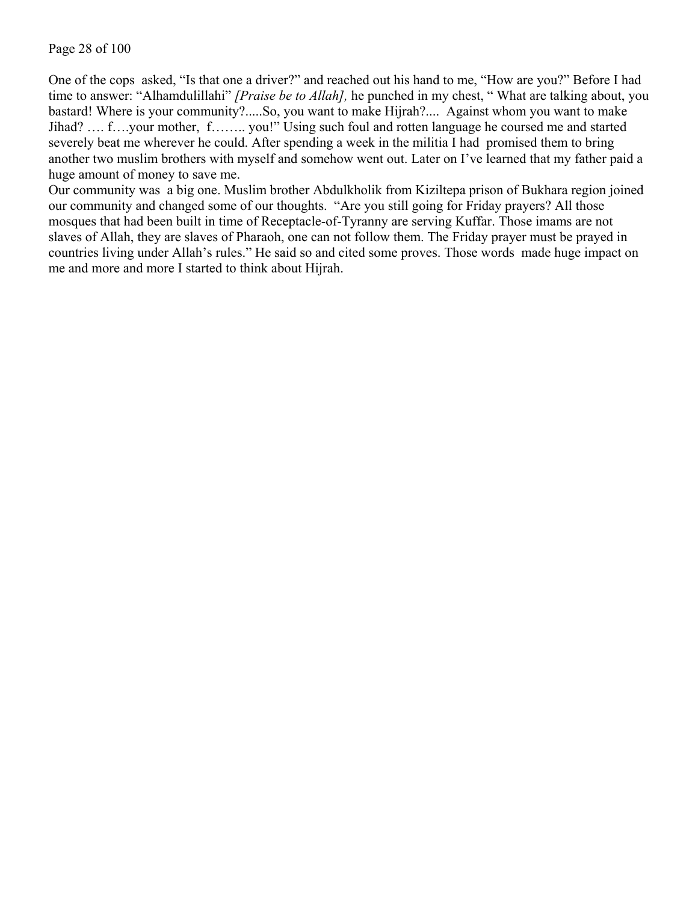One of the cops asked, "Is that one a driver?" and reached out his hand to me, "How are you?" Before I had time to answer: "Alhamdulillahi" *[Praise be to Allah],* he punched in my chest, " What are talking about, you bastard! Where is your community?.....So, you want to make Hijrah?.... Against whom you want to make Jihad? …. f….your mother, f…….. you!" Using such foul and rotten language he coursed me and started severely beat me wherever he could. After spending a week in the militia I had promised them to bring another two muslim brothers with myself and somehow went out. Later on I've learned that my father paid a huge amount of money to save me.

Our community was a big one. Muslim brother Abdulkholik from Kiziltepa prison of Bukhara region joined our community and changed some of our thoughts. "Are you still going for Friday prayers? All those mosques that had been built in time of Receptacle-of-Tyranny are serving Kuffar. Those imams are not slaves of Allah, they are slaves of Pharaoh, one can not follow them. The Friday prayer must be prayed in countries living under Allah's rules." He said so and cited some proves. Those words made huge impact on me and more and more I started to think about Hijrah.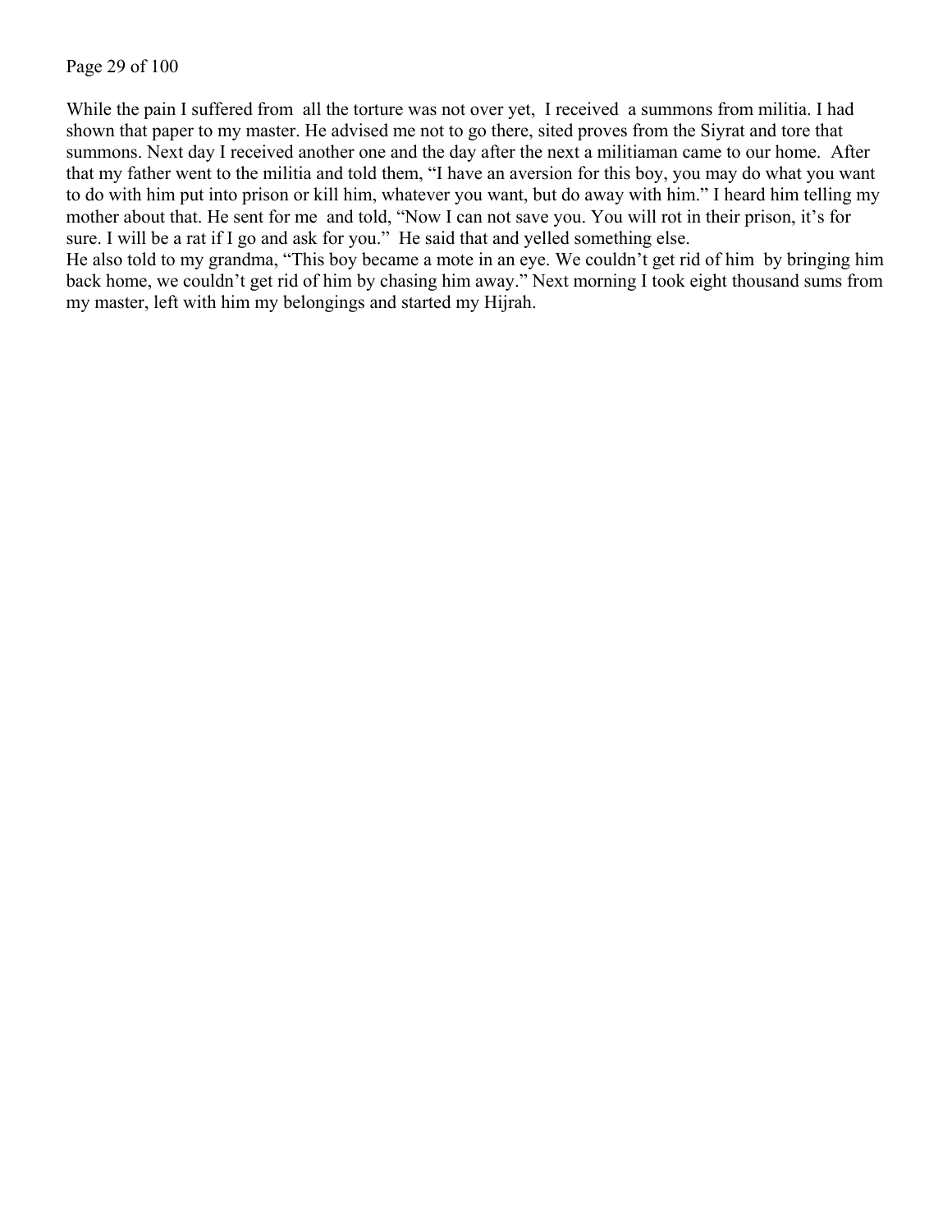While the pain I suffered from all the torture was not over yet, I received a summons from militia. I had shown that paper to my master. He advised me not to go there, sited proves from the Siyrat and tore that summons. Next day I received another one and the day after the next a militiaman came to our home. After that my father went to the militia and told them, "I have an aversion for this boy, you may do what you want to do with him put into prison or kill him, whatever you want, but do away with him." I heard him telling my mother about that. He sent for me and told, "Now I can not save you. You will rot in their prison, it's for sure. I will be a rat if I go and ask for you." He said that and yelled something else.
He also told to my grandma, "This boy became a mote in an eye. We couldn't get rid of him by bringing him back home, we couldn't get rid of him by chasing him away." Next morning I took eight thousand sums from my master, left with him my belongings and started my Hijrah.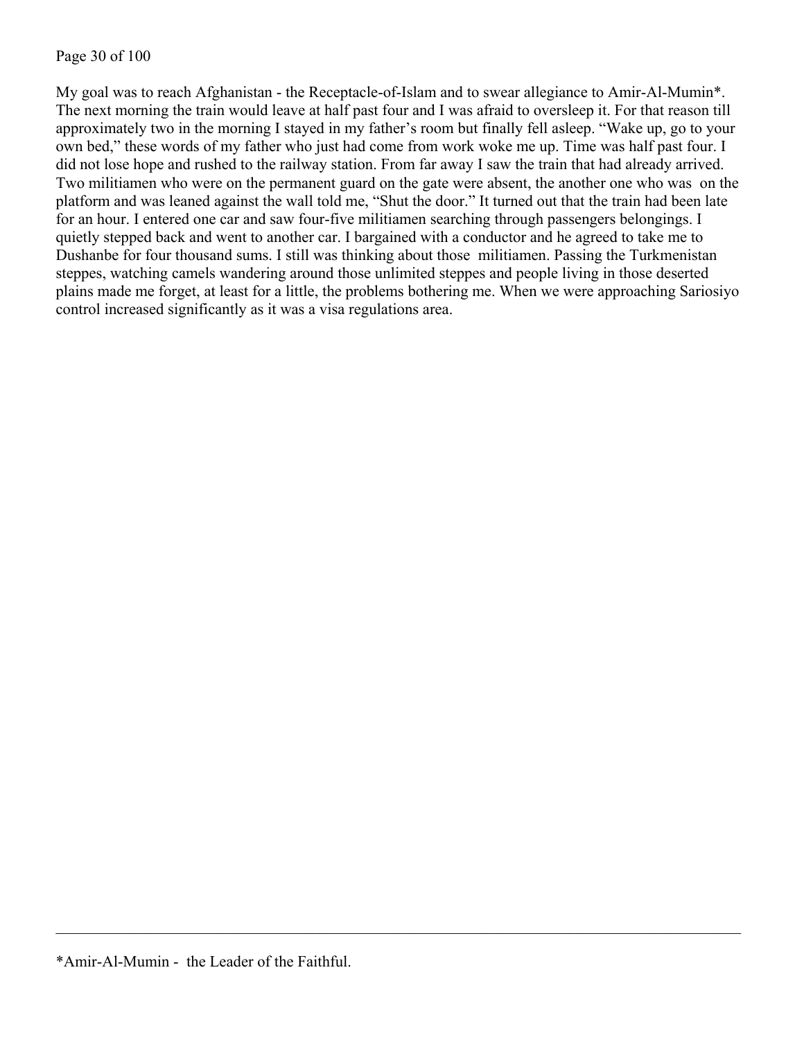My goal was to reach Afghanistan - the Receptacle-of-Islam and to swear allegiance to Amir-Al-Mumin*. The next morning the train would leave at half past four and I was afraid to oversleep it. For that reason till approximately two in the morning I stayed in my father's room but finally fell asleep. "Wake up, go to your own bed," these words of my father who just had come from work woke me up. Time was half past four. I did not lose hope and rushed to the railway station. From far away I saw the train that had already arrived. Two militiamen who were on the permanent guard on the gate were absent, the another one who was on the platform and was leaned against the wall told me, "Shut the door." It turned out that the train had been late for an hour. I entered one car and saw four-five militiamen searching through passengers belongings. I quietly stepped back and went to another car. I bargained with a conductor and he agreed to take me to Dushanbe for four thousand sums. I still was thinking about those militiamen. Passing the Turkmenistan steppes, watching camels wandering around those unlimited steppes and people living in those deserted plains made me forget, at least for a little, the problems bothering me. When we were approaching Sariosiyo control increased significantly as it was a visa regulations area.

---

*Amir-Al-Mumin - the Leader of the Faithful.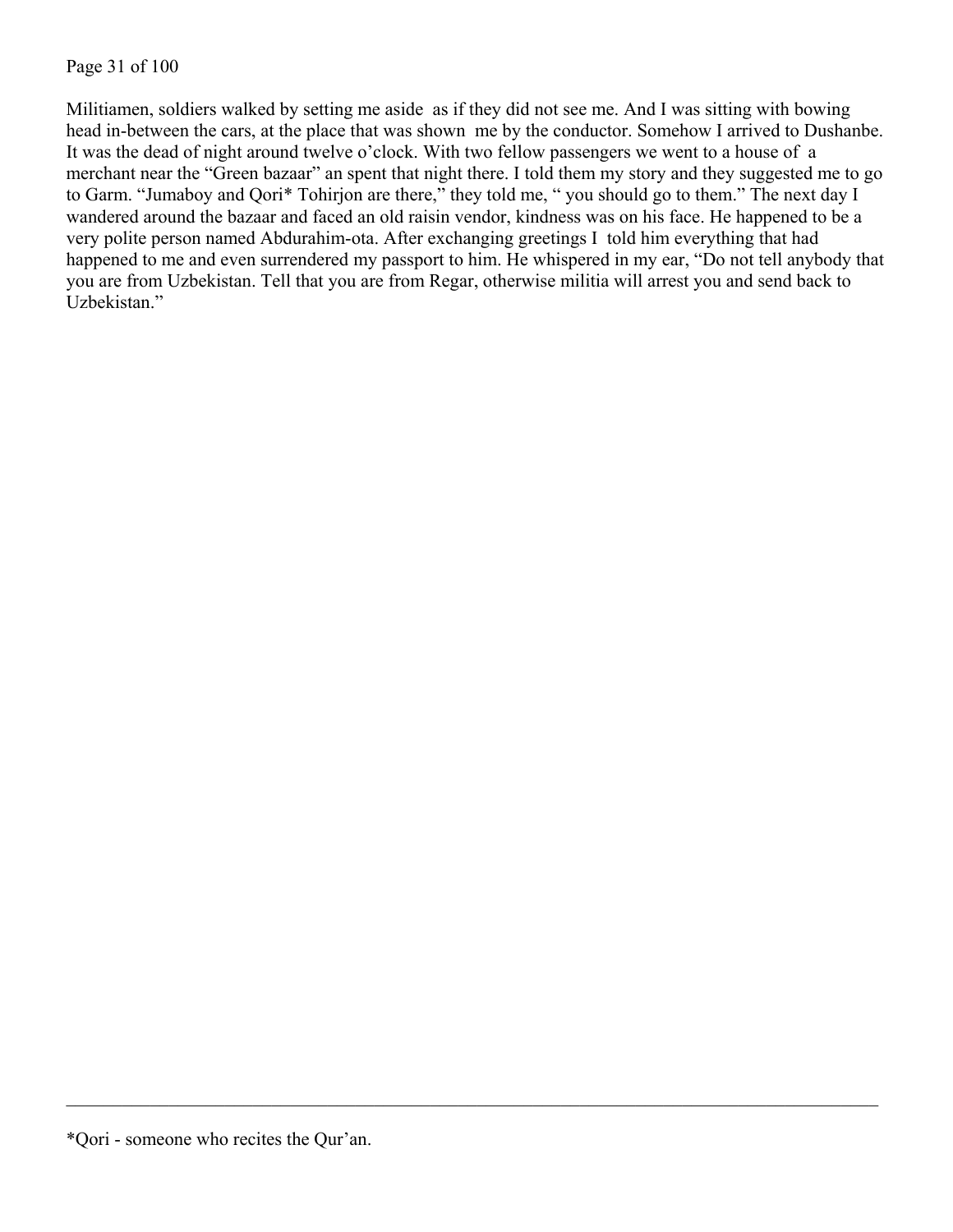Militiamen, soldiers walked by setting me aside  as if they did not see me. And I was sitting with bowing head in-between the cars, at the place that was shown  me by the conductor. Somehow I arrived to Dushanbe. It was the dead of night around twelve o'clock. With two fellow passengers we went to a house of  a merchant near the "Green bazaar" an spent that night there. I told them my story and they suggested me to go to Garm. "Jumaboy and Qori* Tohirjon are there," they told me, " you should go to them." The next day I wandered around the bazaar and faced an old raisin vendor, kindness was on his face. He happened to be a very polite person named Abdurahim-ota. After exchanging greetings I  told him everything that had happened to me and even surrendered my passport to him. He whispered in my ear, "Do not tell anybody that you are from Uzbekistan. Tell that you are from Regar, otherwise militia will arrest you and send back to Uzbekistan."

---

*Qori - someone who recites the Qur'an.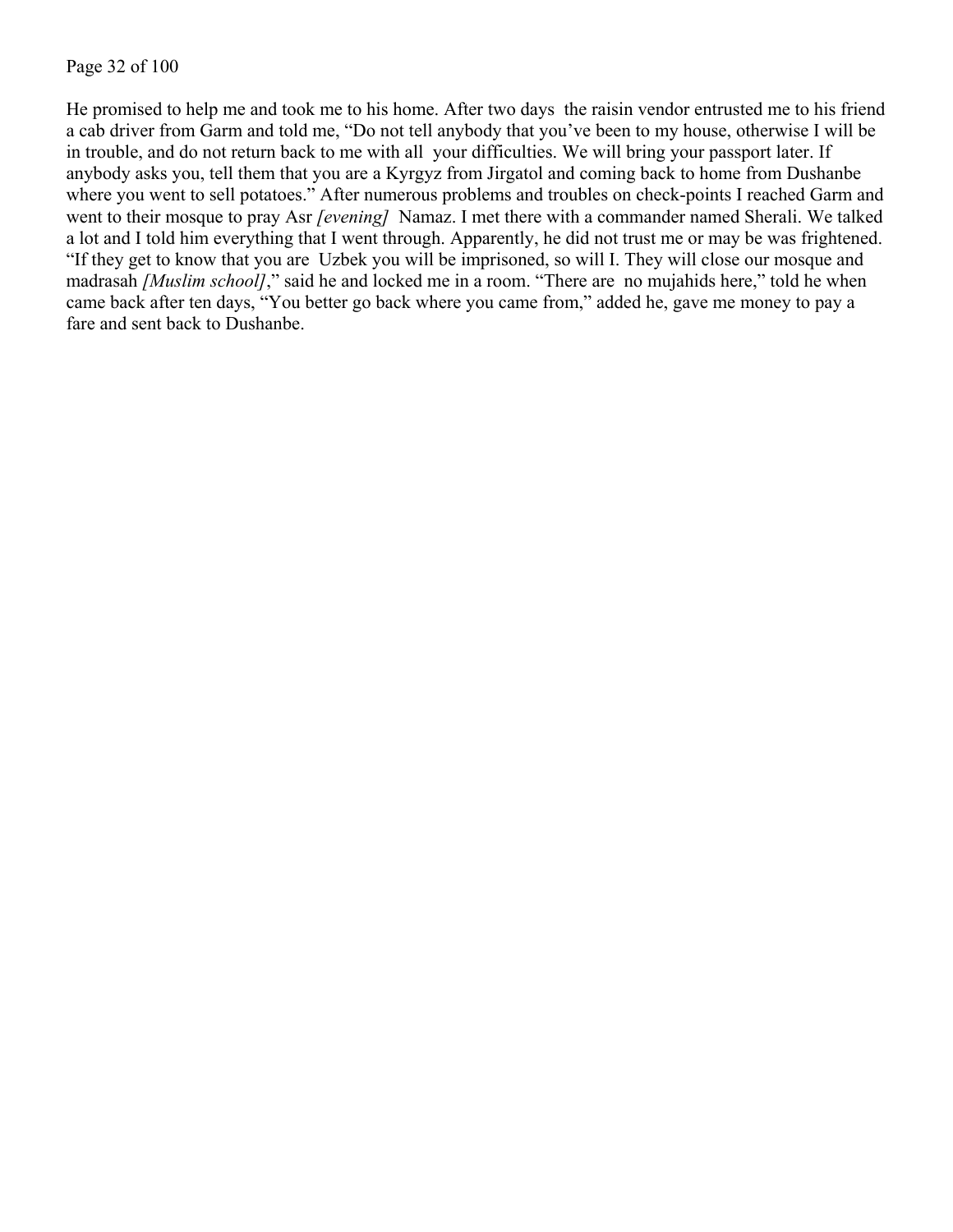He promised to help me and took me to his home. After two days the raisin vendor entrusted me to his friend a cab driver from Garm and told me, "Do not tell anybody that you've been to my house, otherwise I will be in trouble, and do not return back to me with all your difficulties. We will bring your passport later. If anybody asks you, tell them that you are a Kyrgyz from Jirgatol and coming back to home from Dushanbe where you went to sell potatoes." After numerous problems and troubles on check-points I reached Garm and went to their mosque to pray Asr *[evening]* Namaz. I met there with a commander named Sherali. We talked a lot and I told him everything that I went through. Apparently, he did not trust me or may be was frightened. "If they get to know that you are Uzbek you will be imprisoned, so will I. They will close our mosque and madrasah *[Muslim school]*," said he and locked me in a room. "There are no mujahids here," told he when came back after ten days, "You better go back where you came from," added he, gave me money to pay a fare and sent back to Dushanbe.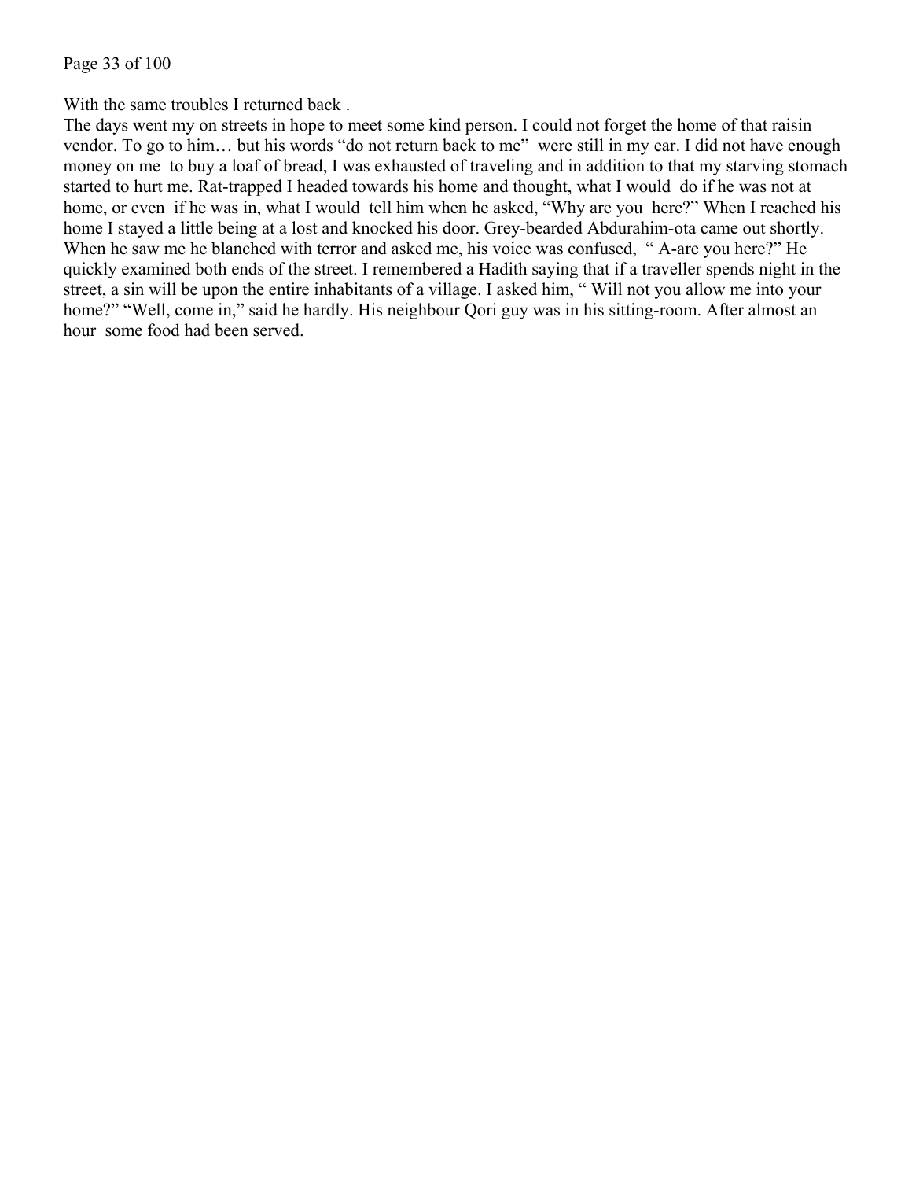With the same troubles I returned back .

The days went my on streets in hope to meet some kind person. I could not forget the home of that raisin vendor. To go to him… but his words “do not return back to me” were still in my ear. I did not have enough money on me to buy a loaf of bread, I was exhausted of traveling and in addition to that my starving stomach started to hurt me. Rat-trapped I headed towards his home and thought, what I would do if he was not at home, or even if he was in, what I would tell him when he asked, “Why are you here?” When I reached his home I stayed a little being at a lost and knocked his door. Grey-bearded Abdurahim-ota came out shortly. When he saw me he blanched with terror and asked me, his voice was confused, “ A-are you here?” He quickly examined both ends of the street. I remembered a Hadith saying that if a traveller spends night in the street, a sin will be upon the entire inhabitants of a village. I asked him, “ Will not you allow me into your home?” “Well, come in,” said he hardly. His neighbour Qori guy was in his sitting-room. After almost an hour some food had been served.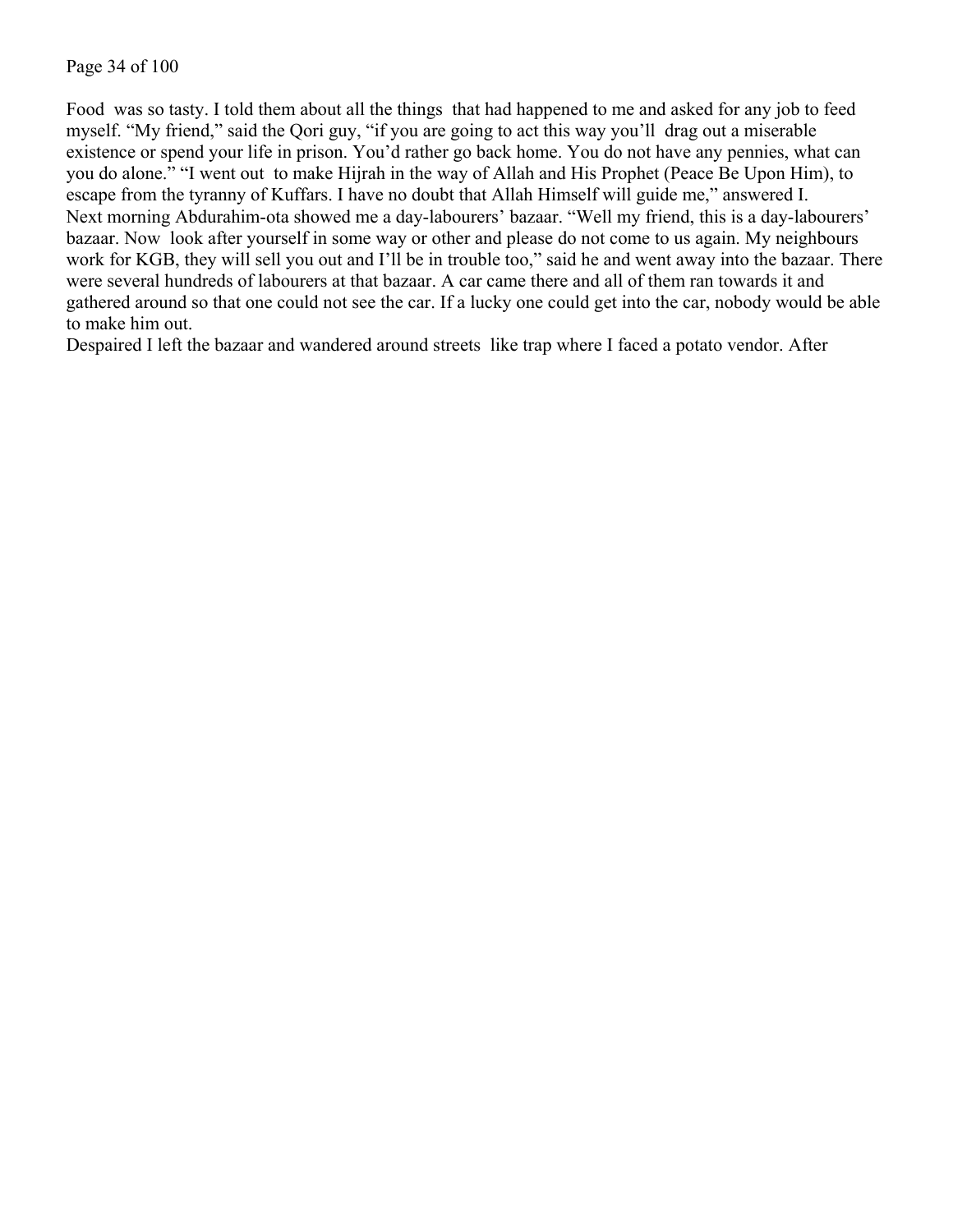Food was so tasty. I told them about all the things that had happened to me and asked for any job to feed myself. “My friend,” said the Qori guy, “if you are going to act this way you’ll drag out a miserable existence or spend your life in prison. You’d rather go back home. You do not have any pennies, what can you do alone.” “I went out to make Hijrah in the way of Allah and His Prophet (Peace Be Upon Him), to escape from the tyranny of Kuffars. I have no doubt that Allah Himself will guide me,” answered I.

Next morning Abdurahim-ota showed me a day-labourers’ bazaar. “Well my friend, this is a day-labourers’ bazaar. Now look after yourself in some way or other and please do not come to us again. My neighbours work for KGB, they will sell you out and I’ll be in trouble too,” said he and went away into the bazaar. There were several hundreds of labourers at that bazaar. A car came there and all of them ran towards it and gathered around so that one could not see the car. If a lucky one could get into the car, nobody would be able to make him out.

Despaired I left the bazaar and wandered around streets like trap where I faced a potato vendor. After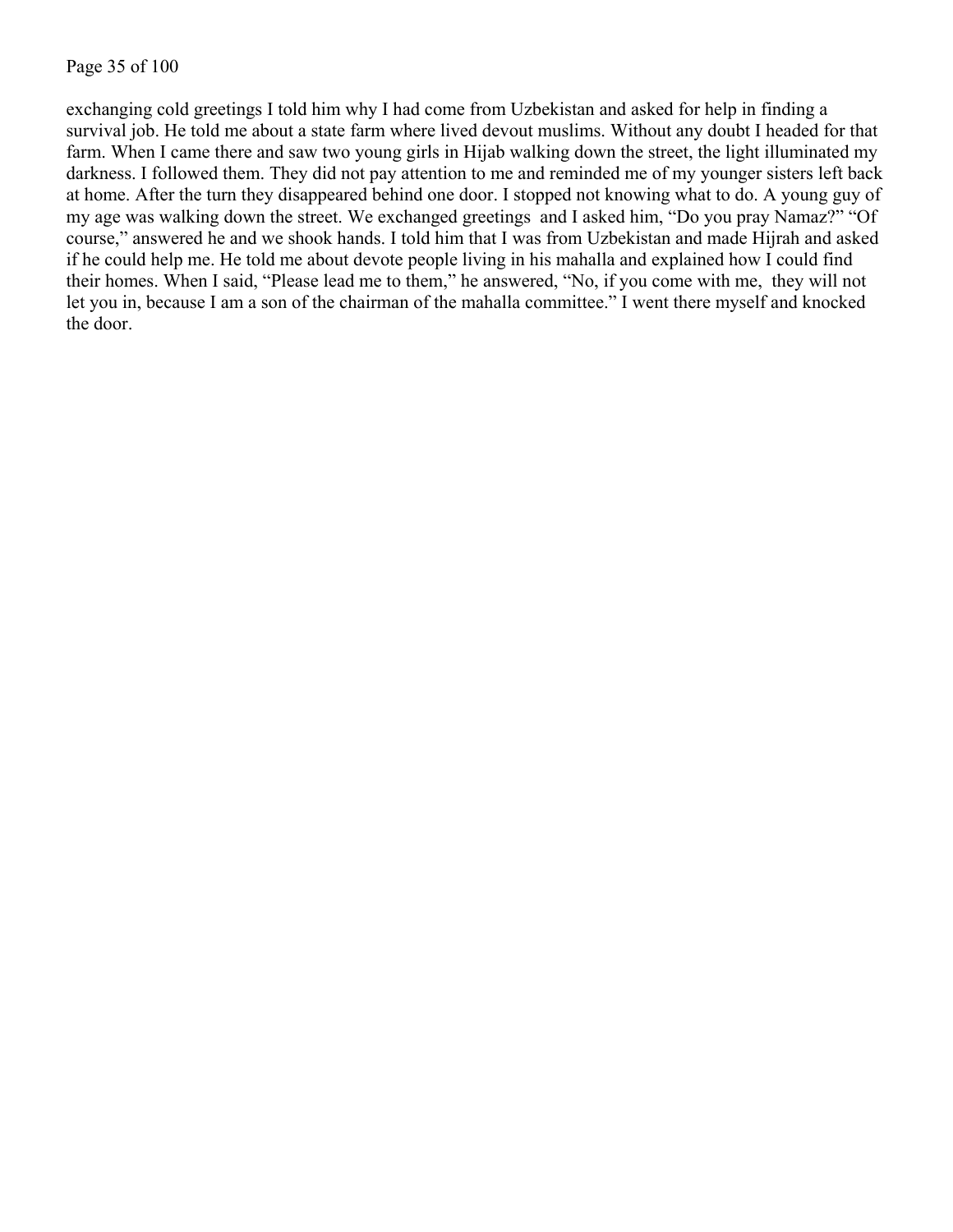exchanging cold greetings I told him why I had come from Uzbekistan and asked for help in finding a survival job. He told me about a state farm where lived devout muslims. Without any doubt I headed for that farm. When I came there and saw two young girls in Hijab walking down the street, the light illuminated my darkness. I followed them. They did not pay attention to me and reminded me of my younger sisters left back at home. After the turn they disappeared behind one door. I stopped not knowing what to do. A young guy of my age was walking down the street. We exchanged greetings and I asked him, “Do you pray Namaz?” “Of course,” answered he and we shook hands. I told him that I was from Uzbekistan and made Hijrah and asked if he could help me. He told me about devote people living in his mahalla and explained how I could find their homes. When I said, “Please lead me to them,” he answered, “No, if you come with me, they will not let you in, because I am a son of the chairman of the mahalla committee.” I went there myself and knocked the door.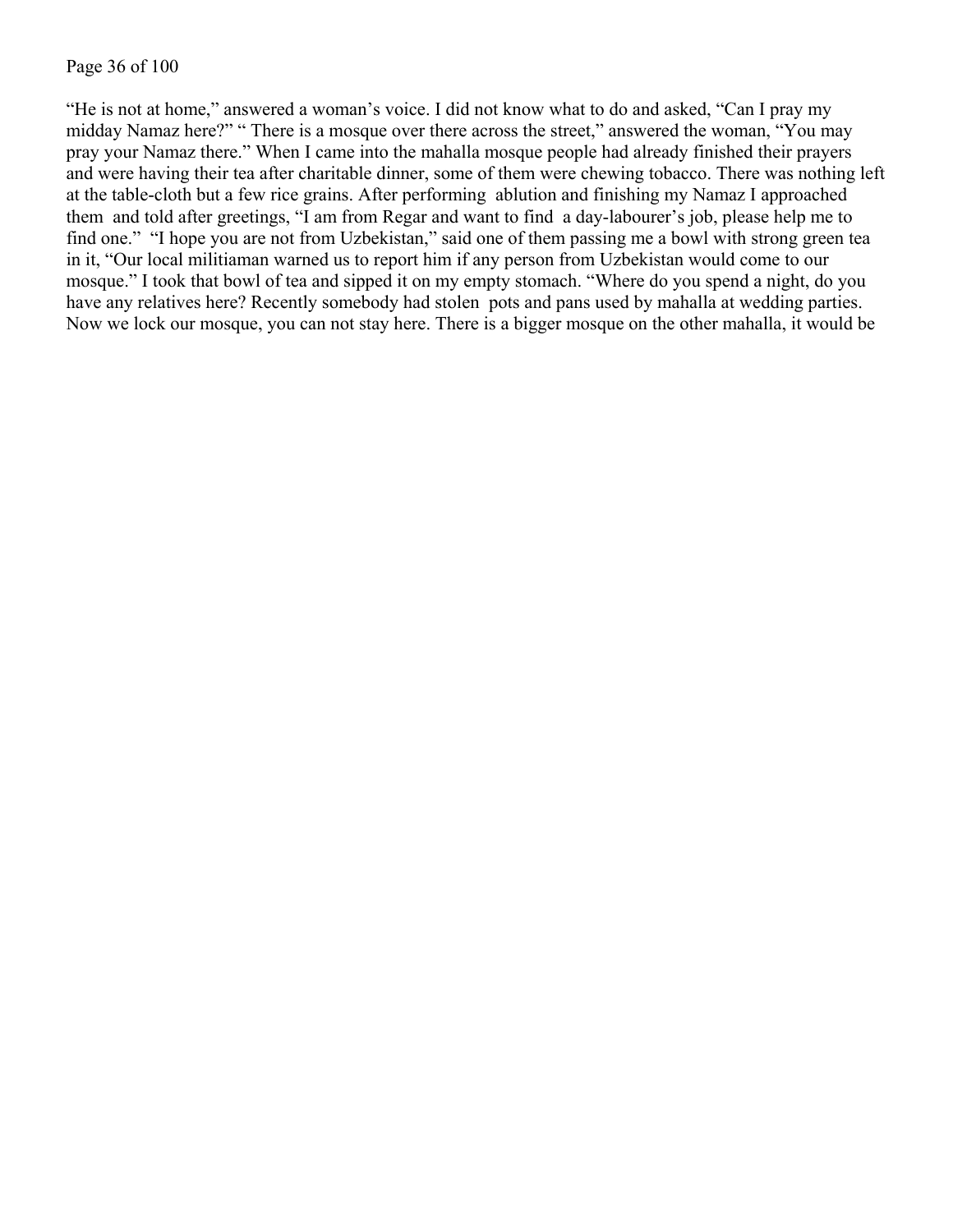"He is not at home," answered a woman's voice. I did not know what to do and asked, "Can I pray my midday Namaz here?" " There is a mosque over there across the street," answered the woman, "You may pray your Namaz there." When I came into the mahalla mosque people had already finished their prayers and were having their tea after charitable dinner, some of them were chewing tobacco. There was nothing left at the table-cloth but a few rice grains. After performing ablution and finishing my Namaz I approached them and told after greetings, "I am from Regar and want to find a day-labourer's job, please help me to find one." "I hope you are not from Uzbekistan," said one of them passing me a bowl with strong green tea in it, "Our local militiaman warned us to report him if any person from Uzbekistan would come to our mosque." I took that bowl of tea and sipped it on my empty stomach. "Where do you spend a night, do you have any relatives here? Recently somebody had stolen pots and pans used by mahalla at wedding parties. Now we lock our mosque, you can not stay here. There is a bigger mosque on the other mahalla, it would be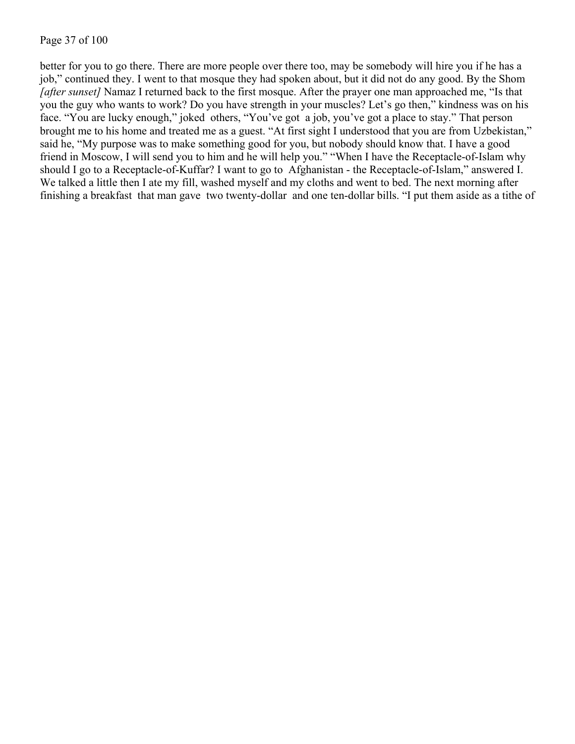better for you to go there. There are more people over there too, may be somebody will hire you if he has a job," continued they. I went to that mosque they had spoken about, but it did not do any good. By the Shom *[after sunset]* Namaz I returned back to the first mosque. After the prayer one man approached me, "Is that you the guy who wants to work? Do you have strength in your muscles? Let's go then," kindness was on his face. "You are lucky enough," joked others, "You've got a job, you've got a place to stay." That person brought me to his home and treated me as a guest. "At first sight I understood that you are from Uzbekistan," said he, "My purpose was to make something good for you, but nobody should know that. I have a good friend in Moscow, I will send you to him and he will help you." "When I have the Receptacle-of-Islam why should I go to a Receptacle-of-Kuffar? I want to go to Afghanistan - the Receptacle-of-Islam," answered I. We talked a little then I ate my fill, washed myself and my cloths and went to bed. The next morning after finishing a breakfast that man gave two twenty-dollar and one ten-dollar bills. "I put them aside as a tithe of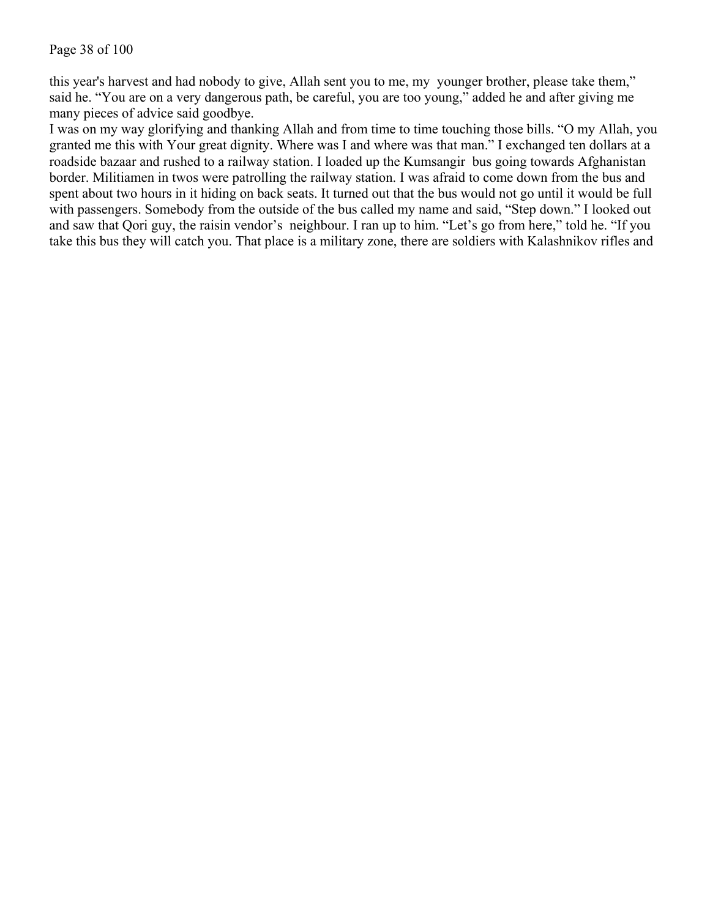this year's harvest and had nobody to give, Allah sent you to me, my younger brother, please take them," said he. "You are on a very dangerous path, be careful, you are too young," added he and after giving me many pieces of advice said goodbye.

I was on my way glorifying and thanking Allah and from time to time touching those bills. "O my Allah, you granted me this with Your great dignity. Where was I and where was that man." I exchanged ten dollars at a roadside bazaar and rushed to a railway station. I loaded up the Kumsangir bus going towards Afghanistan border. Militiamen in twos were patrolling the railway station. I was afraid to come down from the bus and spent about two hours in it hiding on back seats. It turned out that the bus would not go until it would be full with passengers. Somebody from the outside of the bus called my name and said, "Step down." I looked out and saw that Qori guy, the raisin vendor's neighbour. I ran up to him. "Let's go from here," told he. "If you take this bus they will catch you. That place is a military zone, there are soldiers with Kalashnikov rifles and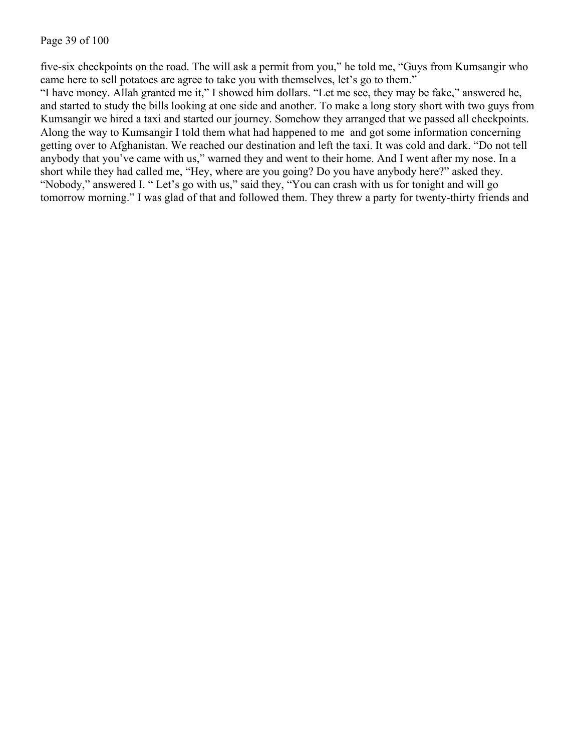five-six checkpoints on the road. The will ask a permit from you," he told me, "Guys from Kumsangir who came here to sell potatoes are agree to take you with themselves, let's go to them."
"I have money. Allah granted me it," I showed him dollars. "Let me see, they may be fake," answered he, and started to study the bills looking at one side and another. To make a long story short with two guys from Kumsangir we hired a taxi and started our journey. Somehow they arranged that we passed all checkpoints. Along the way to Kumsangir I told them what had happened to me and got some information concerning getting over to Afghanistan. We reached our destination and left the taxi. It was cold and dark. "Do not tell anybody that you've came with us," warned they and went to their home. And I went after my nose. In a short while they had called me, "Hey, where are you going? Do you have anybody here?" asked they. "Nobody," answered I. " Let's go with us," said they, "You can crash with us for tonight and will go tomorrow morning." I was glad of that and followed them. They threw a party for twenty-thirty friends and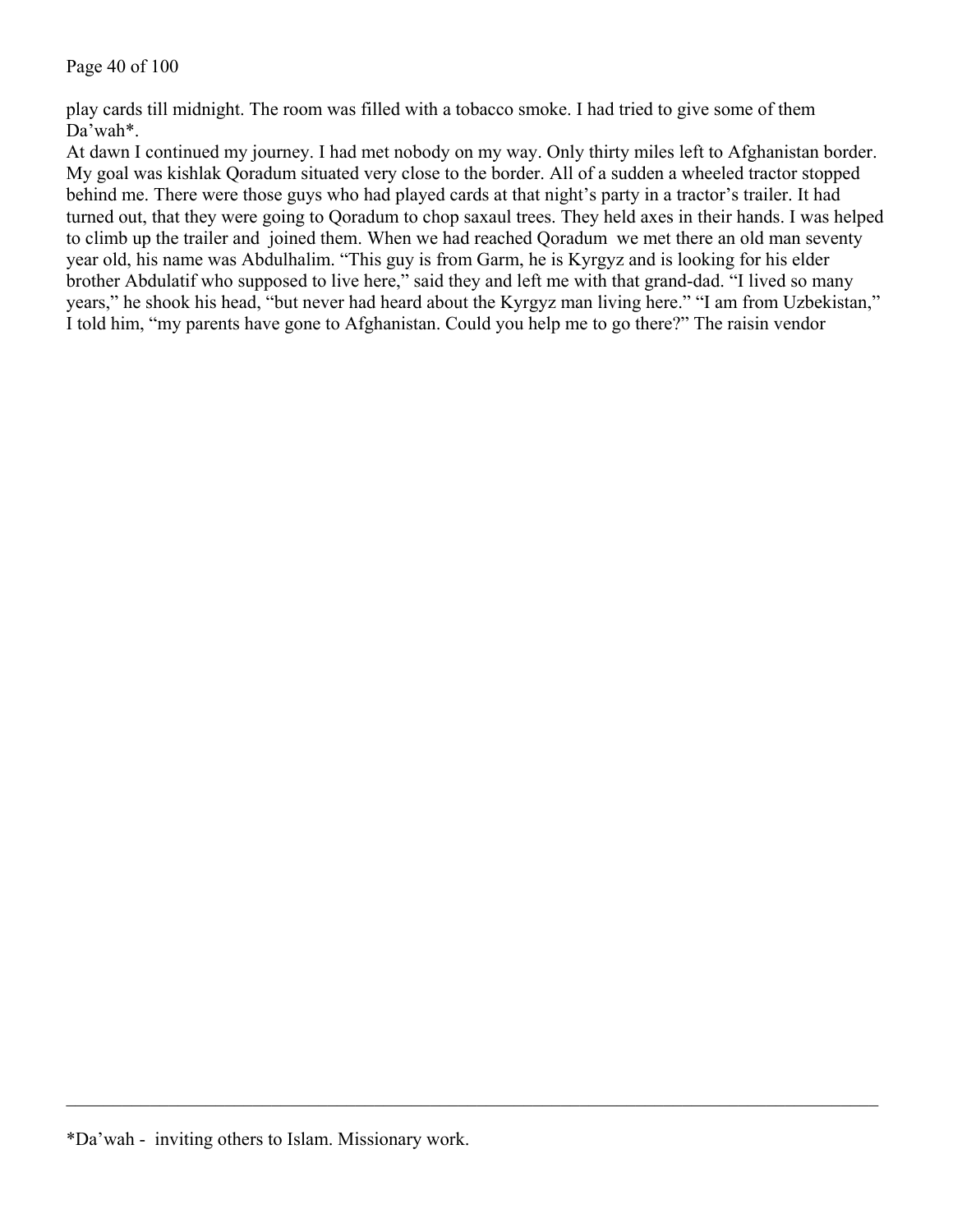play cards till midnight. The room was filled with a tobacco smoke. I had tried to give some of them Da'wah*.

At dawn I continued my journey. I had met nobody on my way. Only thirty miles left to Afghanistan border. My goal was kishlak Qoradum situated very close to the border. All of a sudden a wheeled tractor stopped behind me. There were those guys who had played cards at that night's party in a tractor's trailer. It had turned out, that they were going to Qoradum to chop saxaul trees. They held axes in their hands. I was helped to climb up the trailer and joined them. When we had reached Qoradum we met there an old man seventy year old, his name was Abdulhalim. "This guy is from Garm, he is Kyrgyz and is looking for his elder brother Abdulatif who supposed to live here," said they and left me with that grand-dad. "I lived so many years," he shook his head, "but never had heard about the Kyrgyz man living here." "I am from Uzbekistan," I told him, "my parents have gone to Afghanistan. Could you help me to go there?" The raisin vendor

---

*Da'wah - inviting others to Islam. Missionary work.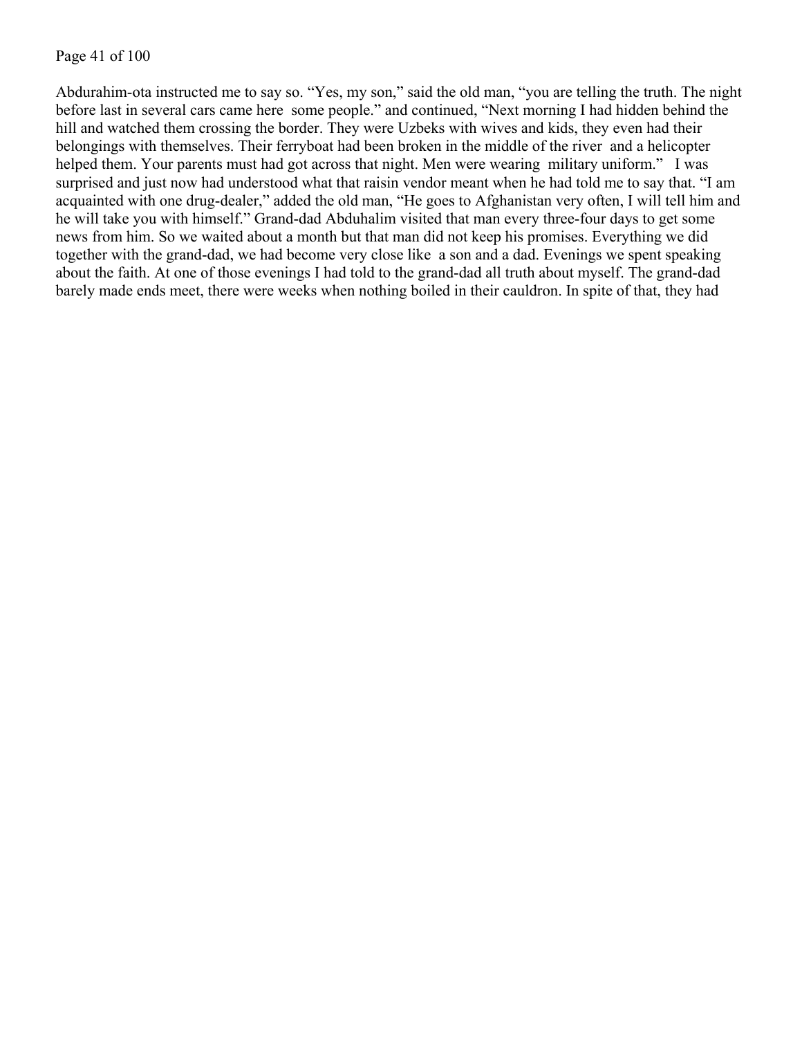Abdurahim-ota instructed me to say so. "Yes, my son," said the old man, "you are telling the truth. The night before last in several cars came here some people." and continued, "Next morning I had hidden behind the hill and watched them crossing the border. They were Uzbeks with wives and kids, they even had their belongings with themselves. Their ferryboat had been broken in the middle of the river and a helicopter helped them. Your parents must had got across that night. Men were wearing military uniform." I was surprised and just now had understood what that raisin vendor meant when he had told me to say that. "I am acquainted with one drug-dealer," added the old man, "He goes to Afghanistan very often, I will tell him and he will take you with himself." Grand-dad Abduhalim visited that man every three-four days to get some news from him. So we waited about a month but that man did not keep his promises. Everything we did together with the grand-dad, we had become very close like a son and a dad. Evenings we spent speaking about the faith. At one of those evenings I had told to the grand-dad all truth about myself. The grand-dad barely made ends meet, there were weeks when nothing boiled in their cauldron. In spite of that, they had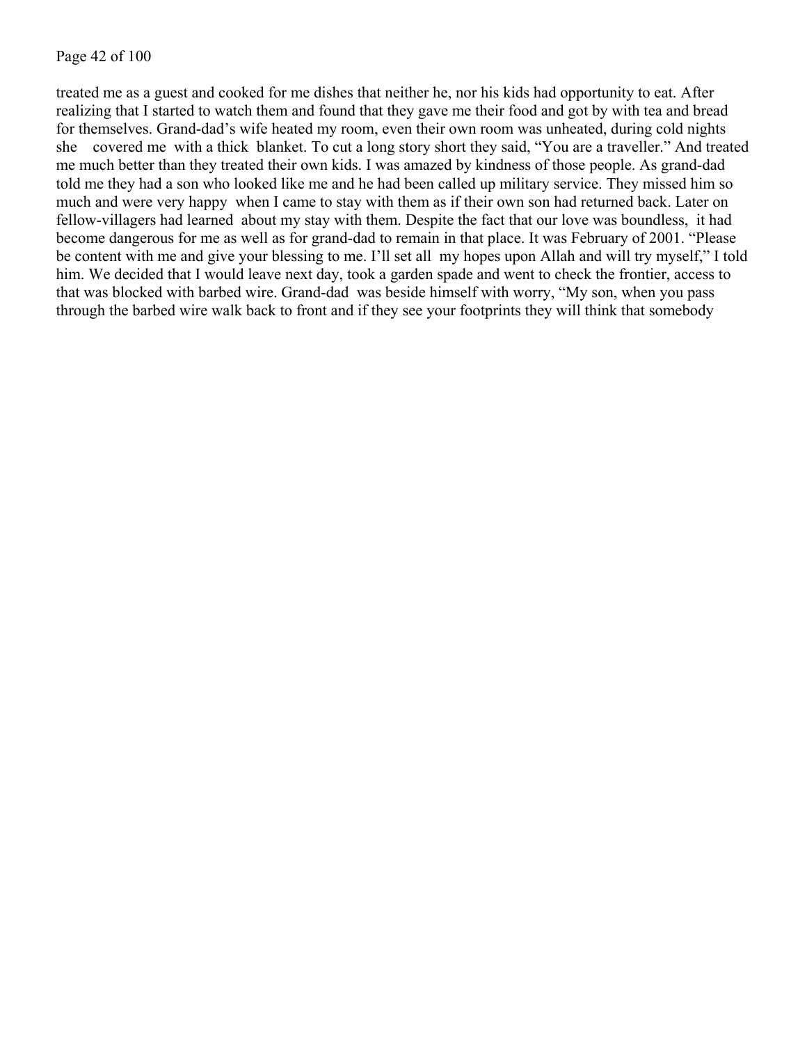treated me as a guest and cooked for me dishes that neither he, nor his kids had opportunity to eat. After realizing that I started to watch them and found that they gave me their food and got by with tea and bread for themselves. Grand-dad's wife heated my room, even their own room was unheated, during cold nights she covered me with a thick blanket. To cut a long story short they said, "You are a traveller." And treated me much better than they treated their own kids. I was amazed by kindness of those people. As grand-dad told me they had a son who looked like me and he had been called up military service. They missed him so much and were very happy when I came to stay with them as if their own son had returned back. Later on fellow-villagers had learned about my stay with them. Despite the fact that our love was boundless, it had become dangerous for me as well as for grand-dad to remain in that place. It was February of 2001. "Please be content with me and give your blessing to me. I'll set all my hopes upon Allah and will try myself," I told him. We decided that I would leave next day, took a garden spade and went to check the frontier, access to that was blocked with barbed wire. Grand-dad was beside himself with worry, "My son, when you pass through the barbed wire walk back to front and if they see your footprints they will think that somebody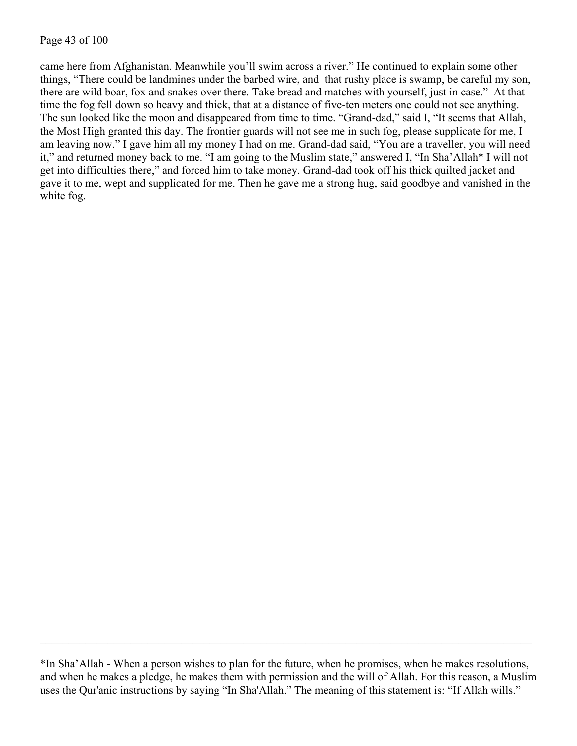came here from Afghanistan. Meanwhile you'll swim across a river." He continued to explain some other things, "There could be landmines under the barbed wire, and  that rushy place is swamp, be careful my son, there are wild boar, fox and snakes over there. Take bread and matches with yourself, just in case."  At that time the fog fell down so heavy and thick, that at a distance of five-ten meters one could not see anything. The sun looked like the moon and disappeared from time to time. "Grand-dad," said I, "It seems that Allah, the Most High granted this day. The frontier guards will not see me in such fog, please supplicate for me, I am leaving now." I gave him all my money I had on me. Grand-dad said, "You are a traveller, you will need it," and returned money back to me. "I am going to the Muslim state," answered I, "In Sha'Allah* I will not get into difficulties there," and forced him to take money. Grand-dad took off his thick quilted jacket and gave it to me, wept and supplicated for me. Then he gave me a strong hug, said goodbye and vanished in the white fog.

---

*In Sha'Allah - When a person wishes to plan for the future, when he promises, when he makes resolutions, and when he makes a pledge, he makes them with permission and the will of Allah. For this reason, a Muslim uses the Qur'anic instructions by saying "In Sha'Allah." The meaning of this statement is: "If Allah wills."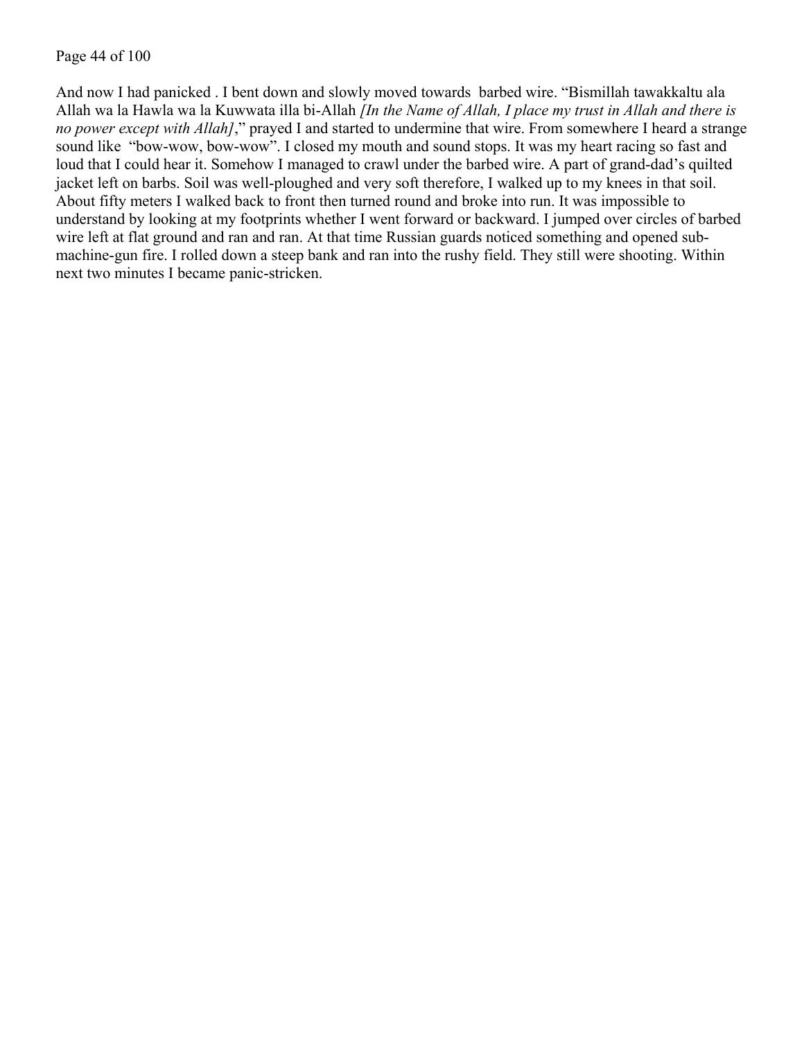And now I had panicked . I bent down and slowly moved towards barbed wire. "Bismillah tawakkaltu ala Allah wa la Hawla wa la Kuwwata illa bi-Allah *[In the Name of Allah, I place my trust in Allah and there is no power except with Allah]*," prayed I and started to undermine that wire. From somewhere I heard a strange sound like "bow-wow, bow-wow". I closed my mouth and sound stops. It was my heart racing so fast and loud that I could hear it. Somehow I managed to crawl under the barbed wire. A part of grand-dad's quilted jacket left on barbs. Soil was well-ploughed and very soft therefore, I walked up to my knees in that soil. About fifty meters I walked back to front then turned round and broke into run. It was impossible to understand by looking at my footprints whether I went forward or backward. I jumped over circles of barbed wire left at flat ground and ran and ran. At that time Russian guards noticed something and opened sub-machine-gun fire. I rolled down a steep bank and ran into the rushy field. They still were shooting. Within next two minutes I became panic-stricken.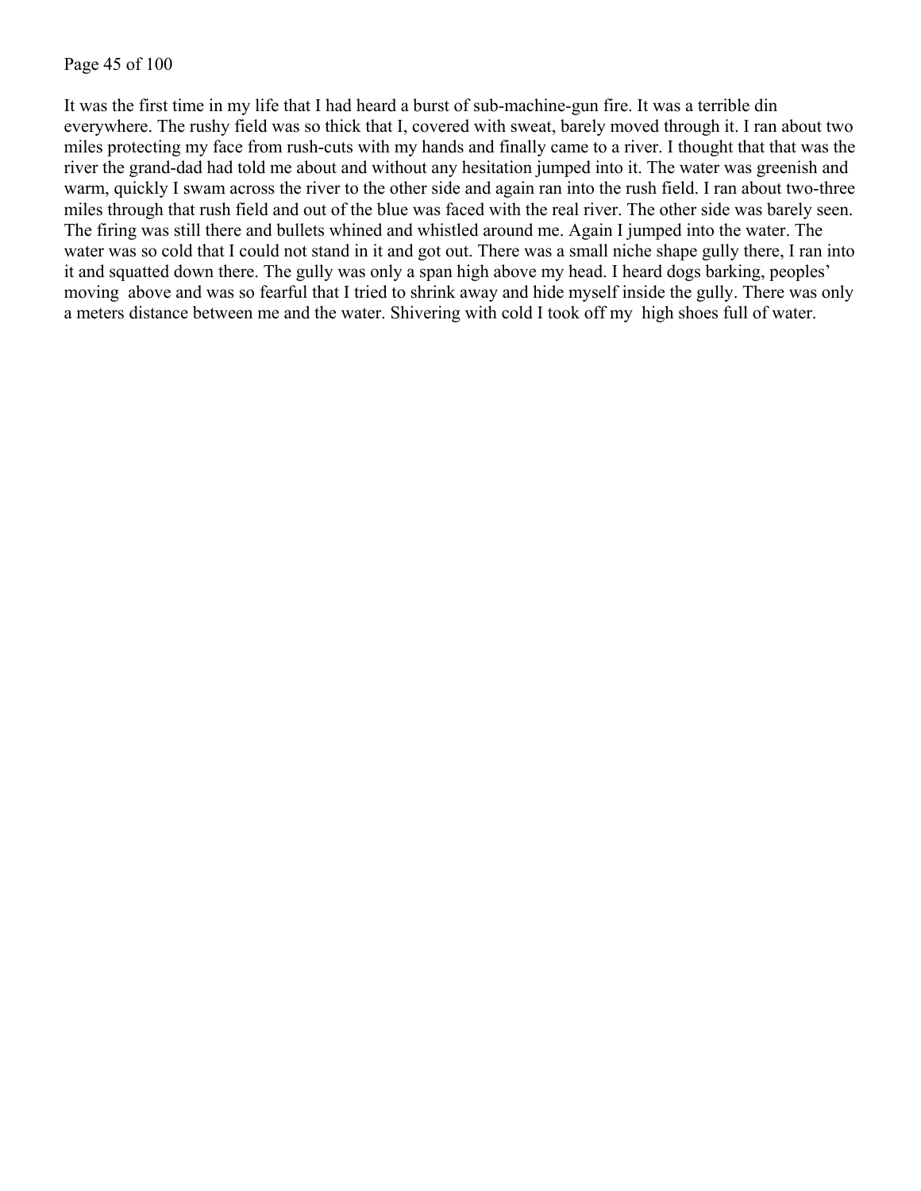It was the first time in my life that I had heard a burst of sub-machine-gun fire. It was a terrible din everywhere. The rushy field was so thick that I, covered with sweat, barely moved through it. I ran about two miles protecting my face from rush-cuts with my hands and finally came to a river. I thought that that was the river the grand-dad had told me about and without any hesitation jumped into it. The water was greenish and warm, quickly I swam across the river to the other side and again ran into the rush field. I ran about two-three miles through that rush field and out of the blue was faced with the real river. The other side was barely seen. The firing was still there and bullets whined and whistled around me. Again I jumped into the water. The water was so cold that I could not stand in it and got out. There was a small niche shape gully there, I ran into it and squatted down there. The gully was only a span high above my head. I heard dogs barking, peoples' moving above and was so fearful that I tried to shrink away and hide myself inside the gully. There was only a meters distance between me and the water. Shivering with cold I took off my high shoes full of water.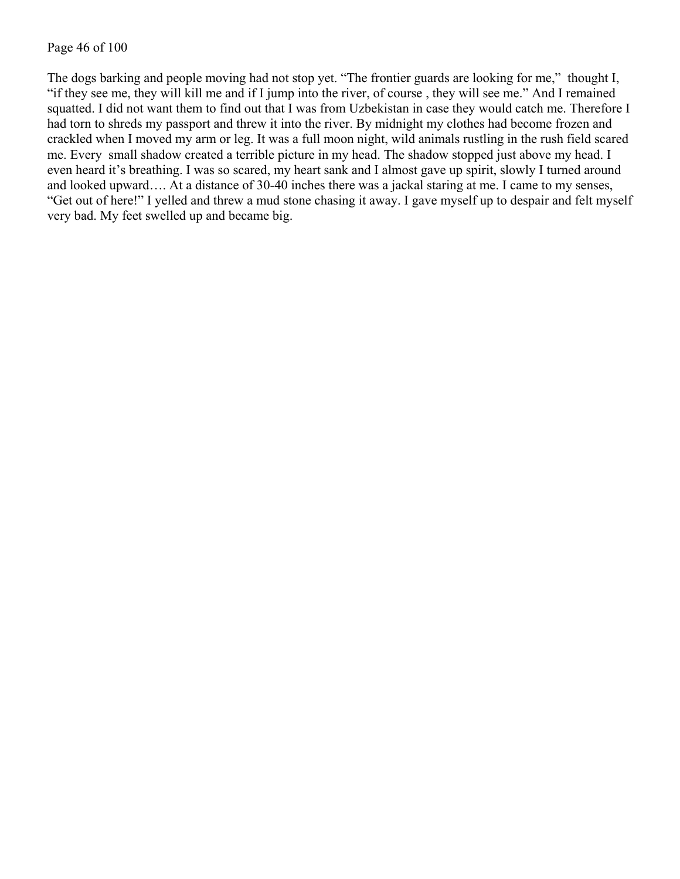The dogs barking and people moving had not stop yet. “The frontier guards are looking for me,” thought I, “if they see me, they will kill me and if I jump into the river, of course , they will see me.” And I remained squatted. I did not want them to find out that I was from Uzbekistan in case they would catch me. Therefore I had torn to shreds my passport and threw it into the river. By midnight my clothes had become frozen and crackled when I moved my arm or leg. It was a full moon night, wild animals rustling in the rush field scared me. Every small shadow created a terrible picture in my head. The shadow stopped just above my head. I even heard it’s breathing. I was so scared, my heart sank and I almost gave up spirit, slowly I turned around and looked upward…. At a distance of 30-40 inches there was a jackal staring at me. I came to my senses, “Get out of here!” I yelled and threw a mud stone chasing it away. I gave myself up to despair and felt myself very bad. My feet swelled up and became big.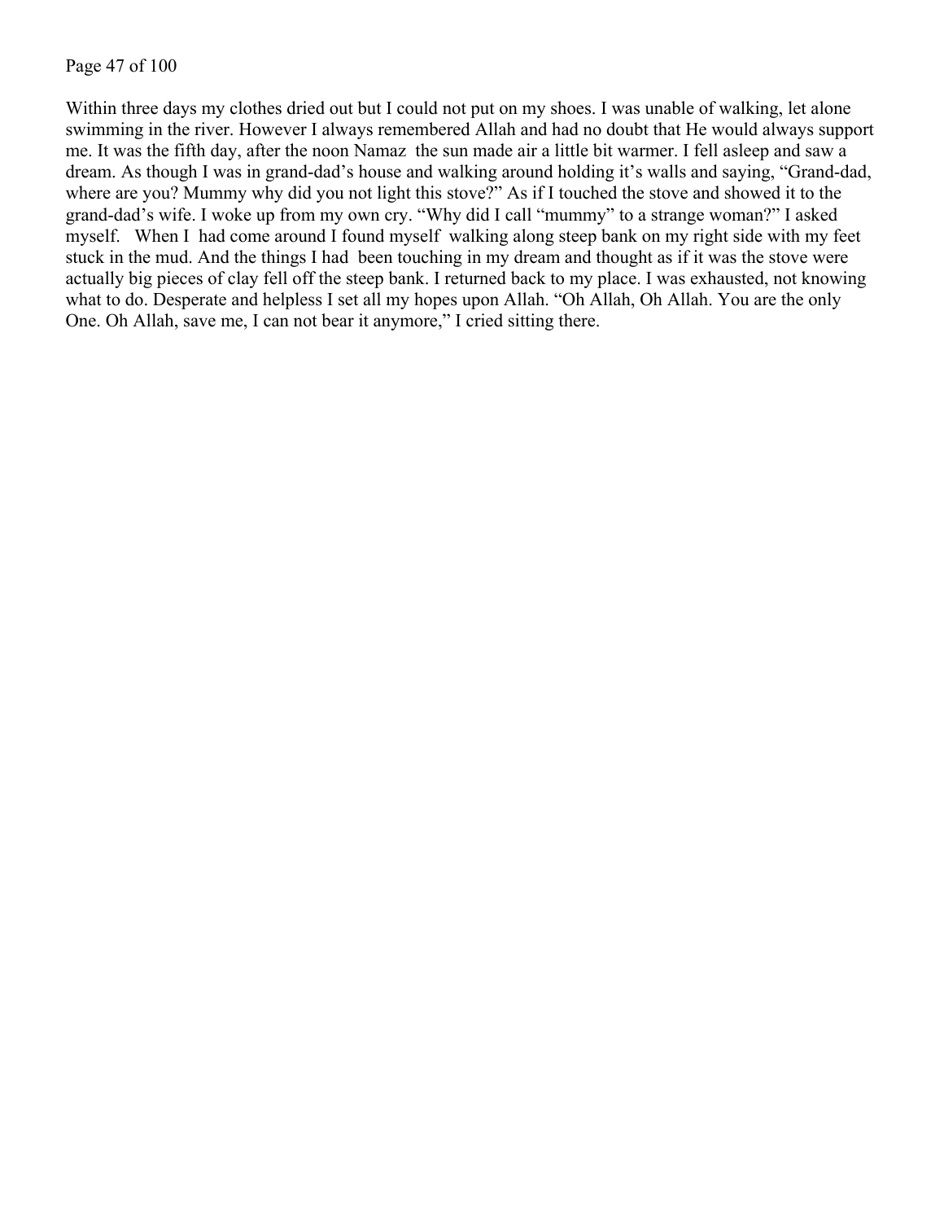Within three days my clothes dried out but I could not put on my shoes. I was unable of walking, let alone swimming in the river. However I always remembered Allah and had no doubt that He would always support me. It was the fifth day, after the noon Namaz the sun made air a little bit warmer. I fell asleep and saw a dream. As though I was in grand-dad's house and walking around holding it's walls and saying, "Grand-dad, where are you? Mummy why did you not light this stove?" As if I touched the stove and showed it to the grand-dad's wife. I woke up from my own cry. "Why did I call "mummy" to a strange woman?" I asked myself. When I had come around I found myself walking along steep bank on my right side with my feet stuck in the mud. And the things I had been touching in my dream and thought as if it was the stove were actually big pieces of clay fell off the steep bank. I returned back to my place. I was exhausted, not knowing what to do. Desperate and helpless I set all my hopes upon Allah. "Oh Allah, Oh Allah. You are the only One. Oh Allah, save me, I can not bear it anymore," I cried sitting there.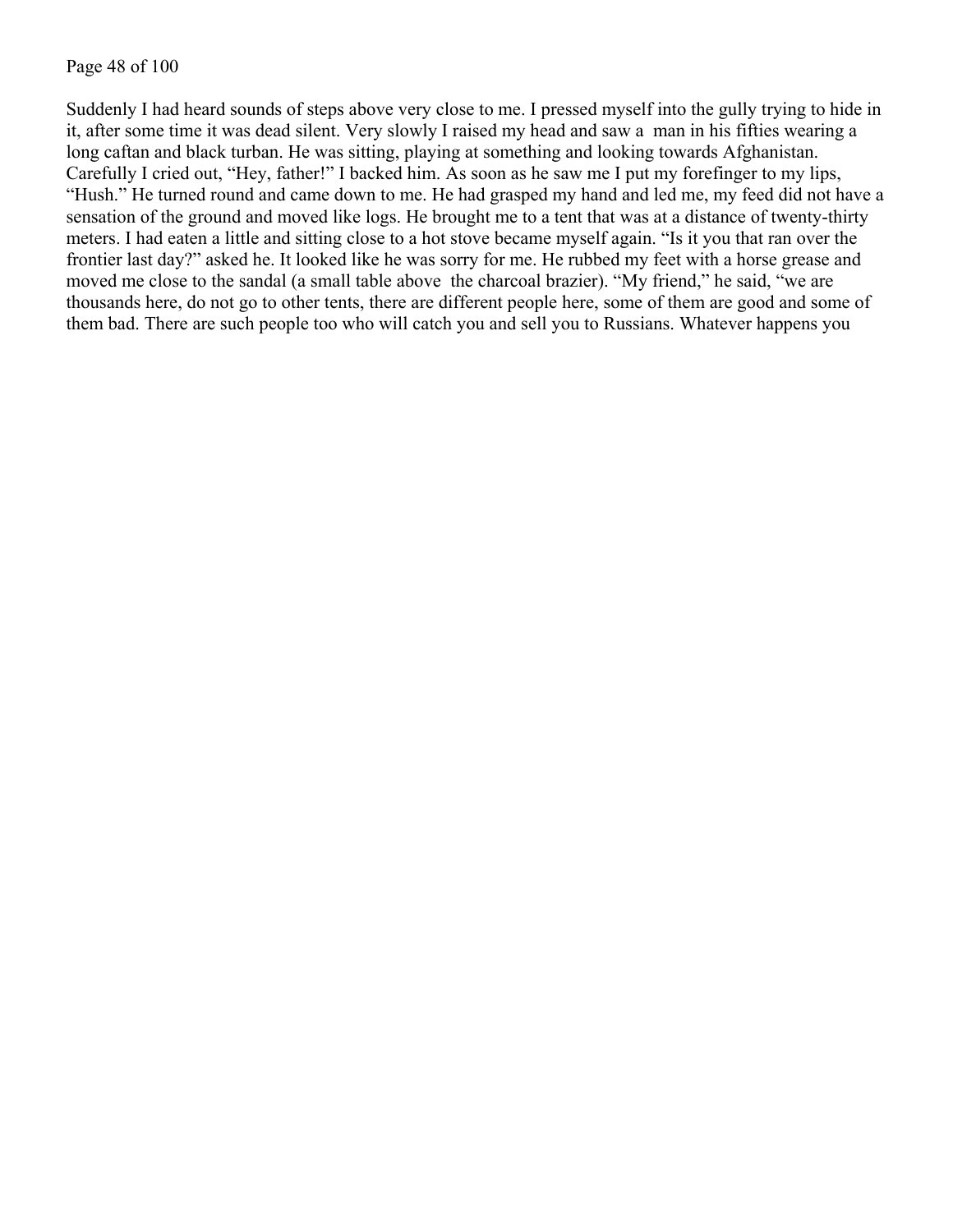Suddenly I had heard sounds of steps above very close to me. I pressed myself into the gully trying to hide in it, after some time it was dead silent. Very slowly I raised my head and saw a man in his fifties wearing a long caftan and black turban. He was sitting, playing at something and looking towards Afghanistan. Carefully I cried out, "Hey, father!" I backed him. As soon as he saw me I put my forefinger to my lips, "Hush." He turned round and came down to me. He had grasped my hand and led me, my feed did not have a sensation of the ground and moved like logs. He brought me to a tent that was at a distance of twenty-thirty meters. I had eaten a little and sitting close to a hot stove became myself again. "Is it you that ran over the frontier last day?" asked he. It looked like he was sorry for me. He rubbed my feet with a horse grease and moved me close to the sandal (a small table above the charcoal brazier). "My friend," he said, "we are thousands here, do not go to other tents, there are different people here, some of them are good and some of them bad. There are such people too who will catch you and sell you to Russians. Whatever happens you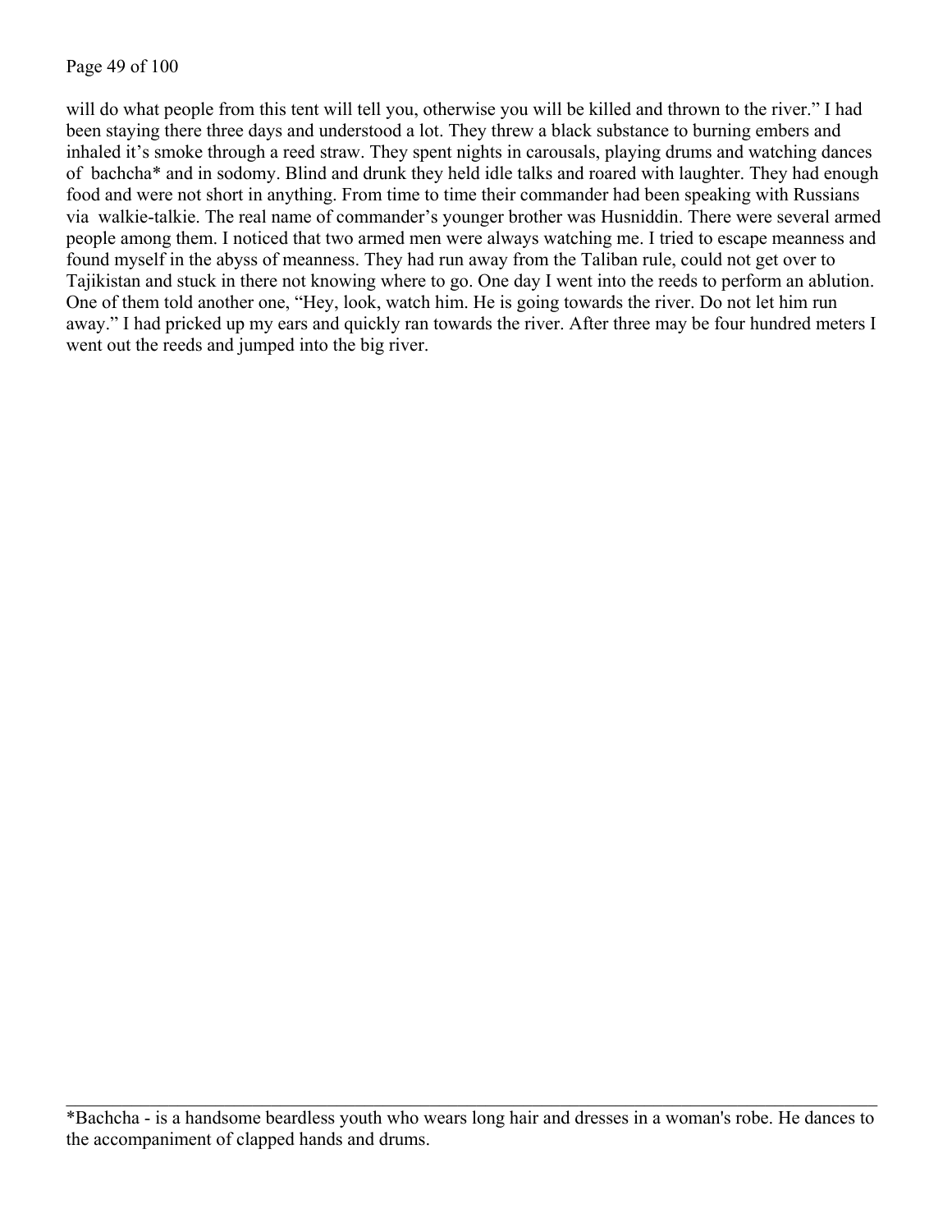will do what people from this tent will tell you, otherwise you will be killed and thrown to the river." I had been staying there three days and understood a lot. They threw a black substance to burning embers and inhaled it's smoke through a reed straw. They spent nights in carousals, playing drums and watching dances of bachcha* and in sodomy. Blind and drunk they held idle talks and roared with laughter. They had enough food and were not short in anything. From time to time their commander had been speaking with Russians via walkie-talkie. The real name of commander's younger brother was Husniddin. There were several armed people among them. I noticed that two armed men were always watching me. I tried to escape meanness and found myself in the abyss of meanness. They had run away from the Taliban rule, could not get over to Tajikistan and stuck in there not knowing where to go. One day I went into the reeds to perform an ablution. One of them told another one, "Hey, look, watch him. He is going towards the river. Do not let him run away." I had pricked up my ears and quickly ran towards the river. After three may be four hundred meters I went out the reeds and jumped into the big river.

---

*Bachcha - is a handsome beardless youth who wears long hair and dresses in a woman's robe. He dances to the accompaniment of clapped hands and drums.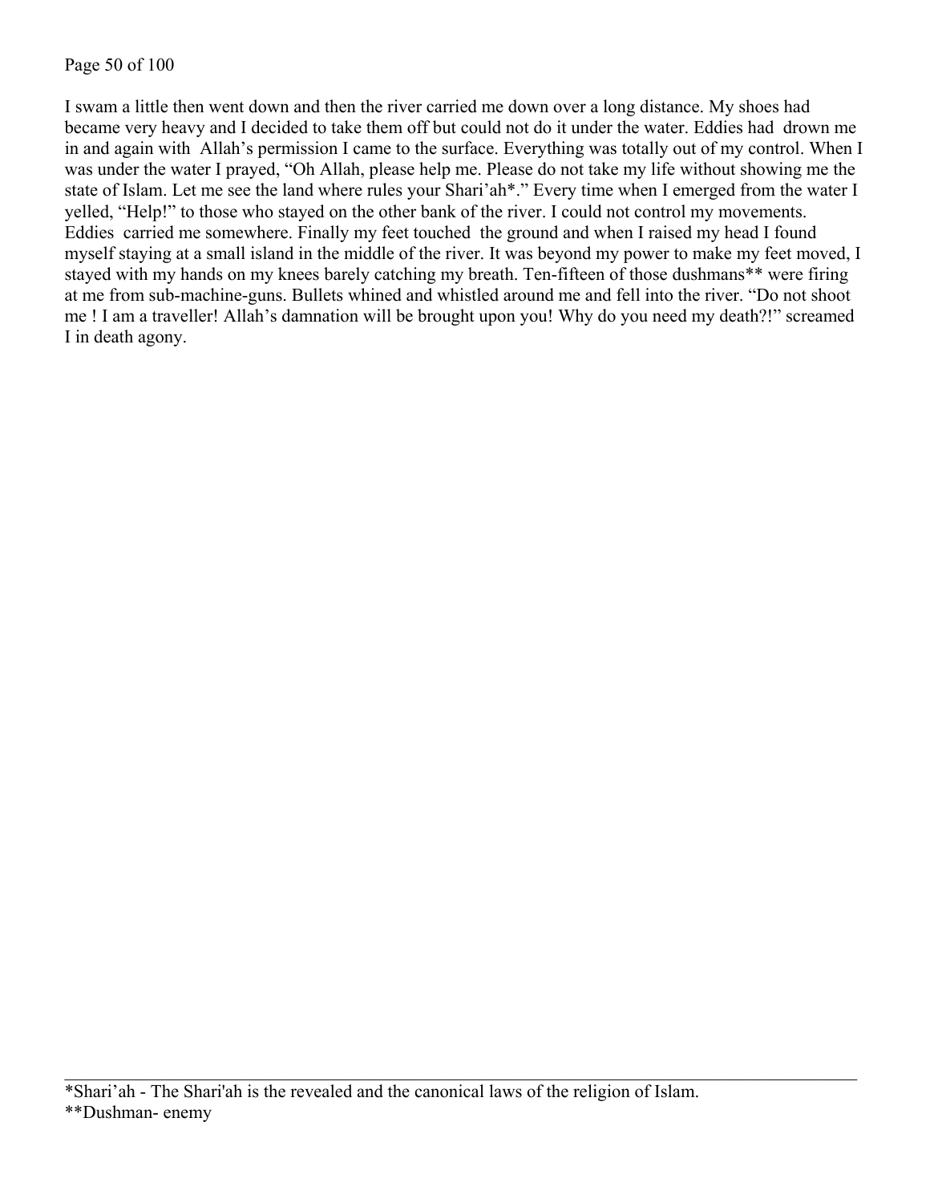I swam a little then went down and then the river carried me down over a long distance. My shoes had became very heavy and I decided to take them off but could not do it under the water. Eddies had drown me in and again with Allah's permission I came to the surface. Everything was totally out of my control. When I was under the water I prayed, "Oh Allah, please help me. Please do not take my life without showing me the state of Islam. Let me see the land where rules your Shari'ah*." Every time when I emerged from the water I yelled, "Help!" to those who stayed on the other bank of the river. I could not control my movements. Eddies carried me somewhere. Finally my feet touched the ground and when I raised my head I found myself staying at a small island in the middle of the river. It was beyond my power to make my feet moved, I stayed with my hands on my knees barely catching my breath. Ten-fifteen of those dushmans** were firing at me from sub-machine-guns. Bullets whined and whistled around me and fell into the river. "Do not shoot me ! I am a traveller! Allah's damnation will be brought upon you! Why do you need my death?!" screamed I in death agony.

---

*Shari'ah - The Shari'ah is the revealed and the canonical laws of the religion of Islam.

**Dushman- enemy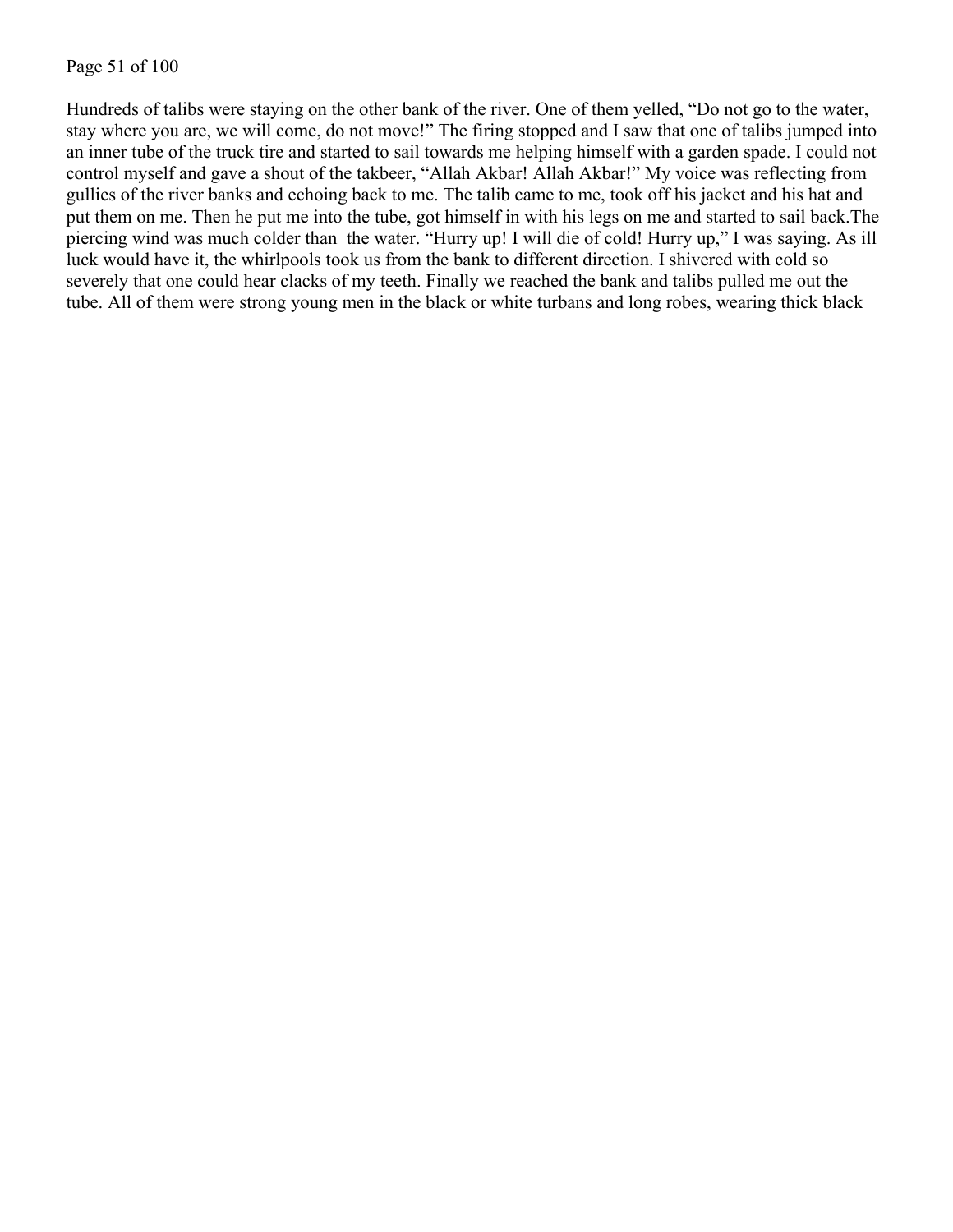Hundreds of talibs were staying on the other bank of the river. One of them yelled, “Do not go to the water, stay where you are, we will come, do not move!” The firing stopped and I saw that one of talibs jumped into an inner tube of the truck tire and started to sail towards me helping himself with a garden spade. I could not control myself and gave a shout of the takbeer, “Allah Akbar! Allah Akbar!” My voice was reflecting from gullies of the river banks and echoing back to me. The talib came to me, took off his jacket and his hat and put them on me. Then he put me into the tube, got himself in with his legs on me and started to sail back.The piercing wind was much colder than  the water. “Hurry up! I will die of cold! Hurry up,” I was saying. As ill luck would have it, the whirlpools took us from the bank to different direction. I shivered with cold so severely that one could hear clacks of my teeth. Finally we reached the bank and talibs pulled me out the tube. All of them were strong young men in the black or white turbans and long robes, wearing thick black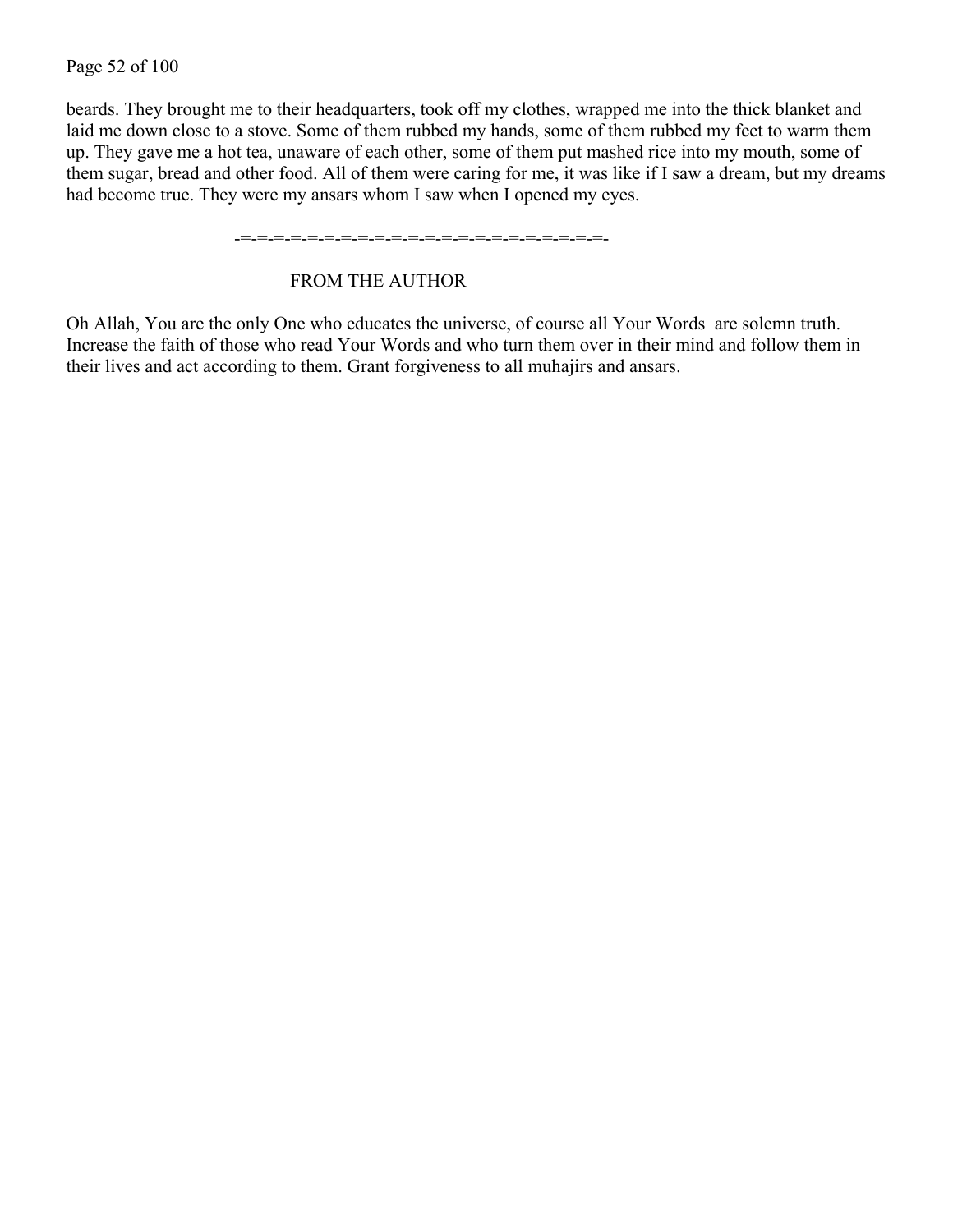beards. They brought me to their headquarters, took off my clothes, wrapped me into the thick blanket and laid me down close to a stove. Some of them rubbed my hands, some of them rubbed my feet to warm them up. They gave me a hot tea, unaware of each other, some of them put mashed rice into my mouth, some of them sugar, bread and other food. All of them were caring for me, it was like if I saw a dream, but my dreams had become true. They were my ansars whom I saw when I opened my eyes.

-=-=-=-=-=-=-=-=-=-=-=-=-=-=-=-=-=-=-=-=-=-=-=-=-=-

## FROM THE AUTHOR

Oh Allah, You are the only One who educates the universe, of course all Your Words are solemn truth. Increase the faith of those who read Your Words and who turn them over in their mind and follow them in their lives and act according to them. Grant forgiveness to all muhajirs and ansars.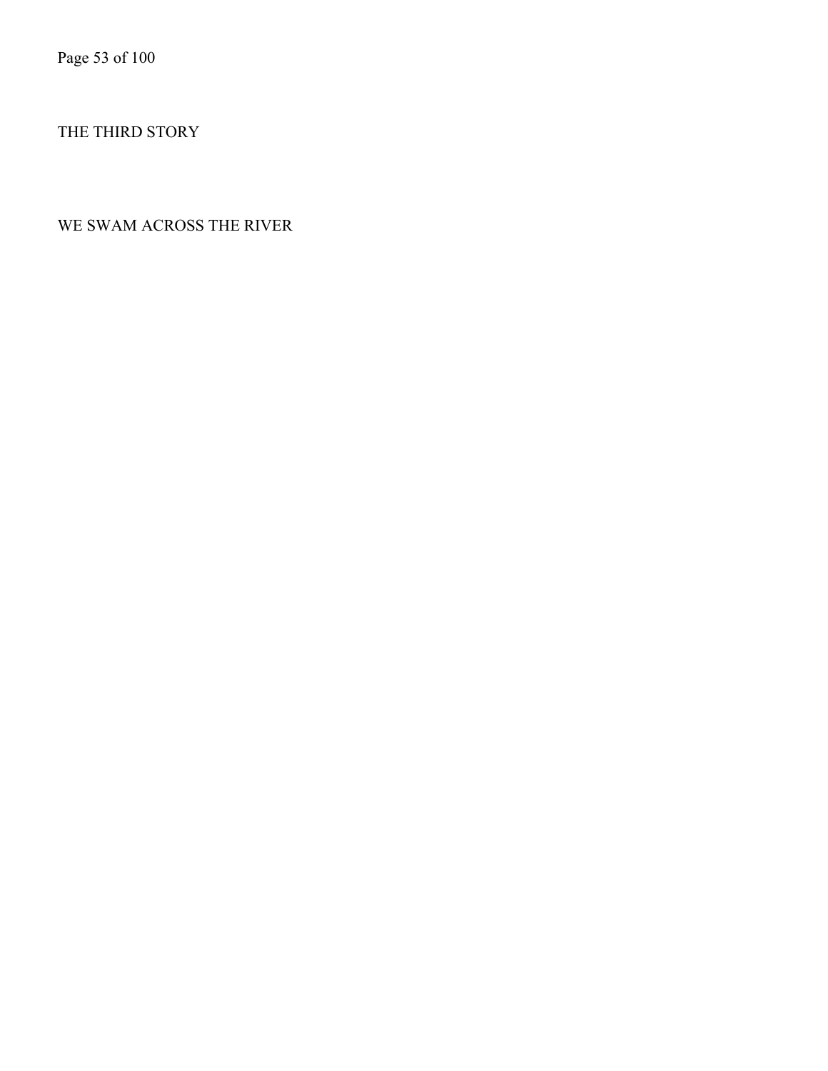# THE THIRD STORY

## WE SWAM ACROSS THE RIVER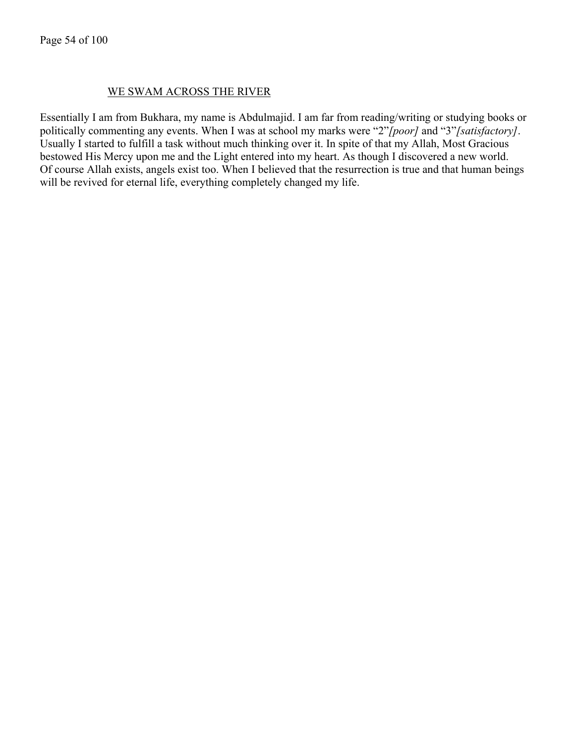## WE SWAM ACROSS THE RIVER

Essentially I am from Bukhara, my name is Abdulmajid. I am far from reading/writing or studying books or politically commenting any events. When I was at school my marks were "2"*[poor]* and "3"*[satisfactory]*. Usually I started to fulfill a task without much thinking over it. In spite of that my Allah, Most Gracious bestowed His Mercy upon me and the Light entered into my heart. As though I discovered a new world. Of course Allah exists, angels exist too. When I believed that the resurrection is true and that human beings will be revived for eternal life, everything completely changed my life.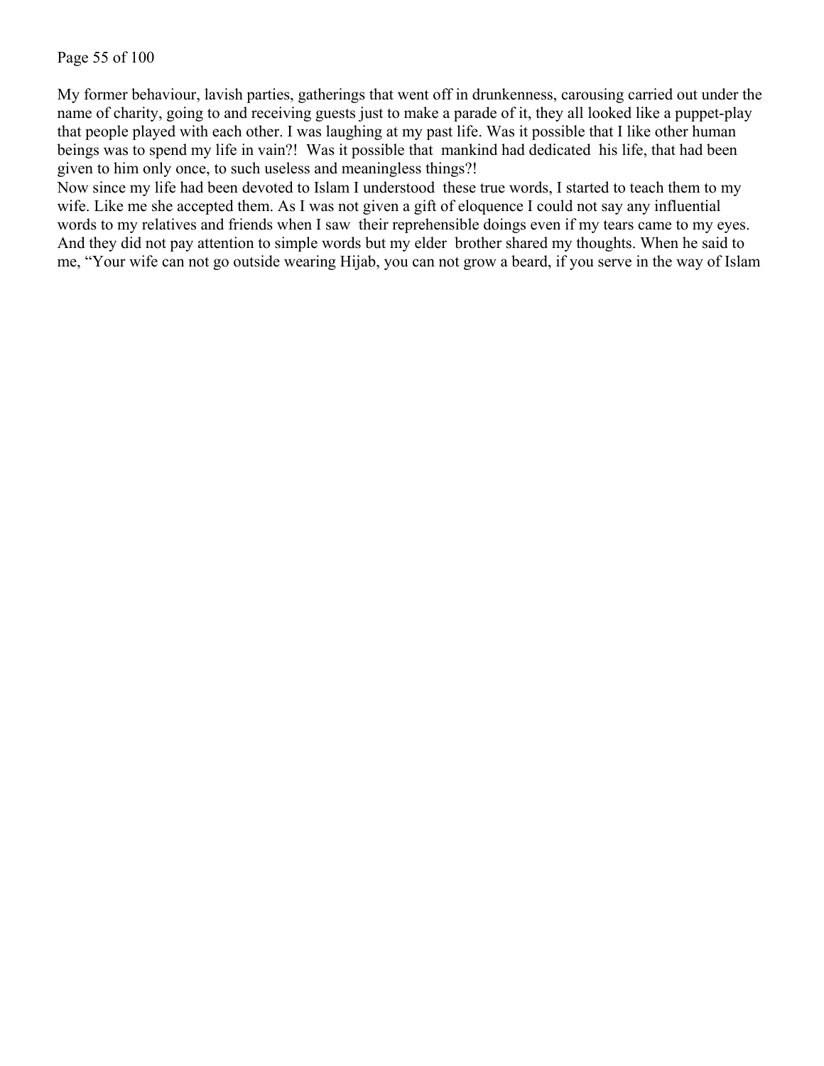My former behaviour, lavish parties, gatherings that went off in drunkenness, carousing carried out under the name of charity, going to and receiving guests just to make a parade of it, they all looked like a puppet-play that people played with each other. I was laughing at my past life. Was it possible that I like other human beings was to spend my life in vain?! Was it possible that mankind had dedicated his life, that had been given to him only once, to such useless and meaningless things?!
Now since my life had been devoted to Islam I understood these true words, I started to teach them to my wife. Like me she accepted them. As I was not given a gift of eloquence I could not say any influential words to my relatives and friends when I saw their reprehensible doings even if my tears came to my eyes. And they did not pay attention to simple words but my elder brother shared my thoughts. When he said to me, "Your wife can not go outside wearing Hijab, you can not grow a beard, if you serve in the way of Islam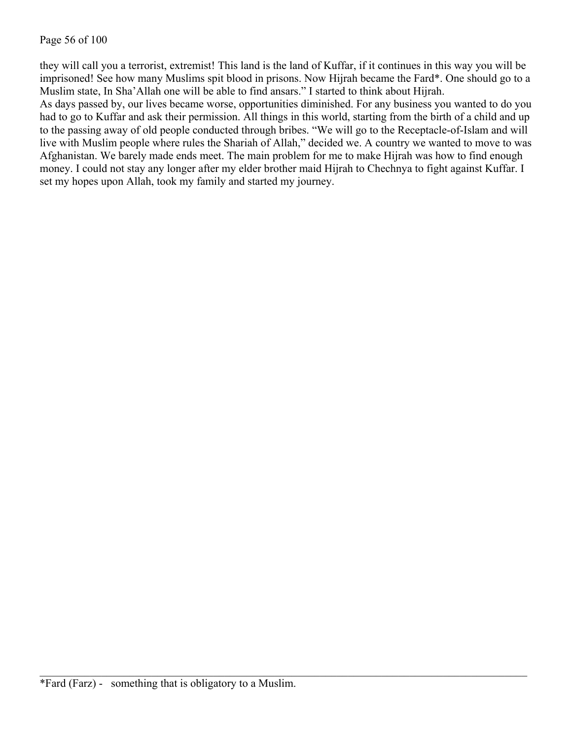they will call you a terrorist, extremist! This land is the land of Kuffar, if it continues in this way you will be imprisoned! See how many Muslims spit blood in prisons. Now Hijrah became the Fard*. One should go to a Muslim state, In Sha'Allah one will be able to find ansars." I started to think about Hijrah.

As days passed by, our lives became worse, opportunities diminished. For any business you wanted to do you had to go to Kuffar and ask their permission. All things in this world, starting from the birth of a child and up to the passing away of old people conducted through bribes. "We will go to the Receptacle-of-Islam and will live with Muslim people where rules the Shariah of Allah," decided we. A country we wanted to move to was Afghanistan. We barely made ends meet. The main problem for me to make Hijrah was how to find enough money. I could not stay any longer after my elder brother maid Hijrah to Chechnya to fight against Kuffar. I set my hopes upon Allah, took my family and started my journey.

---

*Fard (Farz) - something that is obligatory to a Muslim.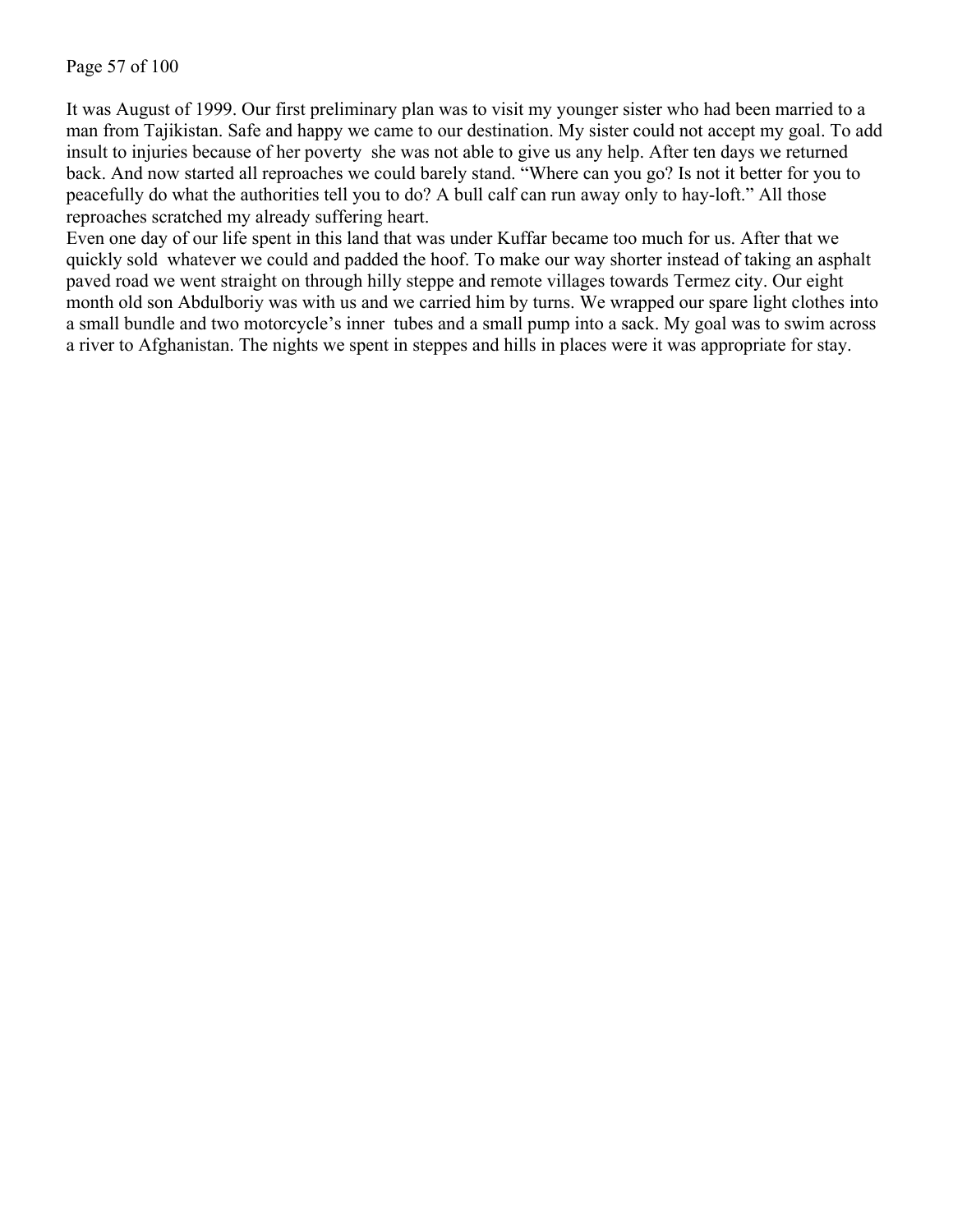It was August of 1999. Our first preliminary plan was to visit my younger sister who had been married to a man from Tajikistan. Safe and happy we came to our destination. My sister could not accept my goal. To add insult to injuries because of her poverty she was not able to give us any help. After ten days we returned back. And now started all reproaches we could barely stand. "Where can you go? Is not it better for you to peacefully do what the authorities tell you to do? A bull calf can run away only to hay-loft." All those reproaches scratched my already suffering heart.

Even one day of our life spent in this land that was under Kuffar became too much for us. After that we quickly sold whatever we could and padded the hoof. To make our way shorter instead of taking an asphalt paved road we went straight on through hilly steppe and remote villages towards Termez city. Our eight month old son Abdulboriy was with us and we carried him by turns. We wrapped our spare light clothes into a small bundle and two motorcycle's inner tubes and a small pump into a sack. My goal was to swim across a river to Afghanistan. The nights we spent in steppes and hills in places were it was appropriate for stay.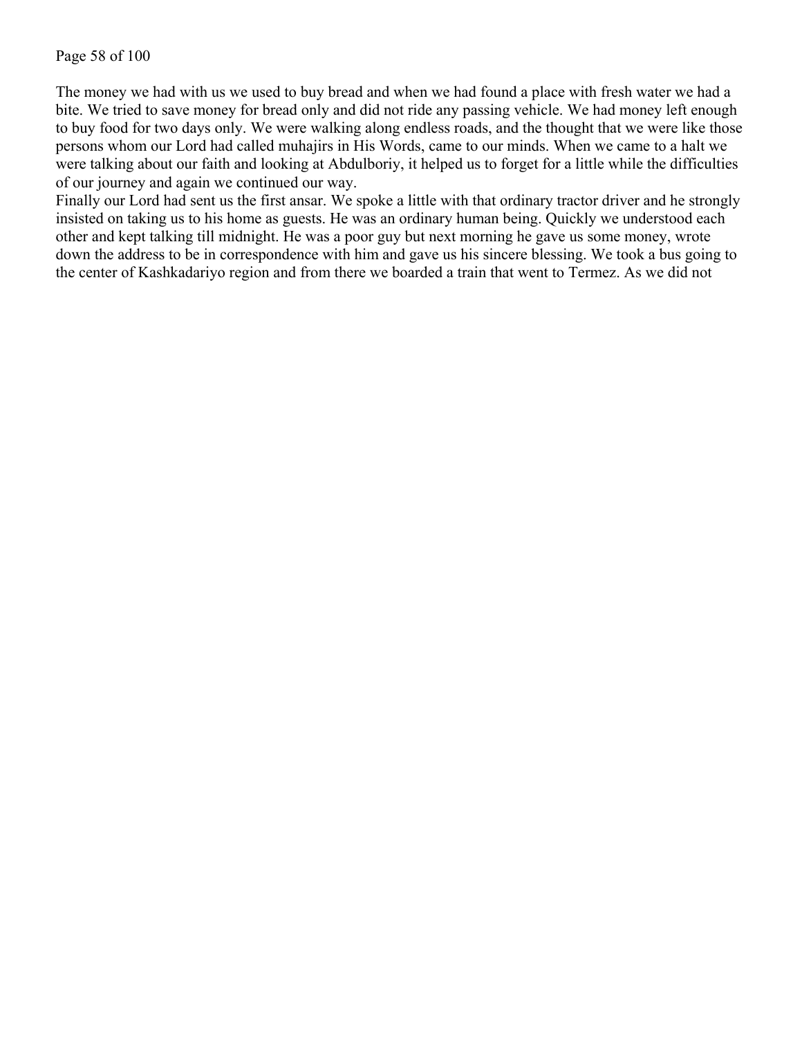The money we had with us we used to buy bread and when we had found a place with fresh water we had a bite. We tried to save money for bread only and did not ride any passing vehicle. We had money left enough to buy food for two days only. We were walking along endless roads, and the thought that we were like those persons whom our Lord had called muhajirs in His Words, came to our minds. When we came to a halt we were talking about our faith and looking at Abdulboriy, it helped us to forget for a little while the difficulties of our journey and again we continued our way.

Finally our Lord had sent us the first ansar. We spoke a little with that ordinary tractor driver and he strongly insisted on taking us to his home as guests. He was an ordinary human being. Quickly we understood each other and kept talking till midnight. He was a poor guy but next morning he gave us some money, wrote down the address to be in correspondence with him and gave us his sincere blessing. We took a bus going to the center of Kashkadariyo region and from there we boarded a train that went to Termez. As we did not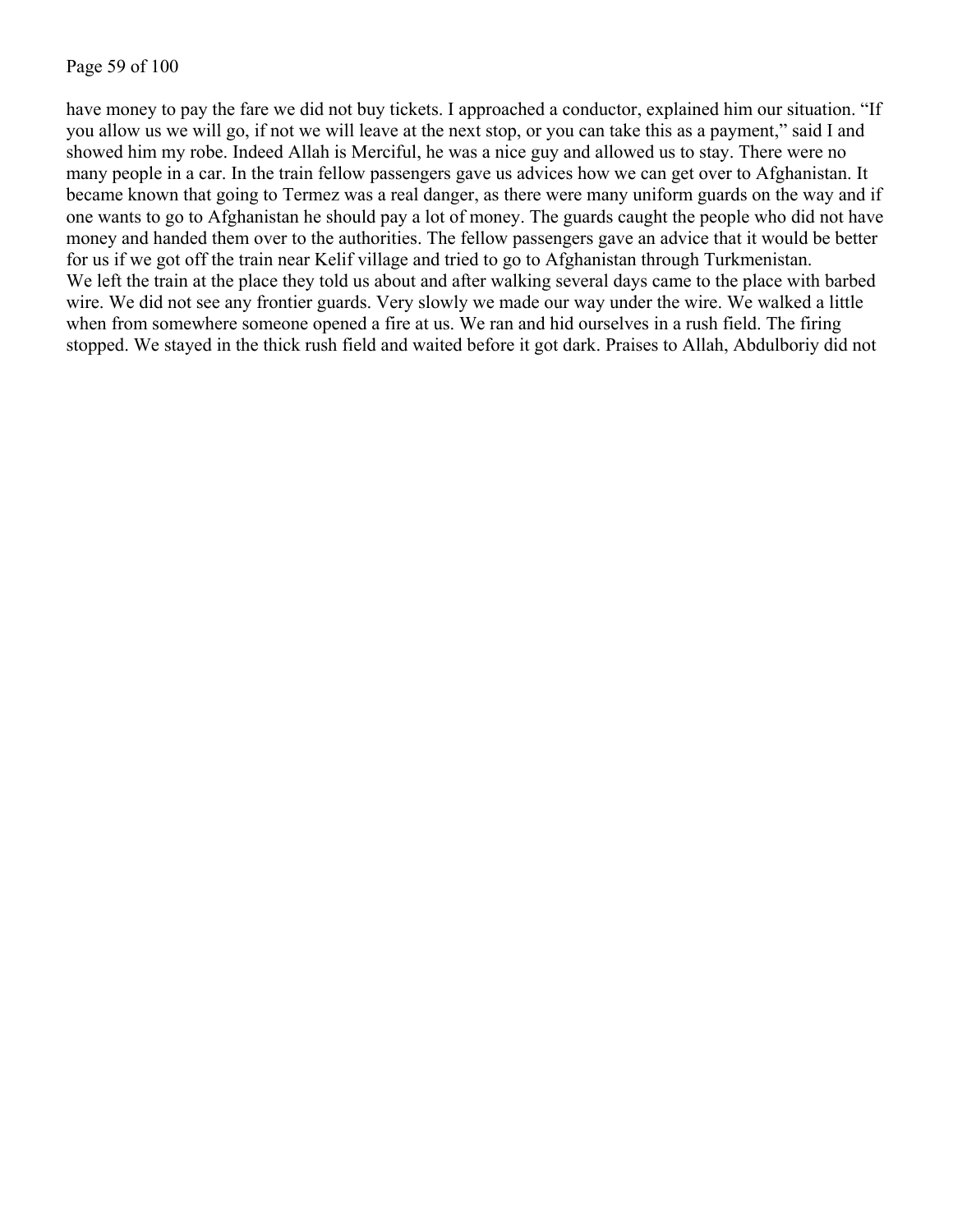have money to pay the fare we did not buy tickets. I approached a conductor, explained him our situation. "If you allow us we will go, if not we will leave at the next stop, or you can take this as a payment," said I and showed him my robe. Indeed Allah is Merciful, he was a nice guy and allowed us to stay. There were no many people in a car. In the train fellow passengers gave us advices how we can get over to Afghanistan. It became known that going to Termez was a real danger, as there were many uniform guards on the way and if one wants to go to Afghanistan he should pay a lot of money. The guards caught the people who did not have money and handed them over to the authorities. The fellow passengers gave an advice that it would be better for us if we got off the train near Kelif village and tried to go to Afghanistan through Turkmenistan.

We left the train at the place they told us about and after walking several days came to the place with barbed wire. We did not see any frontier guards. Very slowly we made our way under the wire. We walked a little when from somewhere someone opened a fire at us. We ran and hid ourselves in a rush field. The firing stopped. We stayed in the thick rush field and waited before it got dark. Praises to Allah, Abdulboriy did not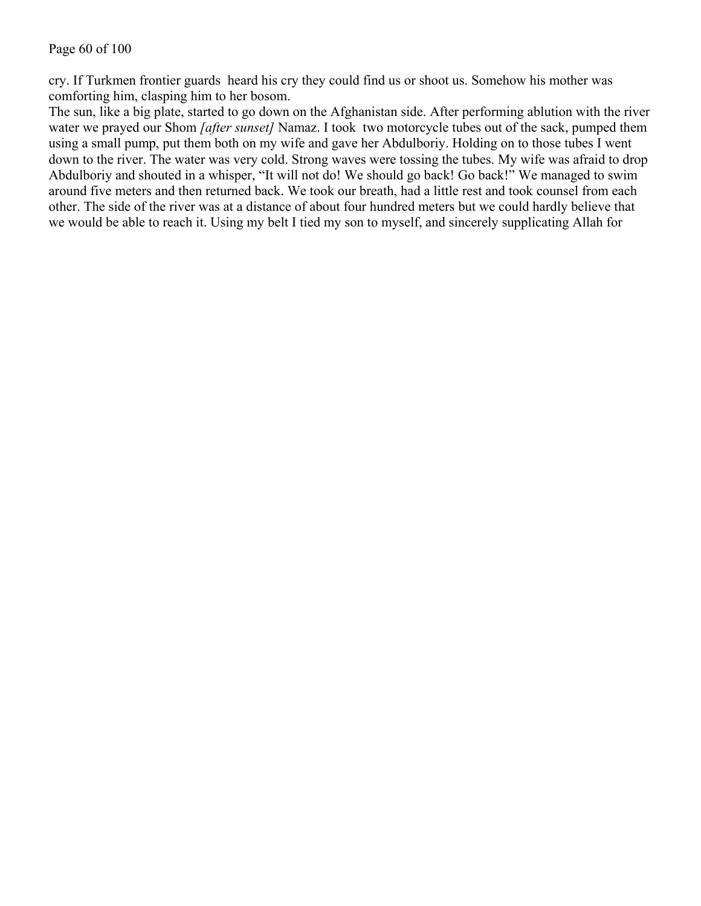cry. If Turkmen frontier guards heard his cry they could find us or shoot us. Somehow his mother was comforting him, clasping him to her bosom.

The sun, like a big plate, started to go down on the Afghanistan side. After performing ablution with the river water we prayed our Shom *[after sunset]* Namaz. I took two motorcycle tubes out of the sack, pumped them using a small pump, put them both on my wife and gave her Abdulboriy. Holding on to those tubes I went down to the river. The water was very cold. Strong waves were tossing the tubes. My wife was afraid to drop Abdulboriy and shouted in a whisper, "It will not do! We should go back! Go back!" We managed to swim around five meters and then returned back. We took our breath, had a little rest and took counsel from each other. The side of the river was at a distance of about four hundred meters but we could hardly believe that we would be able to reach it. Using my belt I tied my son to myself, and sincerely supplicating Allah for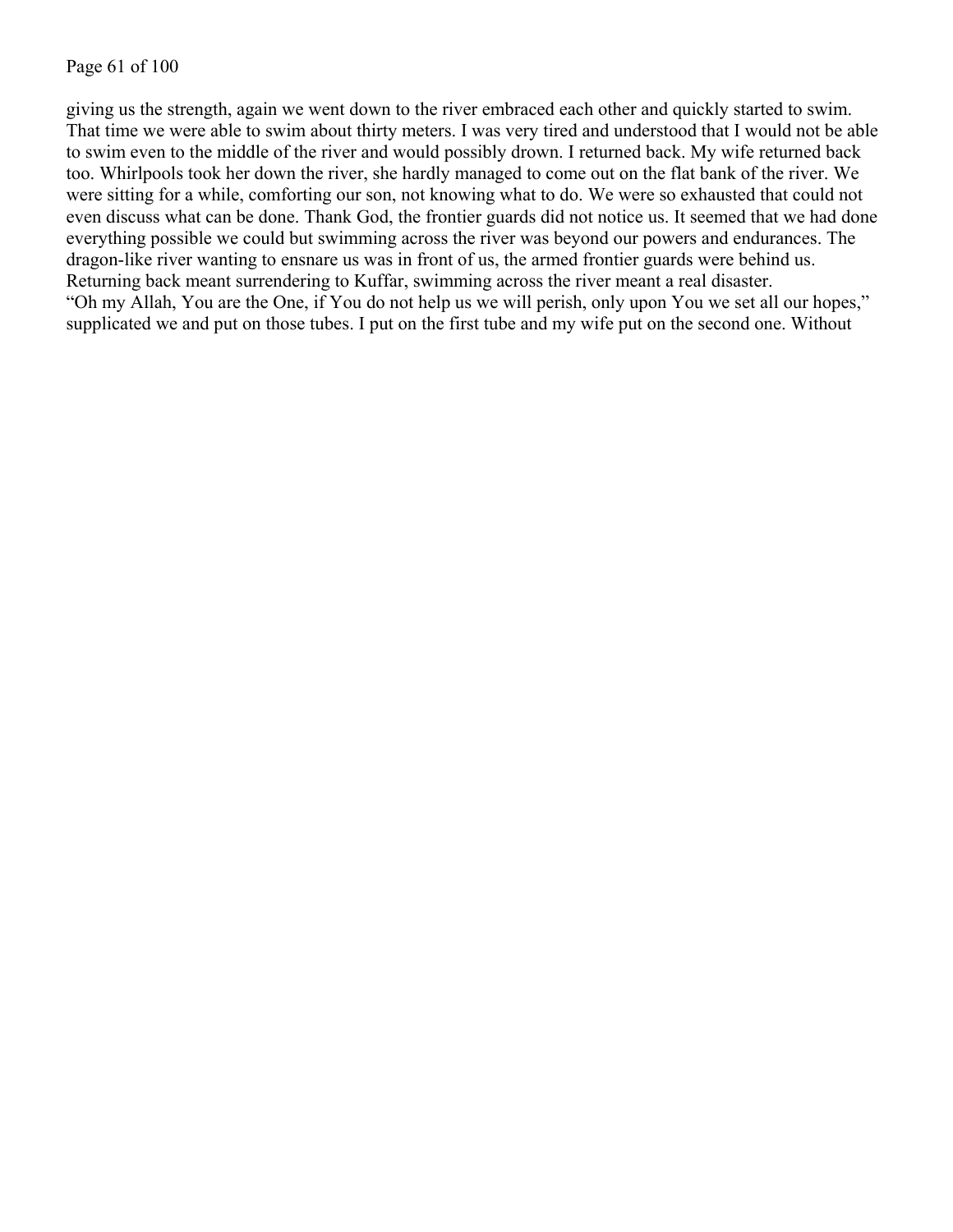giving us the strength, again we went down to the river embraced each other and quickly started to swim. That time we were able to swim about thirty meters. I was very tired and understood that I would not be able to swim even to the middle of the river and would possibly drown. I returned back. My wife returned back too. Whirlpools took her down the river, she hardly managed to come out on the flat bank of the river. We were sitting for a while, comforting our son, not knowing what to do. We were so exhausted that could not even discuss what can be done. Thank God, the frontier guards did not notice us. It seemed that we had done everything possible we could but swimming across the river was beyond our powers and endurances. The dragon-like river wanting to ensnare us was in front of us, the armed frontier guards were behind us. Returning back meant surrendering to Kuffar, swimming across the river meant a real disaster.

"Oh my Allah, You are the One, if You do not help us we will perish, only upon You we set all our hopes," supplicated we and put on those tubes. I put on the first tube and my wife put on the second one. Without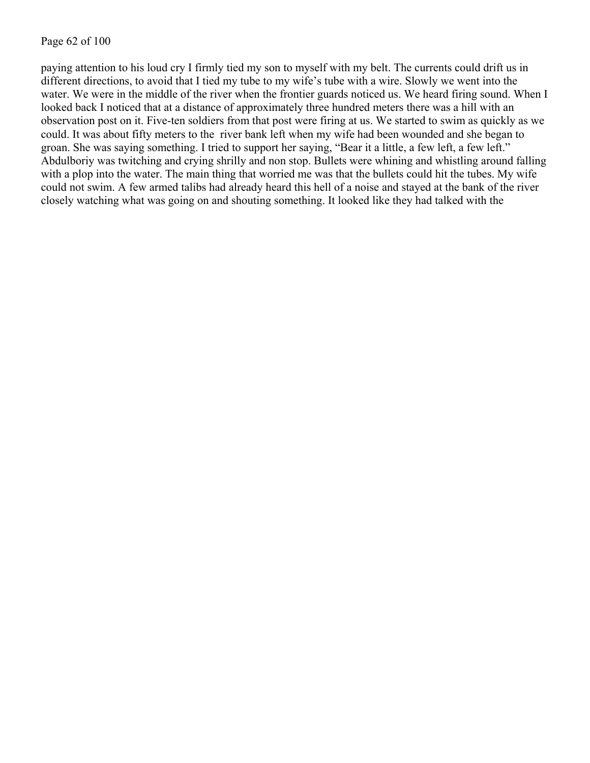paying attention to his loud cry I firmly tied my son to myself with my belt. The currents could drift us in different directions, to avoid that I tied my tube to my wife's tube with a wire. Slowly we went into the water. We were in the middle of the river when the frontier guards noticed us. We heard firing sound. When I looked back I noticed that at a distance of approximately three hundred meters there was a hill with an observation post on it. Five-ten soldiers from that post were firing at us. We started to swim as quickly as we could. It was about fifty meters to the river bank left when my wife had been wounded and she began to groan. She was saying something. I tried to support her saying, "Bear it a little, a few left, a few left." Abdulboriy was twitching and crying shrilly and non stop. Bullets were whining and whistling around falling with a plop into the water. The main thing that worried me was that the bullets could hit the tubes. My wife could not swim. A few armed talibs had already heard this hell of a noise and stayed at the bank of the river closely watching what was going on and shouting something. It looked like they had talked with the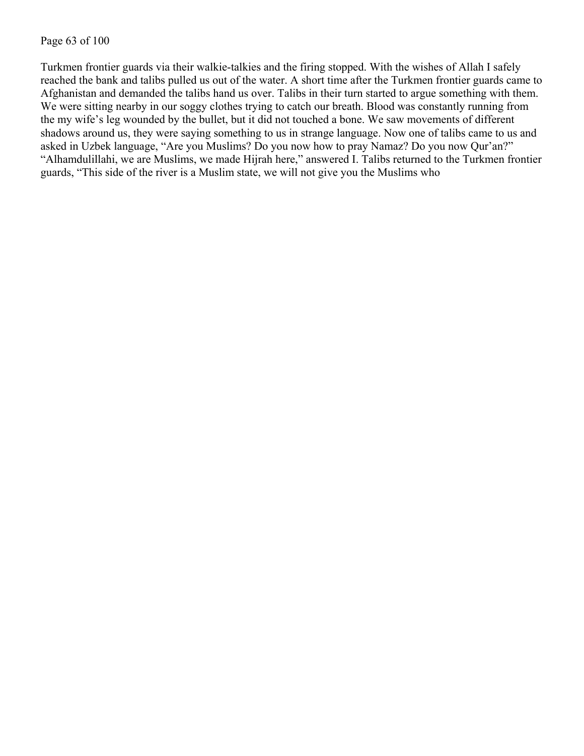Turkmen frontier guards via their walkie-talkies and the firing stopped. With the wishes of Allah I safely reached the bank and talibs pulled us out of the water. A short time after the Turkmen frontier guards came to Afghanistan and demanded the talibs hand us over. Talibs in their turn started to argue something with them. We were sitting nearby in our soggy clothes trying to catch our breath. Blood was constantly running from the my wife's leg wounded by the bullet, but it did not touched a bone. We saw movements of different shadows around us, they were saying something to us in strange language. Now one of talibs came to us and asked in Uzbek language, "Are you Muslims? Do you now how to pray Namaz? Do you now Qur'an?" "Alhamdulillahi, we are Muslims, we made Hijrah here," answered I. Talibs returned to the Turkmen frontier guards, "This side of the river is a Muslim state, we will not give you the Muslims who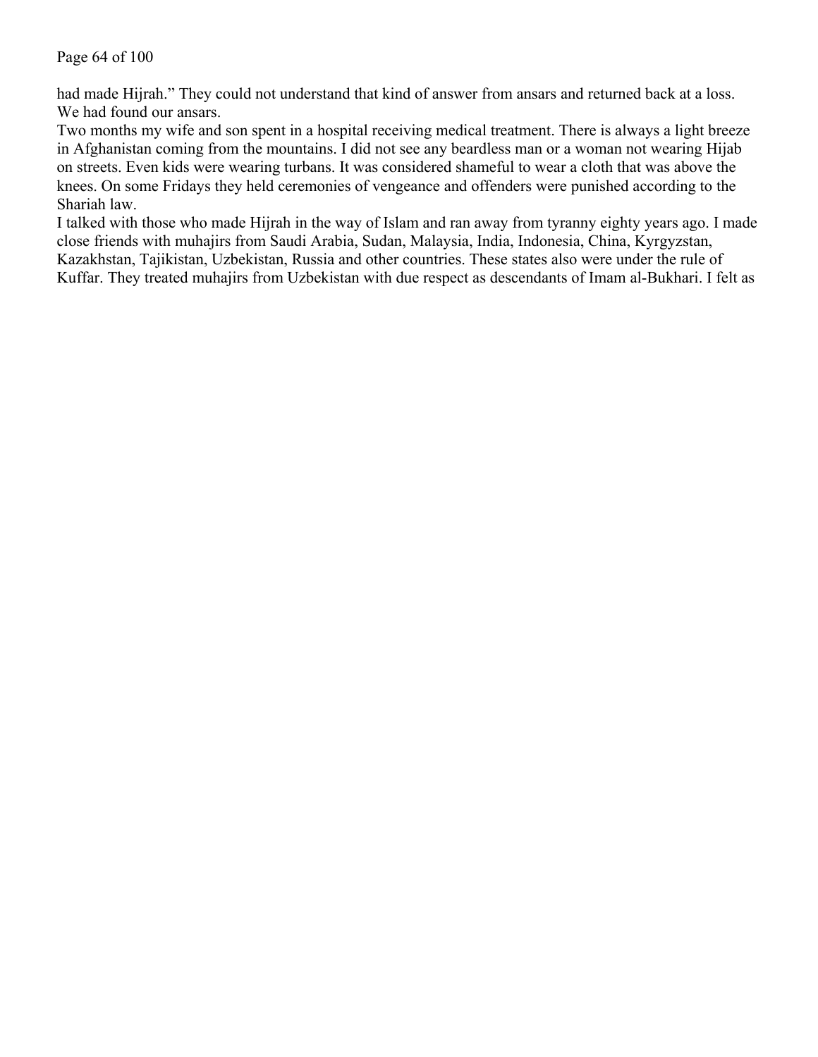had made Hijrah." They could not understand that kind of answer from ansars and returned back at a loss. We had found our ansars.

Two months my wife and son spent in a hospital receiving medical treatment. There is always a light breeze in Afghanistan coming from the mountains. I did not see any beardless man or a woman not wearing Hijab on streets. Even kids were wearing turbans. It was considered shameful to wear a cloth that was above the knees. On some Fridays they held ceremonies of vengeance and offenders were punished according to the Shariah law.

I talked with those who made Hijrah in the way of Islam and ran away from tyranny eighty years ago. I made close friends with muhajirs from Saudi Arabia, Sudan, Malaysia, India, Indonesia, China, Kyrgyzstan, Kazakhstan, Tajikistan, Uzbekistan, Russia and other countries. These states also were under the rule of Kuffar. They treated muhajirs from Uzbekistan with due respect as descendants of Imam al-Bukhari. I felt as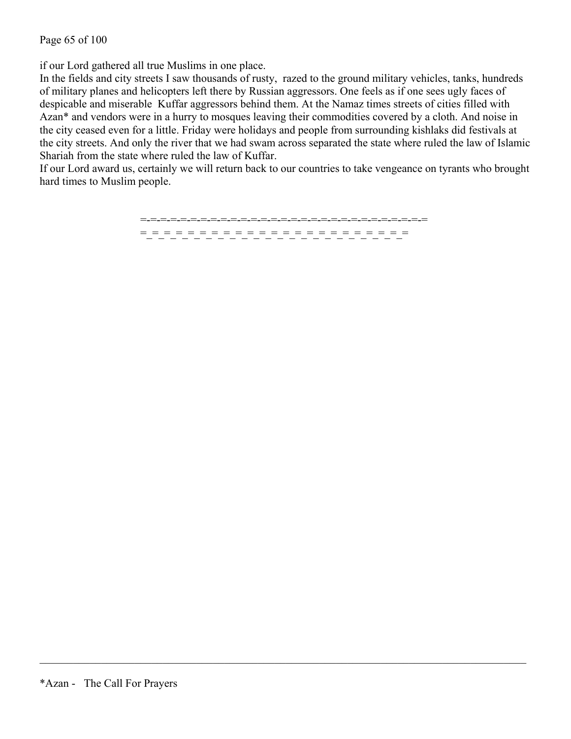if our Lord gathered all true Muslims in one place.
In the fields and city streets I saw thousands of rusty,  razed to the ground military vehicles, tanks, hundreds of military planes and helicopters left there by Russian aggressors. One feels as if one sees ugly faces of despicable and miserable  Kuffar aggressors behind them. At the Namaz times streets of cities filled with Azan* and vendors were in a hurry to mosques leaving their commodities covered by a cloth. And noise in the city ceased even for a little. Friday were holidays and people from surrounding kishlaks did festivals at the city streets. And only the river that we had swam across separated the state where ruled the law of Islamic Shariah from the state where ruled the law of Kuffar.
If our Lord award us, certainly we will return back to our countries to take vengeance on tyrants who brought hard times to Muslim people.

=-=-=-=-=-=-=-=-=-=-=-=-=-=-=-=-=-=-=-=-=-=-=-=-=-=-=-=-=-=-=-=
=_=_=_=_=_=_=_=_=_=_=_=_=_=_=_=_=_=_=_=_=_=_=_=_=

---

*Azan -   The Call For Prayers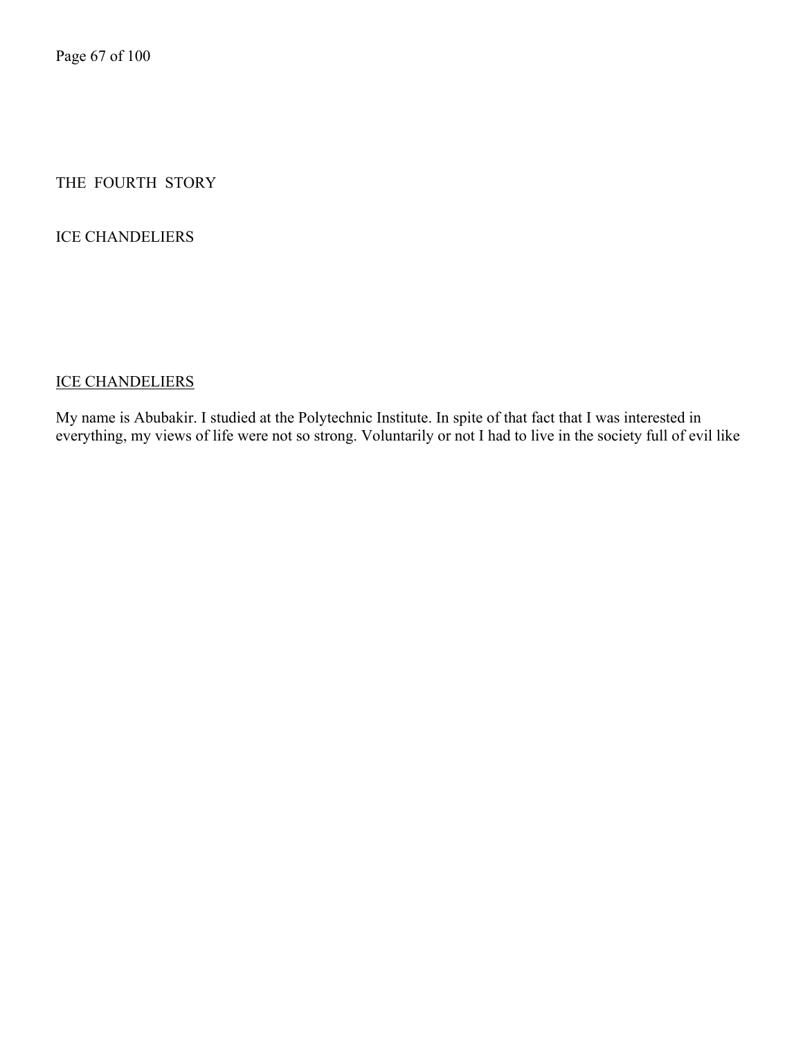# THE FOURTH STORY

## ICE CHANDELIERS

<u>ICE CHANDELIERS</u>

My name is Abubakir. I studied at the Polytechnic Institute. In spite of that fact that I was interested in everything, my views of life were not so strong. Voluntarily or not I had to live in the society full of evil like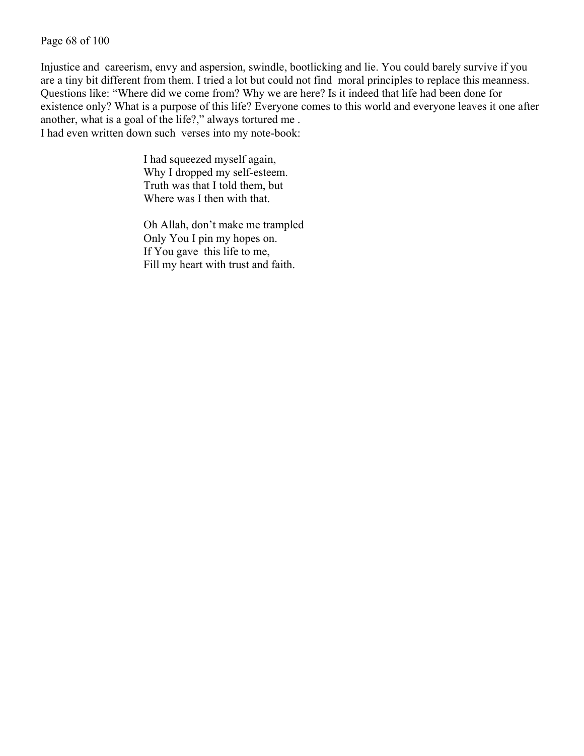Injustice and careerism, envy and aspersion, swindle, bootlicking and lie. You could barely survive if you are a tiny bit different from them. I tried a lot but could not find moral principles to replace this meanness. Questions like: "Where did we come from? Why we are here? Is it indeed that life had been done for existence only? What is a purpose of this life? Everyone comes to this world and everyone leaves it one after another, what is a goal of the life?," always tortured me .
I had even written down such verses into my note-book:

> I had squeezed myself again,
> Why I dropped my self-esteem.
> Truth was that I told them, but
> Where was I then with that.
>
> Oh Allah, don't make me trampled
> Only You I pin my hopes on.
> If You gave this life to me,
> Fill my heart with trust and faith.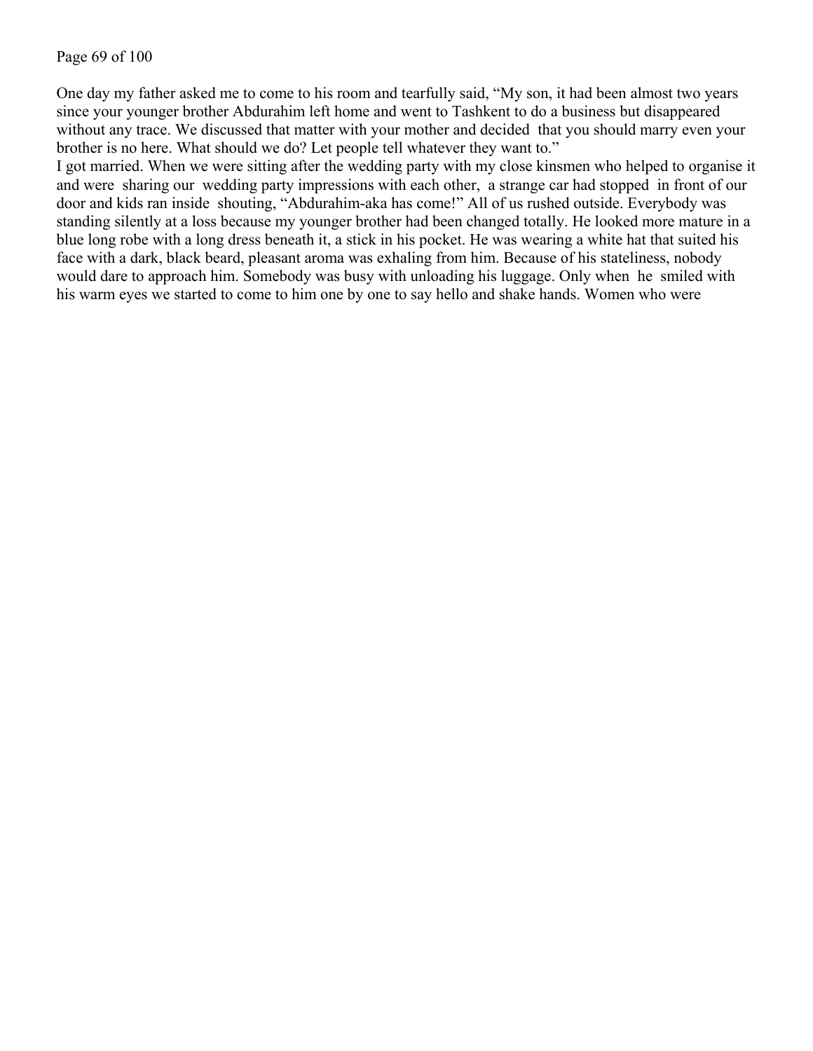One day my father asked me to come to his room and tearfully said, “My son, it had been almost two years since your younger brother Abdurahim left home and went to Tashkent to do a business but disappeared without any trace. We discussed that matter with your mother and decided that you should marry even your brother is no here. What should we do? Let people tell whatever they want to.”

I got married. When we were sitting after the wedding party with my close kinsmen who helped to organise it and were sharing our wedding party impressions with each other, a strange car had stopped in front of our door and kids ran inside shouting, “Abdurahim-aka has come!” All of us rushed outside. Everybody was standing silently at a loss because my younger brother had been changed totally. He looked more mature in a blue long robe with a long dress beneath it, a stick in his pocket. He was wearing a white hat that suited his face with a dark, black beard, pleasant aroma was exhaling from him. Because of his stateliness, nobody would dare to approach him. Somebody was busy with unloading his luggage. Only when he smiled with his warm eyes we started to come to him one by one to say hello and shake hands. Women who were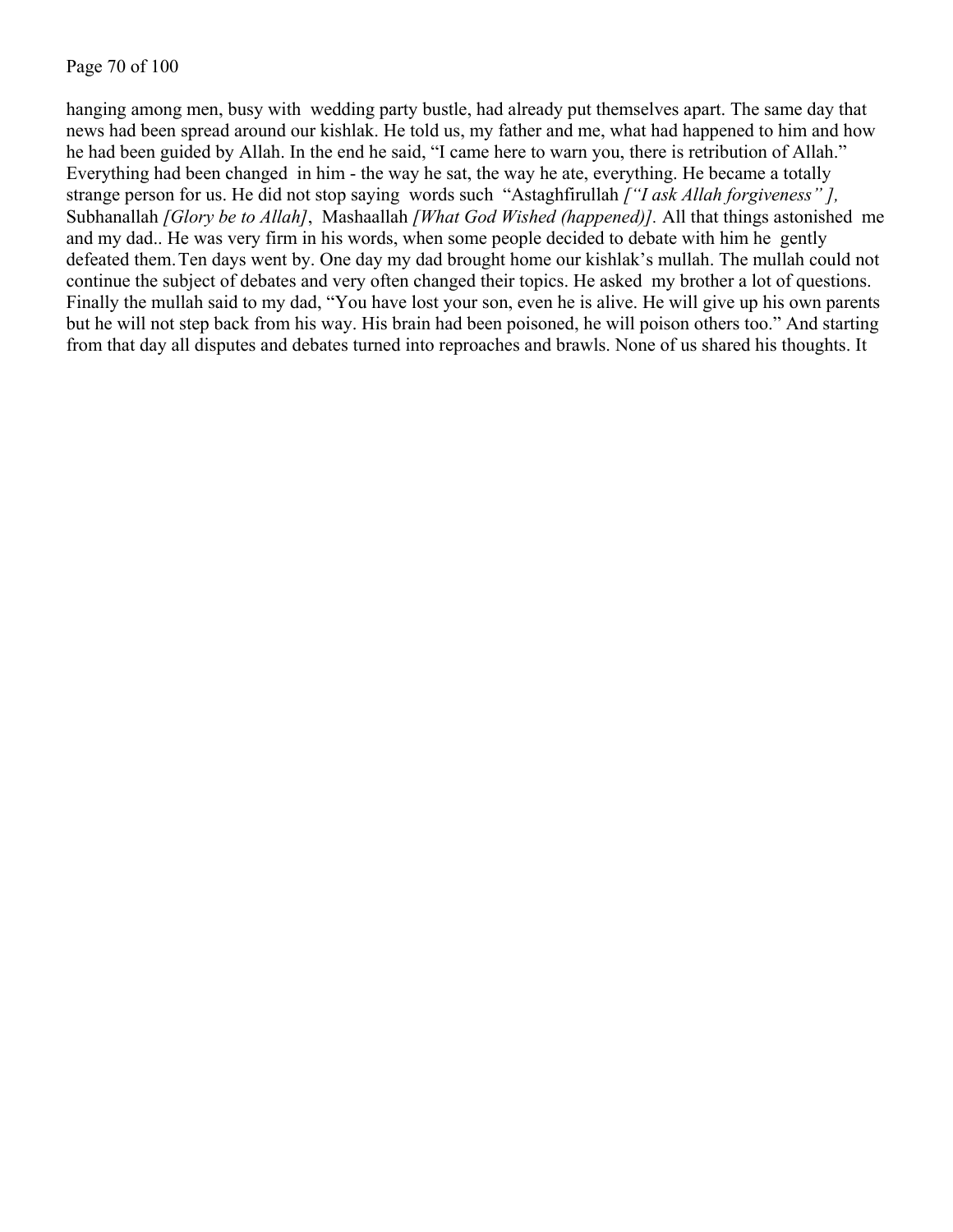hanging among men, busy with  wedding party bustle, had already put themselves apart. The same day that news had been spread around our kishlak. He told us, my father and me, what had happened to him and how he had been guided by Allah. In the end he said, "I came here to warn you, there is retribution of Allah." Everything had been changed  in him - the way he sat, the way he ate, everything. He became a totally strange person for us. He did not stop saying  words such  "Astaghfirullah *["I ask Allah forgiveness" ],* Subhanallah *[Glory be to Allah]*,  Mashaallah *[What God Wished (happened)].* All that things astonished  me and my dad.. He was very firm in his words, when some people decided to debate with him he  gently defeated them. Ten days went by. One day my dad brought home our kishlak's mullah. The mullah could not continue the subject of debates and very often changed their topics. He asked  my brother a lot of questions. Finally the mullah said to my dad, "You have lost your son, even he is alive. He will give up his own parents but he will not step back from his way. His brain had been poisoned, he will poison others too." And starting from that day all disputes and debates turned into reproaches and brawls. None of us shared his thoughts. It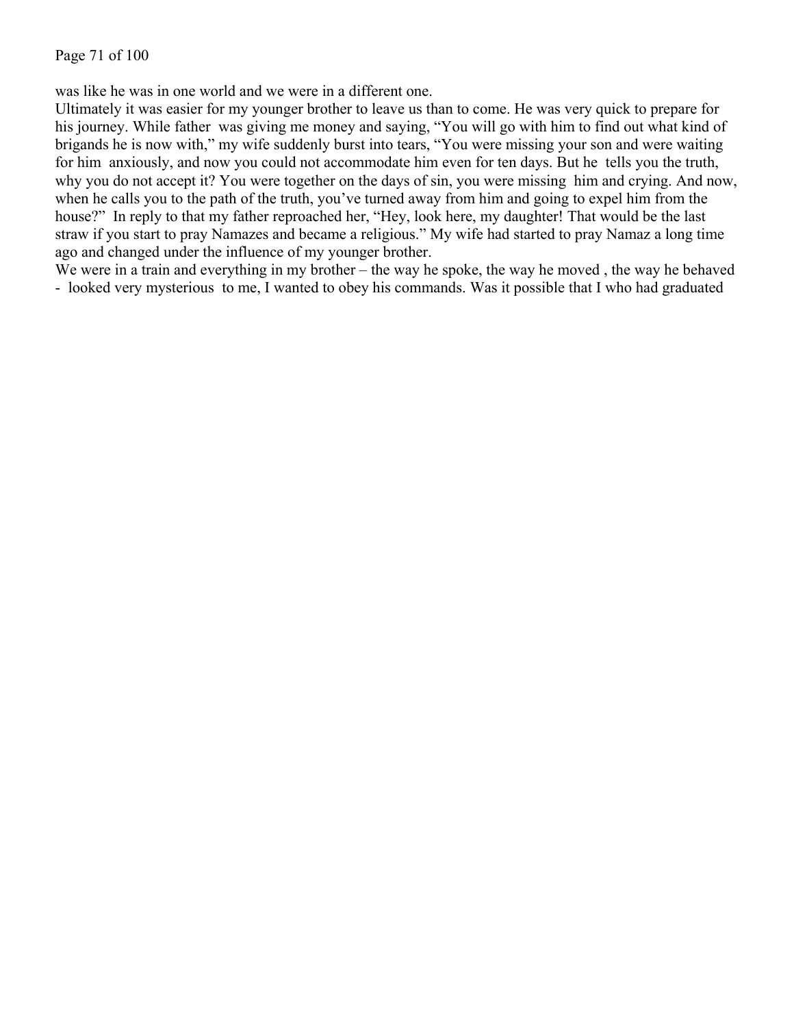was like he was in one world and we were in a different one.

Ultimately it was easier for my younger brother to leave us than to come. He was very quick to prepare for his journey. While father was giving me money and saying, "You will go with him to find out what kind of brigands he is now with," my wife suddenly burst into tears, "You were missing your son and were waiting for him anxiously, and now you could not accommodate him even for ten days. But he tells you the truth, why you do not accept it? You were together on the days of sin, you were missing him and crying. And now, when he calls you to the path of the truth, you've turned away from him and going to expel him from the house?" In reply to that my father reproached her, "Hey, look here, my daughter! That would be the last straw if you start to pray Namazes and became a religious." My wife had started to pray Namaz a long time ago and changed under the influence of my younger brother.

We were in a train and everything in my brother – the way he spoke, the way he moved , the way he behaved - looked very mysterious to me, I wanted to obey his commands. Was it possible that I who had graduated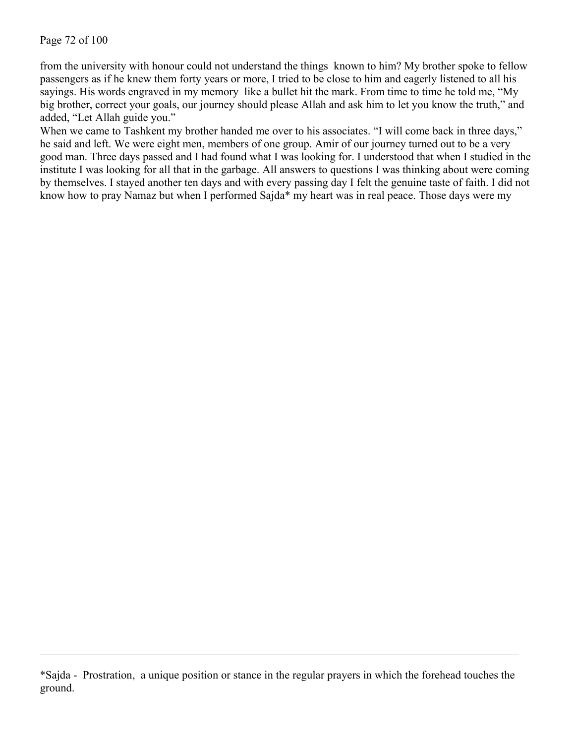from the university with honour could not understand the things known to him? My brother spoke to fellow passengers as if he knew them forty years or more, I tried to be close to him and eagerly listened to all his sayings. His words engraved in my memory like a bullet hit the mark. From time to time he told me, "My big brother, correct your goals, our journey should please Allah and ask him to let you know the truth," and added, "Let Allah guide you."

When we came to Tashkent my brother handed me over to his associates. "I will come back in three days," he said and left. We were eight men, members of one group. Amir of our journey turned out to be a very good man. Three days passed and I had found what I was looking for. I understood that when I studied in the institute I was looking for all that in the garbage. All answers to questions I was thinking about were coming by themselves. I stayed another ten days and with every passing day I felt the genuine taste of faith. I did not know how to pray Namaz but when I performed Sajda* my heart was in real peace. Those days were my

---

*Sajda - Prostration, a unique position or stance in the regular prayers in which the forehead touches the ground.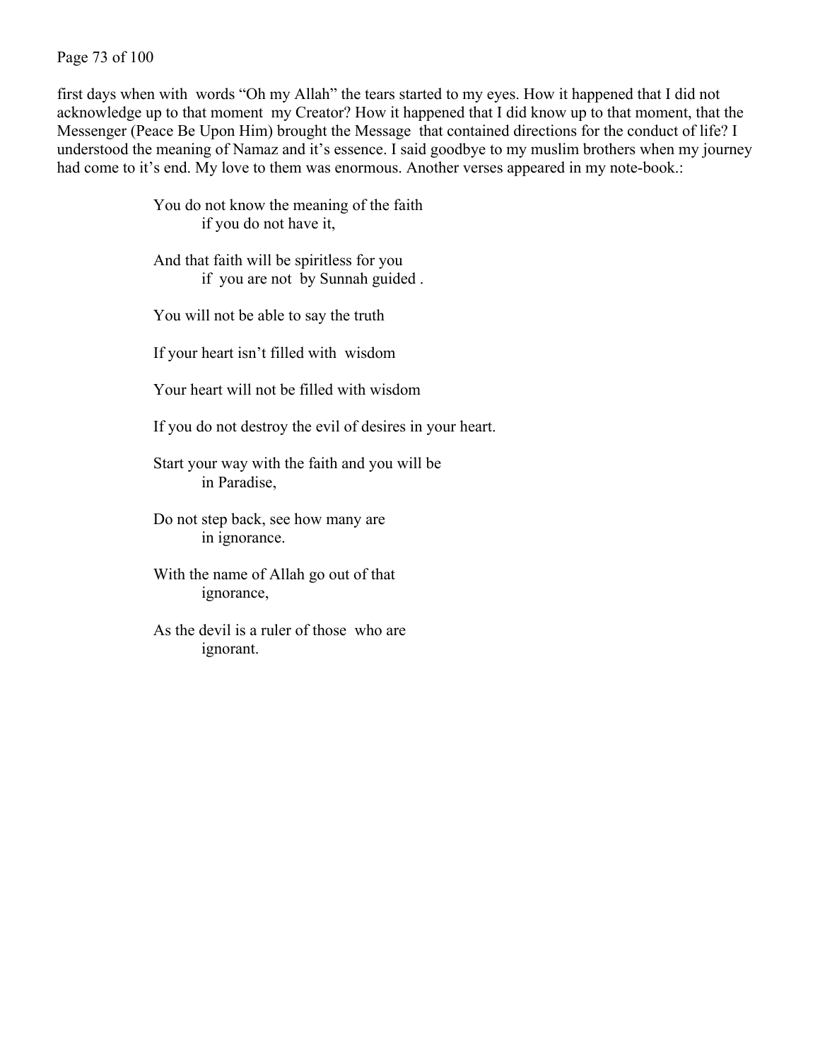first days when with words "Oh my Allah" the tears started to my eyes. How it happened that I did not acknowledge up to that moment my Creator? How it happened that I did know up to that moment, that the Messenger (Peace Be Upon Him) brought the Message that contained directions for the conduct of life? I understood the meaning of Namaz and it's essence. I said goodbye to my muslim brothers when my journey had come to it's end. My love to them was enormous. Another verses appeared in my note-book.:

> You do not know the meaning of the faith
> &nbsp;&nbsp;&nbsp;&nbsp;&nbsp;&nbsp;&nbsp;&nbsp;if you do not have it,
>
> And that faith will be spiritless for you
> &nbsp;&nbsp;&nbsp;&nbsp;&nbsp;&nbsp;&nbsp;&nbsp;if you are not by Sunnah guided .
>
> You will not be able to say the truth
>
> If your heart isn't filled with wisdom
>
> Your heart will not be filled with wisdom
>
> If you do not destroy the evil of desires in your heart.
>
> Start your way with the faith and you will be
> &nbsp;&nbsp;&nbsp;&nbsp;&nbsp;&nbsp;&nbsp;&nbsp;in Paradise,
>
> Do not step back, see how many are
> &nbsp;&nbsp;&nbsp;&nbsp;&nbsp;&nbsp;&nbsp;&nbsp;in ignorance.
>
> With the name of Allah go out of that
> &nbsp;&nbsp;&nbsp;&nbsp;&nbsp;&nbsp;&nbsp;&nbsp;ignorance,
>
> As the devil is a ruler of those who are
> &nbsp;&nbsp;&nbsp;&nbsp;&nbsp;&nbsp;&nbsp;&nbsp;ignorant.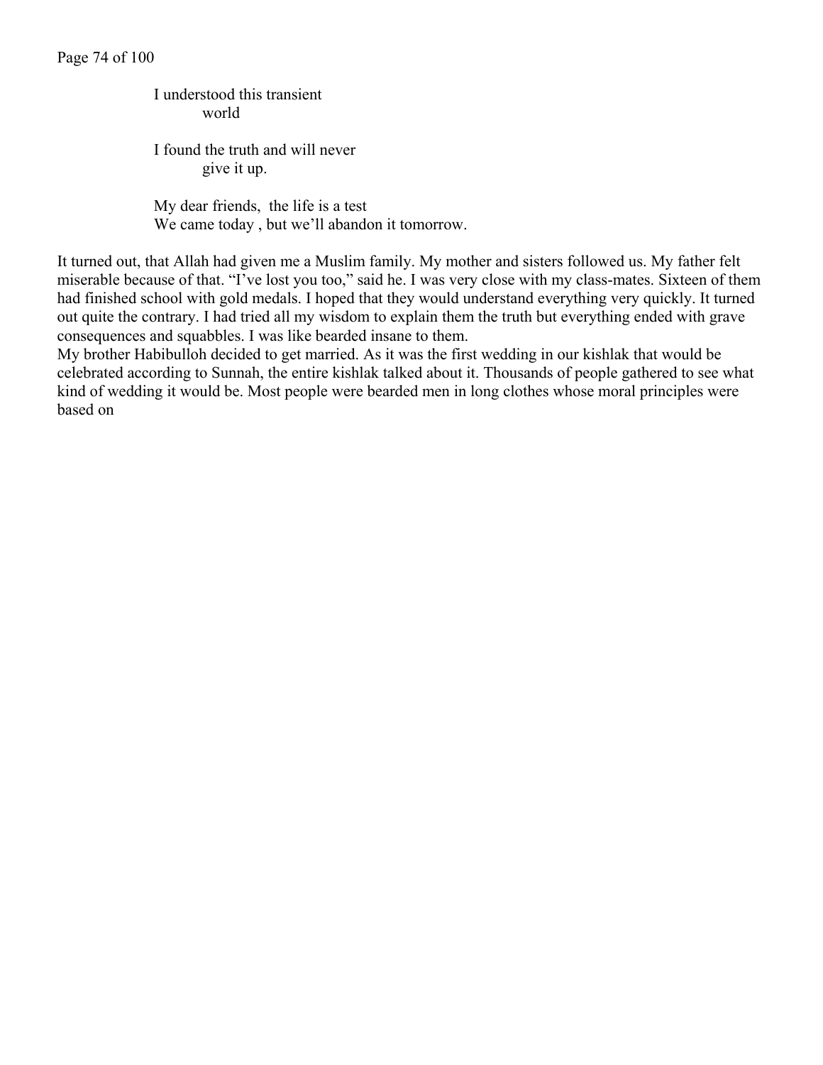I understood this transient
world

I found the truth and will never
give it up.

My dear friends, the life is a test
We came today , but we'll abandon it tomorrow.

It turned out, that Allah had given me a Muslim family. My mother and sisters followed us. My father felt miserable because of that. "I've lost you too," said he. I was very close with my class-mates. Sixteen of them had finished school with gold medals. I hoped that they would understand everything very quickly. It turned out quite the contrary. I had tried all my wisdom to explain them the truth but everything ended with grave consequences and squabbles. I was like bearded insane to them.

My brother Habibulloh decided to get married. As it was the first wedding in our kishlak that would be celebrated according to Sunnah, the entire kishlak talked about it. Thousands of people gathered to see what kind of wedding it would be. Most people were bearded men in long clothes whose moral principles were based on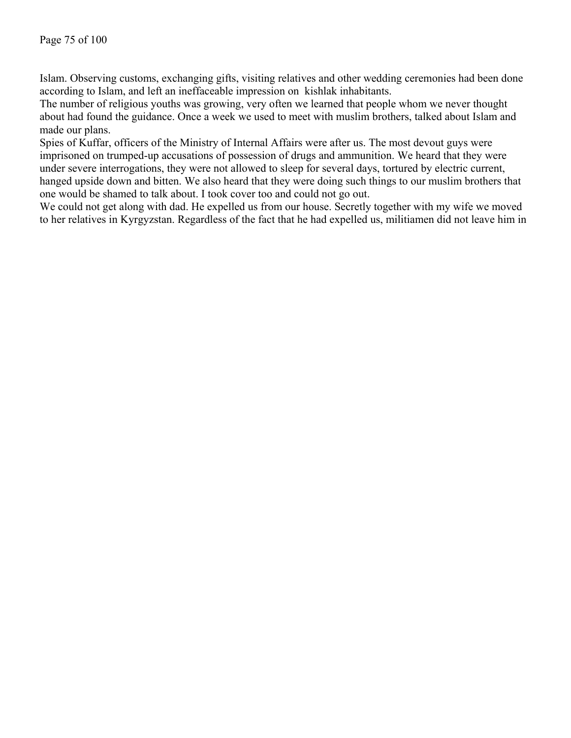Islam. Observing customs, exchanging gifts, visiting relatives and other wedding ceremonies had been done according to Islam, and left an ineffaceable impression on kishlak inhabitants.

The number of religious youths was growing, very often we learned that people whom we never thought about had found the guidance. Once a week we used to meet with muslim brothers, talked about Islam and made our plans.

Spies of Kuffar, officers of the Ministry of Internal Affairs were after us. The most devout guys were imprisoned on trumped-up accusations of possession of drugs and ammunition. We heard that they were under severe interrogations, they were not allowed to sleep for several days, tortured by electric current, hanged upside down and bitten. We also heard that they were doing such things to our muslim brothers that one would be shamed to talk about. I took cover too and could not go out.

We could not get along with dad. He expelled us from our house. Secretly together with my wife we moved to her relatives in Kyrgyzstan. Regardless of the fact that he had expelled us, militiamen did not leave him in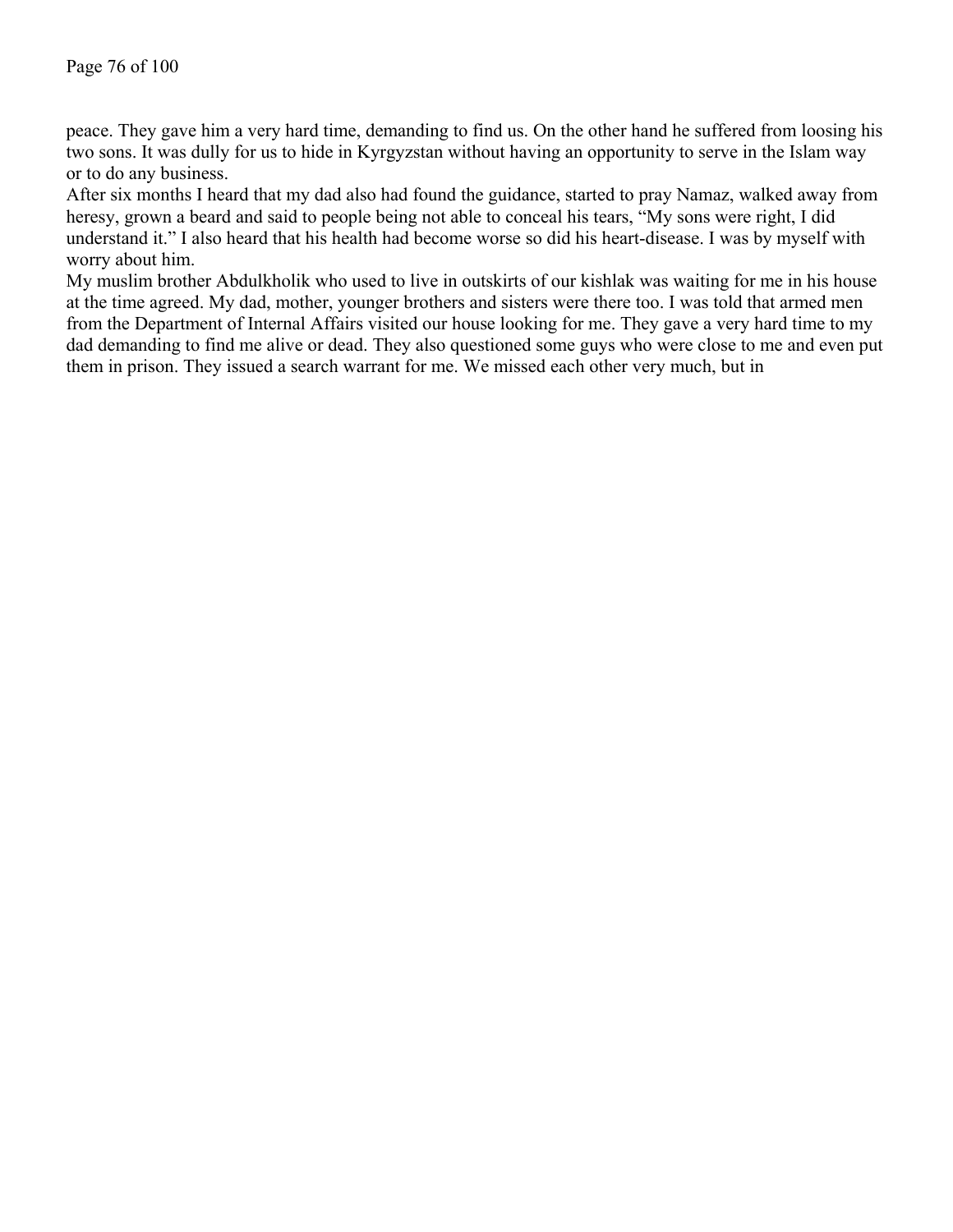peace. They gave him a very hard time, demanding to find us. On the other hand he suffered from loosing his two sons. It was dully for us to hide in Kyrgyzstan without having an opportunity to serve in the Islam way or to do any business.

After six months I heard that my dad also had found the guidance, started to pray Namaz, walked away from heresy, grown a beard and said to people being not able to conceal his tears, "My sons were right, I did understand it." I also heard that his health had become worse so did his heart-disease. I was by myself with worry about him.

My muslim brother Abdulkholik who used to live in outskirts of our kishlak was waiting for me in his house at the time agreed. My dad, mother, younger brothers and sisters were there too. I was told that armed men from the Department of Internal Affairs visited our house looking for me. They gave a very hard time to my dad demanding to find me alive or dead. They also questioned some guys who were close to me and even put them in prison. They issued a search warrant for me. We missed each other very much, but in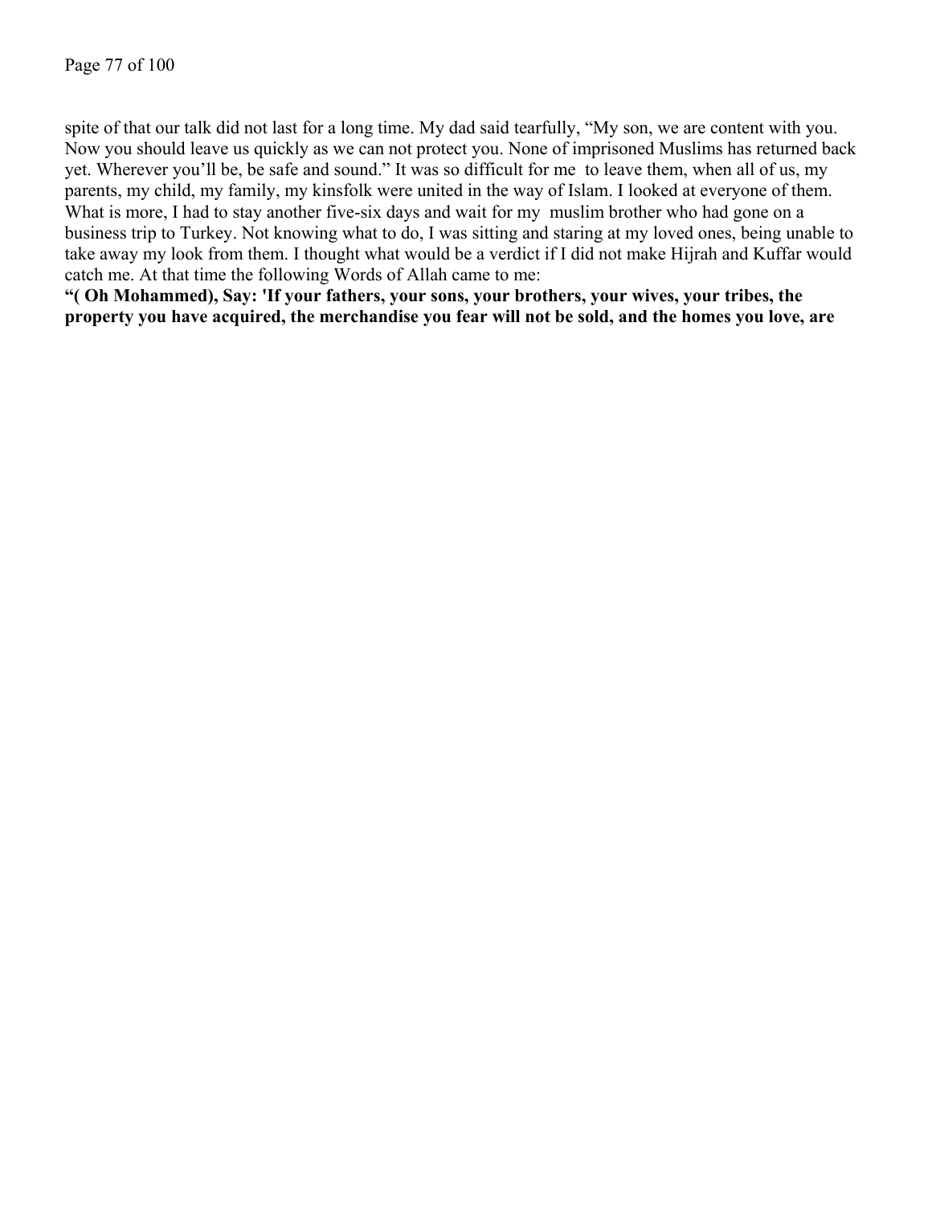spite of that our talk did not last for a long time. My dad said tearfully, “My son, we are content with you. Now you should leave us quickly as we can not protect you. None of imprisoned Muslims has returned back yet. Wherever you’ll be, be safe and sound.” It was so difficult for me to leave them, when all of us, my parents, my child, my family, my kinsfolk were united in the way of Islam. I looked at everyone of them. What is more, I had to stay another five-six days and wait for my muslim brother who had gone on a business trip to Turkey. Not knowing what to do, I was sitting and staring at my loved ones, being unable to take away my look from them. I thought what would be a verdict if I did not make Hijrah and Kuffar would catch me. At that time the following Words of Allah came to me:

**“( Oh Mohammed), Say: 'If your fathers, your sons, your brothers, your wives, your tribes, the property you have acquired, the merchandise you fear will not be sold, and the homes you love, are**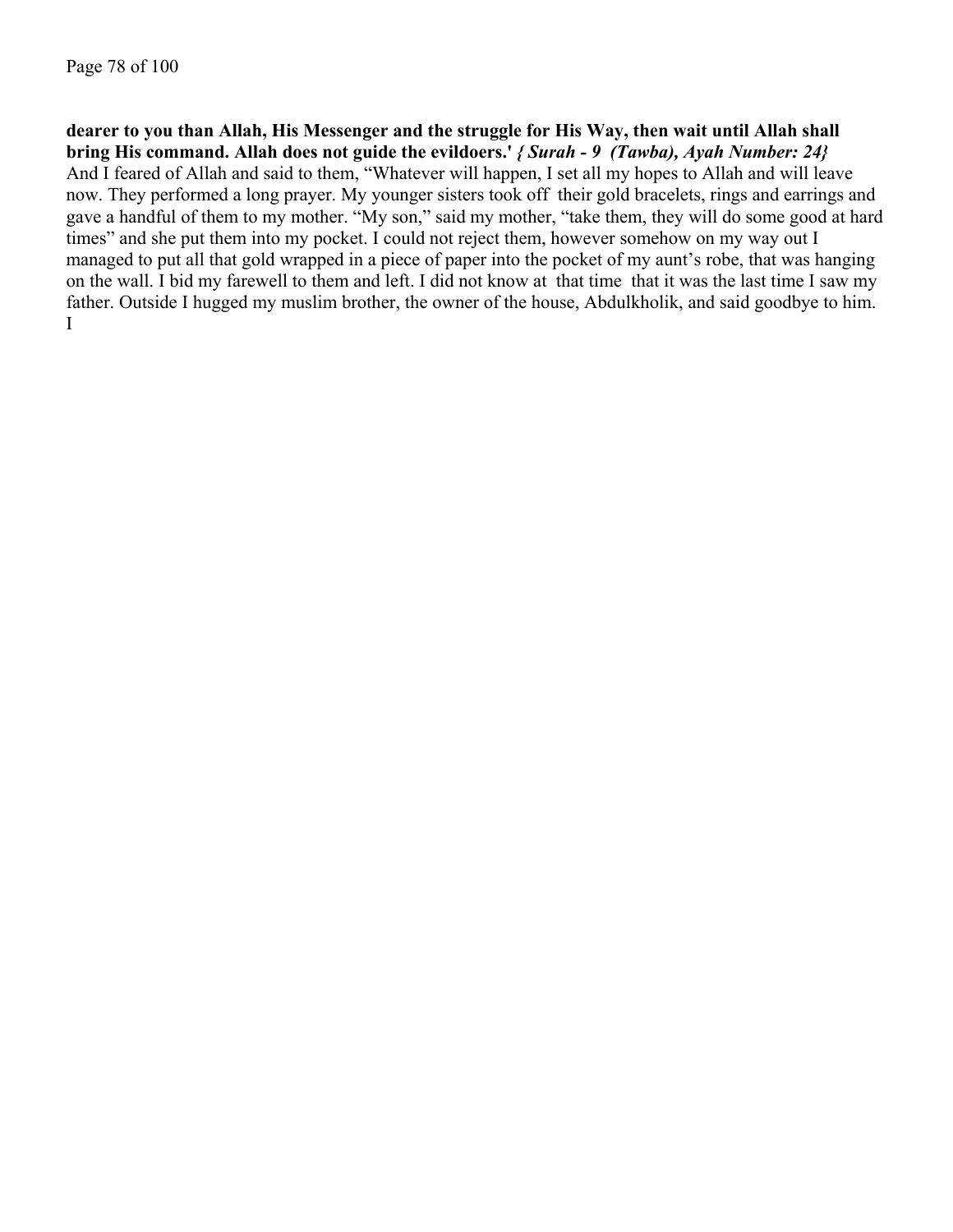**dearer to you than Allah, His Messenger and the struggle for His Way, then wait until Allah shall bring His command. Allah does not guide the evildoers.'** ***{ Surah - 9 (Tawba), Ayah Number: 24}***

And I feared of Allah and said to them, "Whatever will happen, I set all my hopes to Allah and will leave now. They performed a long prayer. My younger sisters took off their gold bracelets, rings and earrings and gave a handful of them to my mother. "My son," said my mother, "take them, they will do some good at hard times" and she put them into my pocket. I could not reject them, however somehow on my way out I managed to put all that gold wrapped in a piece of paper into the pocket of my aunt's robe, that was hanging on the wall. I bid my farewell to them and left. I did not know at that time that it was the last time I saw my father. Outside I hugged my muslim brother, the owner of the house, Abdulkholik, and said goodbye to him. I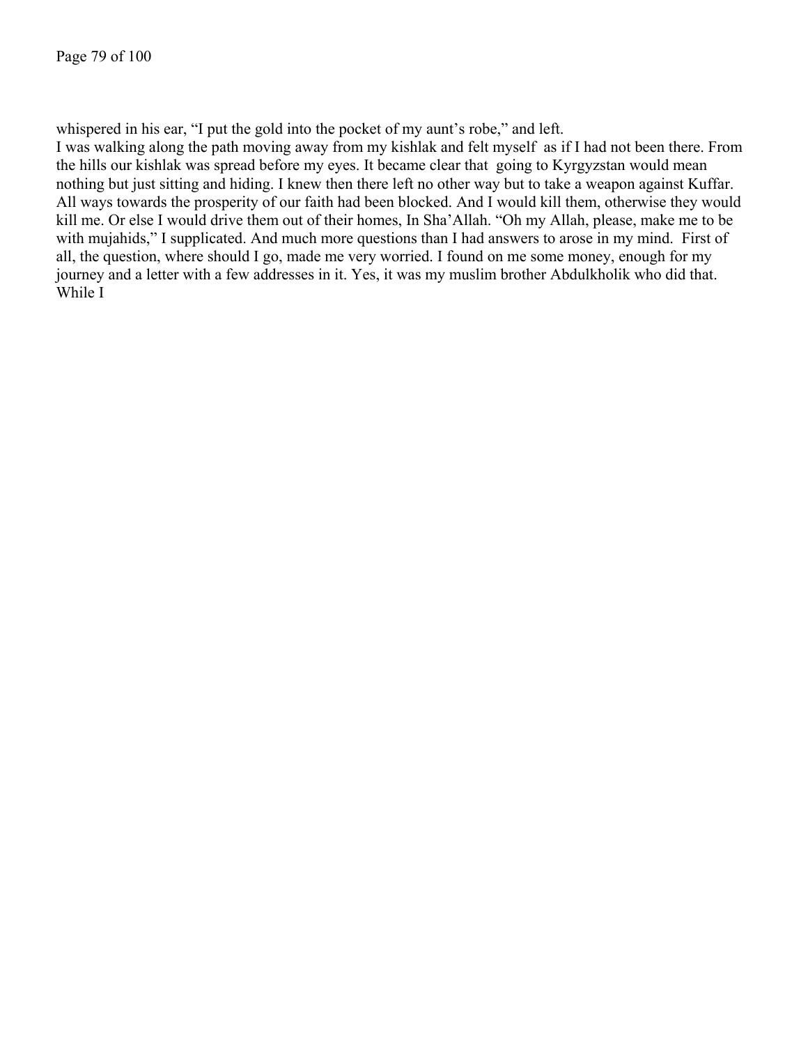whispered in his ear, "I put the gold into the pocket of my aunt's robe," and left.

I was walking along the path moving away from my kishlak and felt myself as if I had not been there. From the hills our kishlak was spread before my eyes. It became clear that going to Kyrgyzstan would mean nothing but just sitting and hiding. I knew then there left no other way but to take a weapon against Kuffar. All ways towards the prosperity of our faith had been blocked. And I would kill them, otherwise they would kill me. Or else I would drive them out of their homes, In Sha'Allah. "Oh my Allah, please, make me to be with mujahids," I supplicated. And much more questions than I had answers to arose in my mind. First of all, the question, where should I go, made me very worried. I found on me some money, enough for my journey and a letter with a few addresses in it. Yes, it was my muslim brother Abdulkholik who did that. While I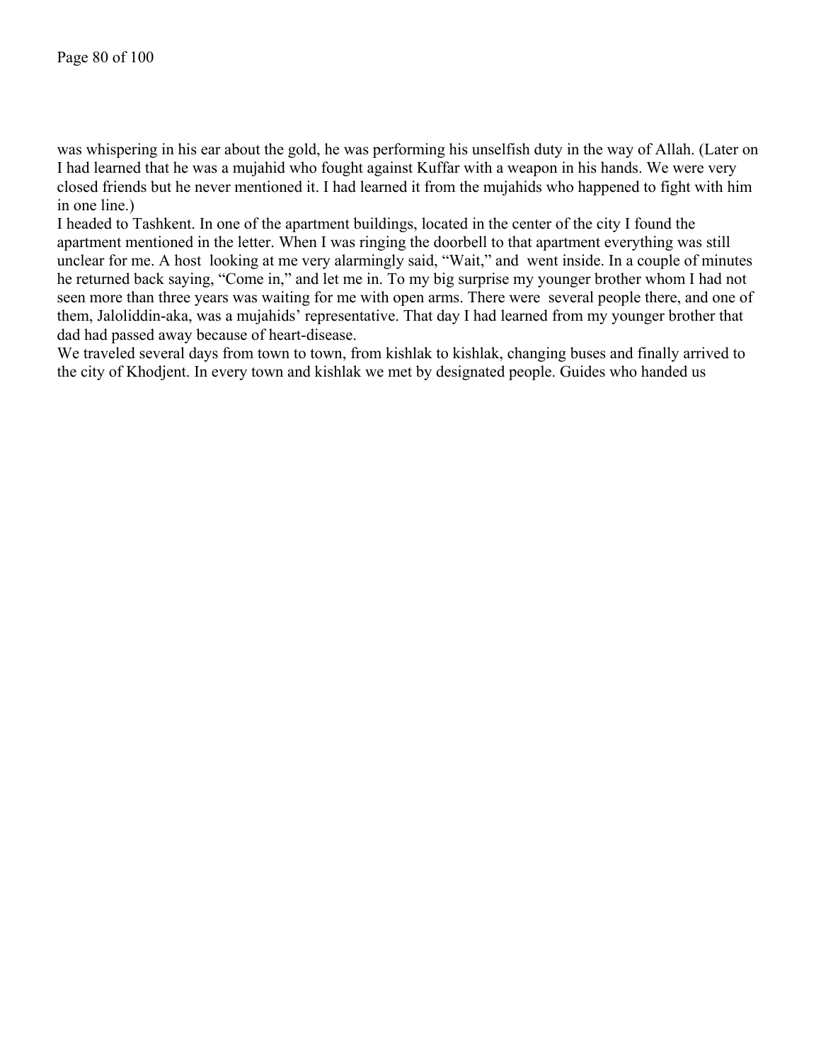was whispering in his ear about the gold, he was performing his unselfish duty in the way of Allah. (Later on I had learned that he was a mujahid who fought against Kuffar with a weapon in his hands. We were very closed friends but he never mentioned it. I had learned it from the mujahids who happened to fight with him in one line.)

I headed to Tashkent. In one of the apartment buildings, located in the center of the city I found the apartment mentioned in the letter. When I was ringing the doorbell to that apartment everything was still unclear for me. A host looking at me very alarmingly said, "Wait," and went inside. In a couple of minutes he returned back saying, "Come in," and let me in. To my big surprise my younger brother whom I had not seen more than three years was waiting for me with open arms. There were several people there, and one of them, Jaloliddin-aka, was a mujahids' representative. That day I had learned from my younger brother that dad had passed away because of heart-disease.

We traveled several days from town to town, from kishlak to kishlak, changing buses and finally arrived to the city of Khodjent. In every town and kishlak we met by designated people. Guides who handed us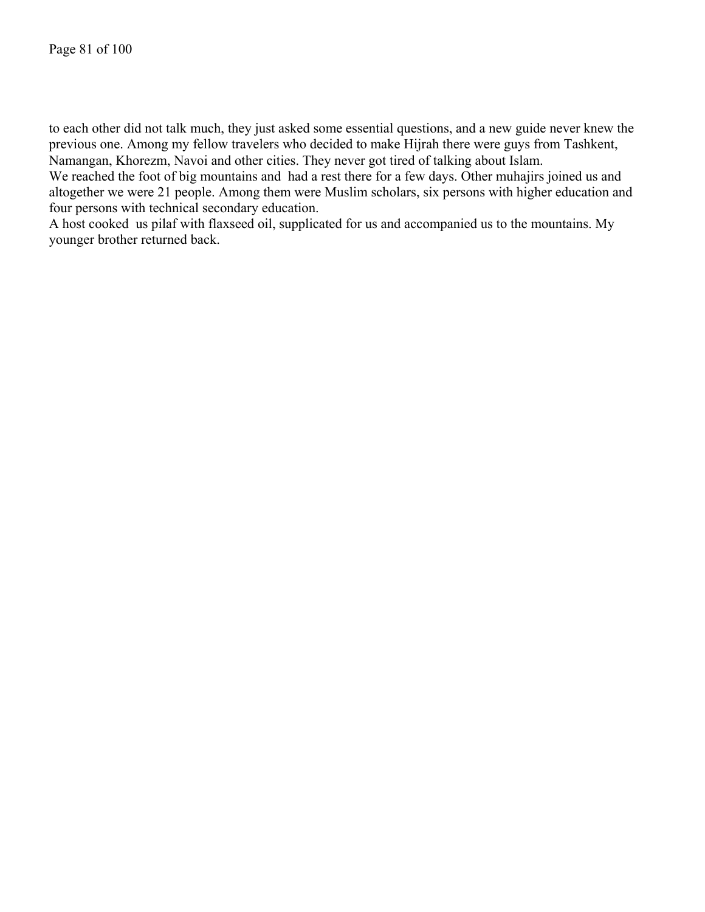to each other did not talk much, they just asked some essential questions, and a new guide never knew the previous one. Among my fellow travelers who decided to make Hijrah there were guys from Tashkent, Namangan, Khorezm, Navoi and other cities. They never got tired of talking about Islam.

We reached the foot of big mountains and had a rest there for a few days. Other muhajirs joined us and altogether we were 21 people. Among them were Muslim scholars, six persons with higher education and four persons with technical secondary education.

A host cooked us pilaf with flaxseed oil, supplicated for us and accompanied us to the mountains. My younger brother returned back.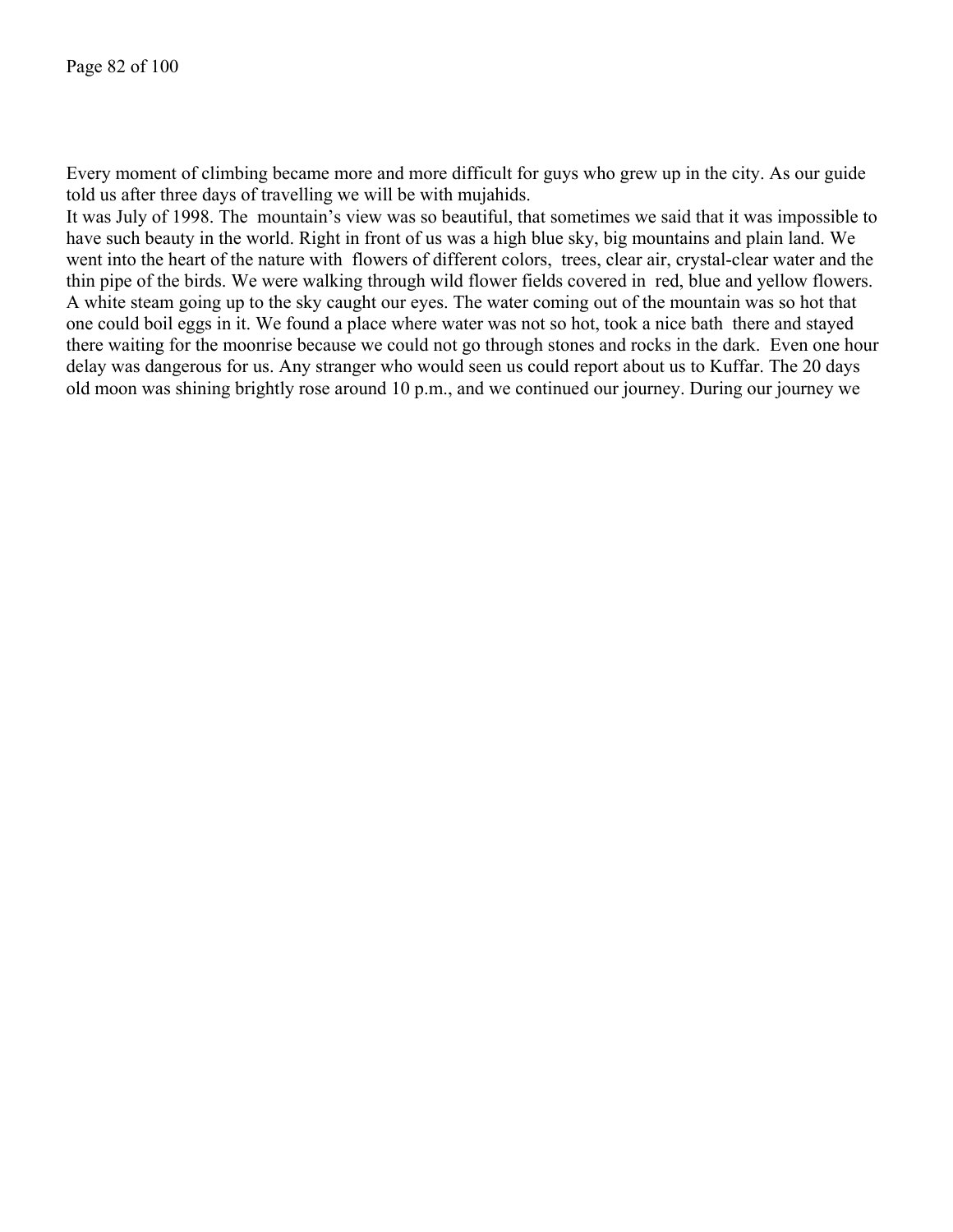Every moment of climbing became more and more difficult for guys who grew up in the city. As our guide told us after three days of travelling we will be with mujahids.

It was July of 1998. The mountain's view was so beautiful, that sometimes we said that it was impossible to have such beauty in the world. Right in front of us was a high blue sky, big mountains and plain land. We went into the heart of the nature with flowers of different colors, trees, clear air, crystal-clear water and the thin pipe of the birds. We were walking through wild flower fields covered in red, blue and yellow flowers. A white steam going up to the sky caught our eyes. The water coming out of the mountain was so hot that one could boil eggs in it. We found a place where water was not so hot, took a nice bath there and stayed there waiting for the moonrise because we could not go through stones and rocks in the dark. Even one hour delay was dangerous for us. Any stranger who would seen us could report about us to Kuffar. The 20 days old moon was shining brightly rose around 10 p.m., and we continued our journey. During our journey we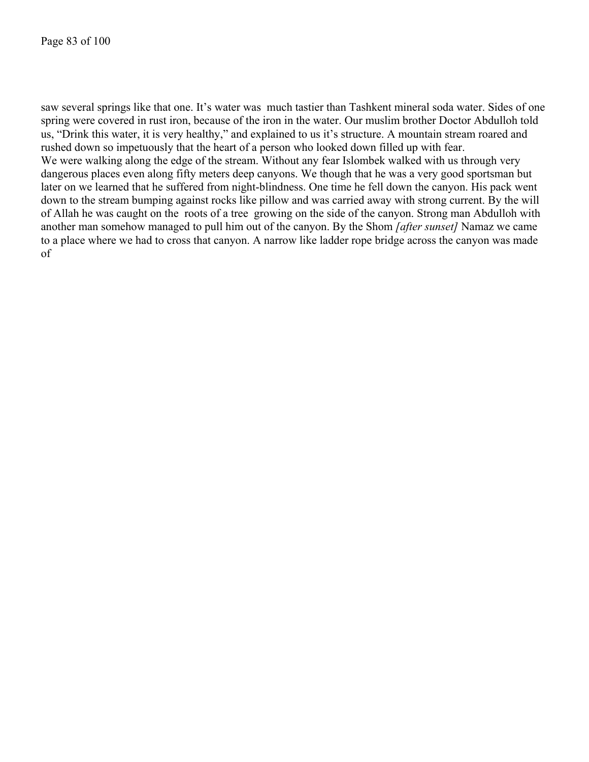saw several springs like that one. It's water was much tastier than Tashkent mineral soda water. Sides of one spring were covered in rust iron, because of the iron in the water. Our muslim brother Doctor Abdulloh told us, "Drink this water, it is very healthy," and explained to us it's structure. A mountain stream roared and rushed down so impetuously that the heart of a person who looked down filled up with fear.

We were walking along the edge of the stream. Without any fear Islombek walked with us through very dangerous places even along fifty meters deep canyons. We though that he was a very good sportsman but later on we learned that he suffered from night-blindness. One time he fell down the canyon. His pack went down to the stream bumping against rocks like pillow and was carried away with strong current. By the will of Allah he was caught on the roots of a tree growing on the side of the canyon. Strong man Abdulloh with another man somehow managed to pull him out of the canyon. By the Shom *[after sunset]* Namaz we came to a place where we had to cross that canyon. A narrow like ladder rope bridge across the canyon was made of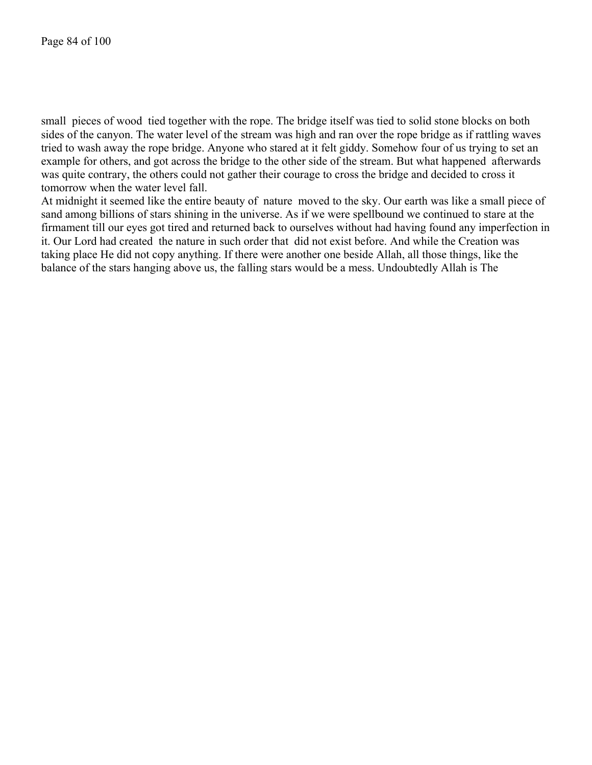small pieces of wood tied together with the rope. The bridge itself was tied to solid stone blocks on both sides of the canyon. The water level of the stream was high and ran over the rope bridge as if rattling waves tried to wash away the rope bridge. Anyone who stared at it felt giddy. Somehow four of us trying to set an example for others, and got across the bridge to the other side of the stream. But what happened afterwards was quite contrary, the others could not gather their courage to cross the bridge and decided to cross it tomorrow when the water level fall.

At midnight it seemed like the entire beauty of nature moved to the sky. Our earth was like a small piece of sand among billions of stars shining in the universe. As if we were spellbound we continued to stare at the firmament till our eyes got tired and returned back to ourselves without had having found any imperfection in it. Our Lord had created the nature in such order that did not exist before. And while the Creation was taking place He did not copy anything. If there were another one beside Allah, all those things, like the balance of the stars hanging above us, the falling stars would be a mess. Undoubtedly Allah is The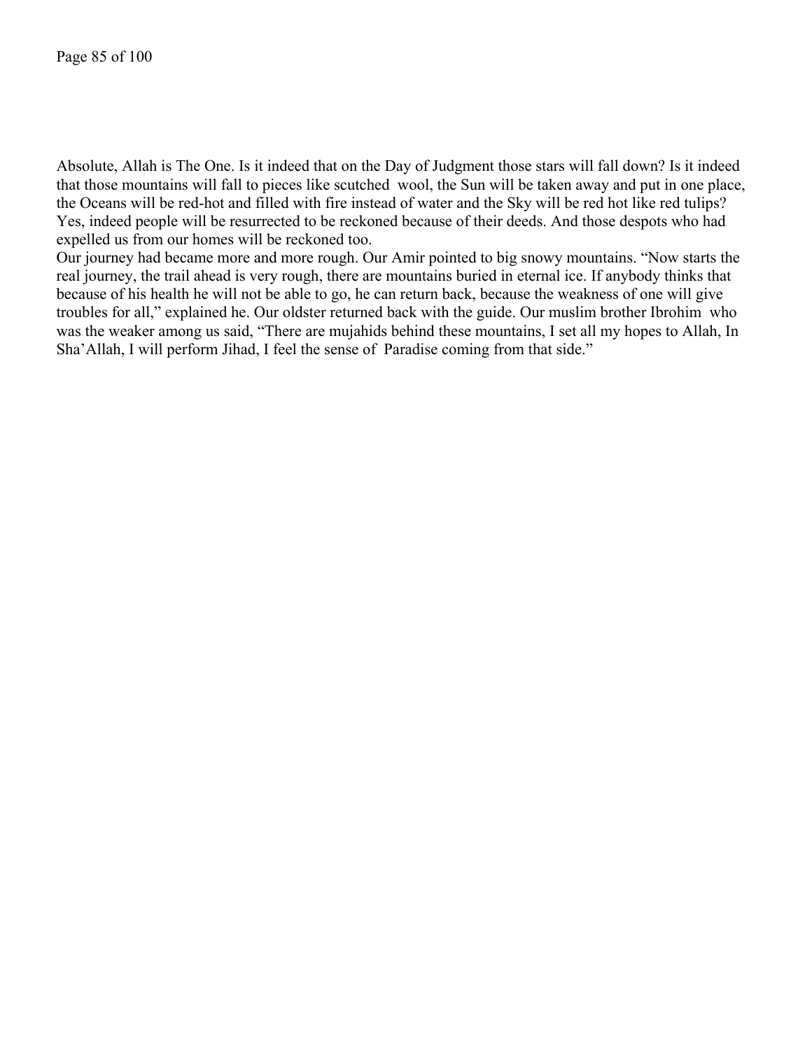Absolute, Allah is The One. Is it indeed that on the Day of Judgment those stars will fall down? Is it indeed that those mountains will fall to pieces like scutched wool, the Sun will be taken away and put in one place, the Oceans will be red-hot and filled with fire instead of water and the Sky will be red hot like red tulips? Yes, indeed people will be resurrected to be reckoned because of their deeds. And those despots who had expelled us from our homes will be reckoned too.

Our journey had became more and more rough. Our Amir pointed to big snowy mountains. "Now starts the real journey, the trail ahead is very rough, there are mountains buried in eternal ice. If anybody thinks that because of his health he will not be able to go, he can return back, because the weakness of one will give troubles for all," explained he. Our oldster returned back with the guide. Our muslim brother Ibrohim who was the weaker among us said, "There are mujahids behind these mountains, I set all my hopes to Allah, In Sha'Allah, I will perform Jihad, I feel the sense of Paradise coming from that side."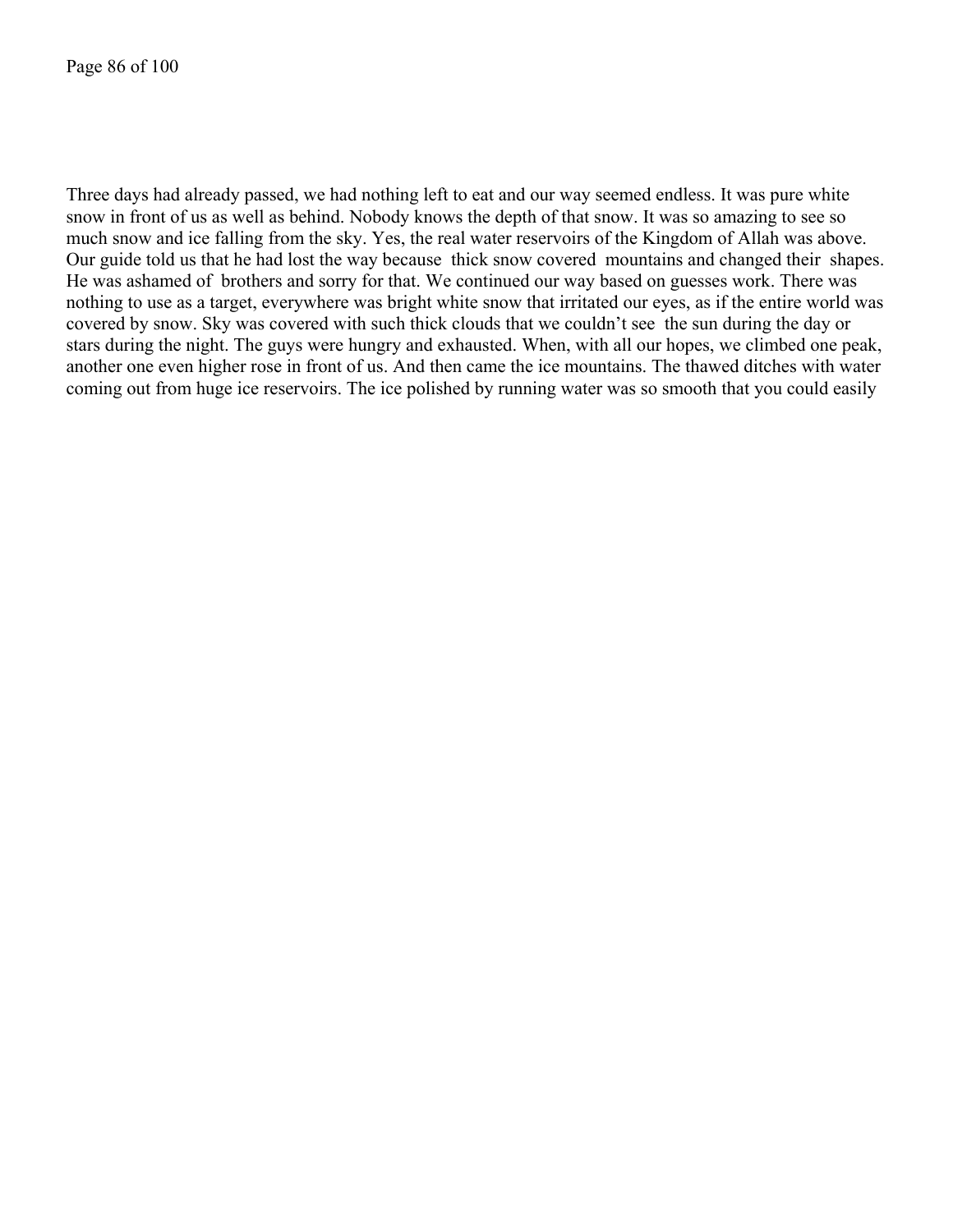Three days had already passed, we had nothing left to eat and our way seemed endless. It was pure white snow in front of us as well as behind. Nobody knows the depth of that snow. It was so amazing to see so much snow and ice falling from the sky. Yes, the real water reservoirs of the Kingdom of Allah was above. Our guide told us that he had lost the way because thick snow covered mountains and changed their shapes. He was ashamed of brothers and sorry for that. We continued our way based on guesses work. There was nothing to use as a target, everywhere was bright white snow that irritated our eyes, as if the entire world was covered by snow. Sky was covered with such thick clouds that we couldn't see the sun during the day or stars during the night. The guys were hungry and exhausted. When, with all our hopes, we climbed one peak, another one even higher rose in front of us. And then came the ice mountains. The thawed ditches with water coming out from huge ice reservoirs. The ice polished by running water was so smooth that you could easily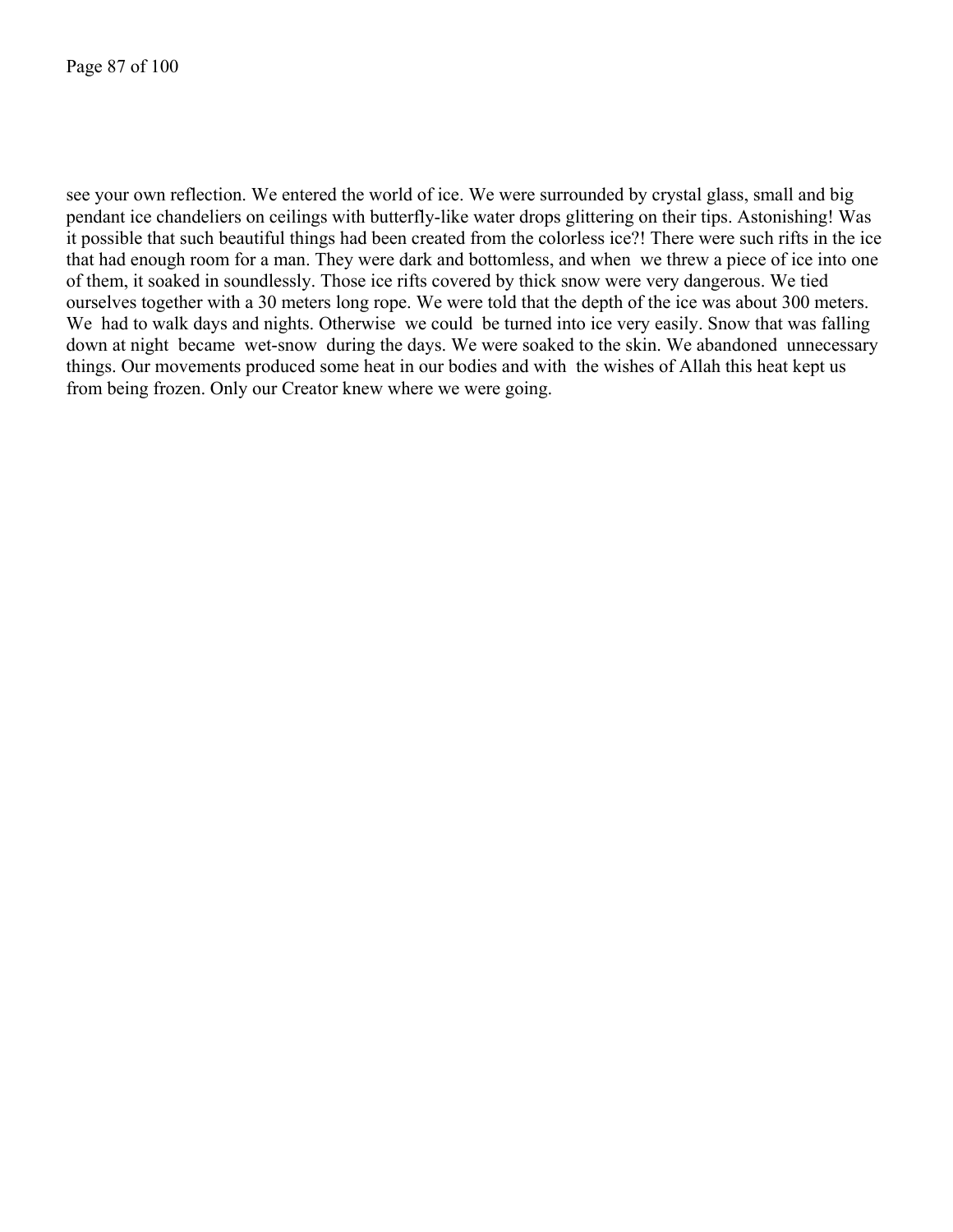see your own reflection. We entered the world of ice. We were surrounded by crystal glass, small and big pendant ice chandeliers on ceilings with butterfly-like water drops glittering on their tips. Astonishing! Was it possible that such beautiful things had been created from the colorless ice?! There were such rifts in the ice that had enough room for a man. They were dark and bottomless, and when we threw a piece of ice into one of them, it soaked in soundlessly. Those ice rifts covered by thick snow were very dangerous. We tied ourselves together with a 30 meters long rope. We were told that the depth of the ice was about 300 meters. We had to walk days and nights. Otherwise we could be turned into ice very easily. Snow that was falling down at night became wet-snow during the days. We were soaked to the skin. We abandoned unnecessary things. Our movements produced some heat in our bodies and with the wishes of Allah this heat kept us from being frozen. Only our Creator knew where we were going.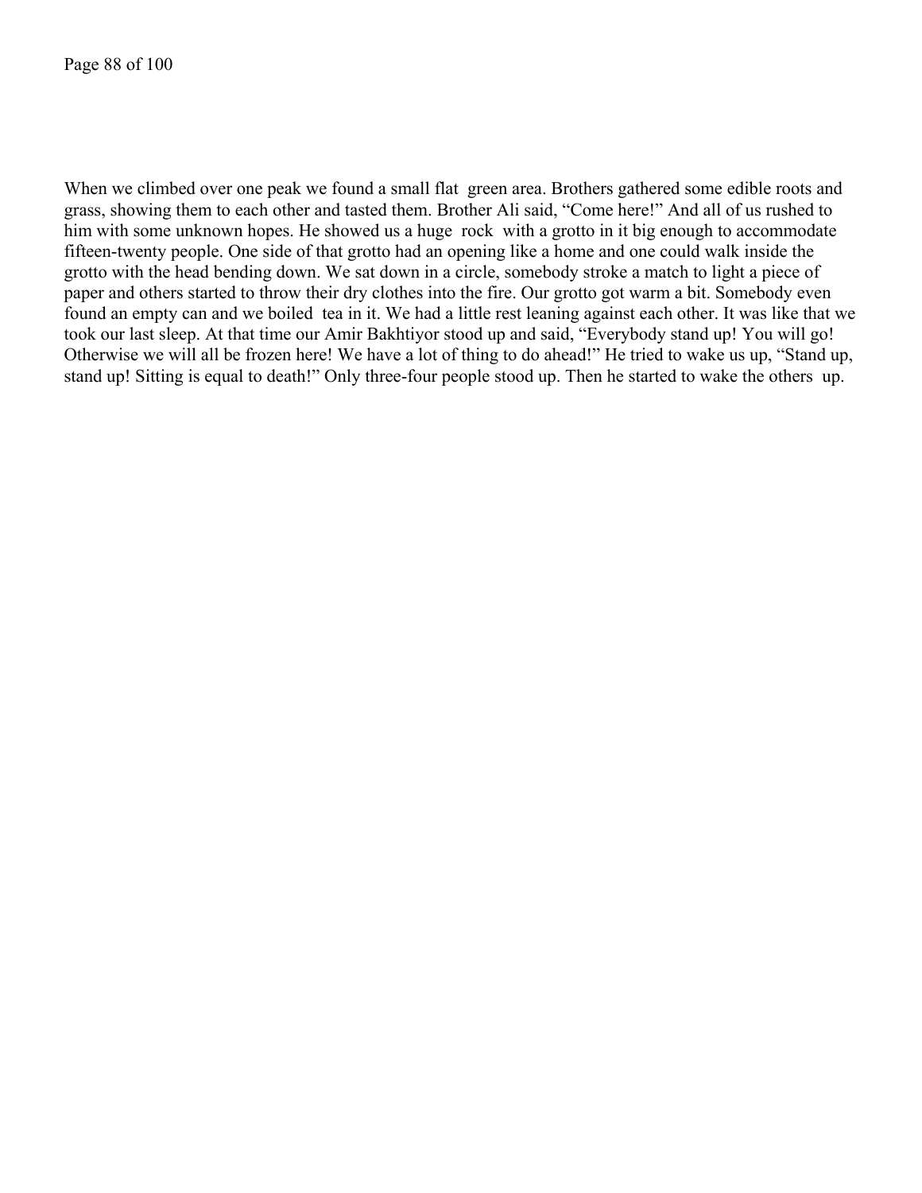When we climbed over one peak we found a small flat green area. Brothers gathered some edible roots and grass, showing them to each other and tasted them. Brother Ali said, "Come here!" And all of us rushed to him with some unknown hopes. He showed us a huge rock with a grotto in it big enough to accommodate fifteen-twenty people. One side of that grotto had an opening like a home and one could walk inside the grotto with the head bending down. We sat down in a circle, somebody stroke a match to light a piece of paper and others started to throw their dry clothes into the fire. Our grotto got warm a bit. Somebody even found an empty can and we boiled tea in it. We had a little rest leaning against each other. It was like that we took our last sleep. At that time our Amir Bakhtiyor stood up and said, "Everybody stand up! You will go! Otherwise we will all be frozen here! We have a lot of thing to do ahead!" He tried to wake us up, "Stand up, stand up! Sitting is equal to death!" Only three-four people stood up. Then he started to wake the others up.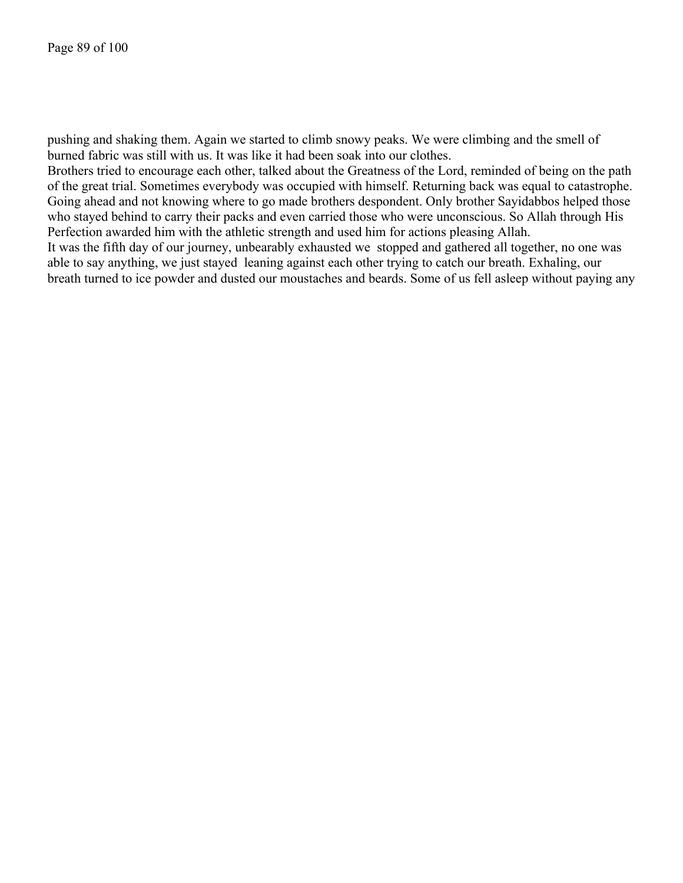pushing and shaking them. Again we started to climb snowy peaks. We were climbing and the smell of burned fabric was still with us. It was like it had been soak into our clothes.

Brothers tried to encourage each other, talked about the Greatness of the Lord, reminded of being on the path of the great trial. Sometimes everybody was occupied with himself. Returning back was equal to catastrophe. Going ahead and not knowing where to go made brothers despondent. Only brother Sayidabbos helped those who stayed behind to carry their packs and even carried those who were unconscious. So Allah through His Perfection awarded him with the athletic strength and used him for actions pleasing Allah.

It was the fifth day of our journey, unbearably exhausted we stopped and gathered all together, no one was able to say anything, we just stayed leaning against each other trying to catch our breath. Exhaling, our breath turned to ice powder and dusted our moustaches and beards. Some of us fell asleep without paying any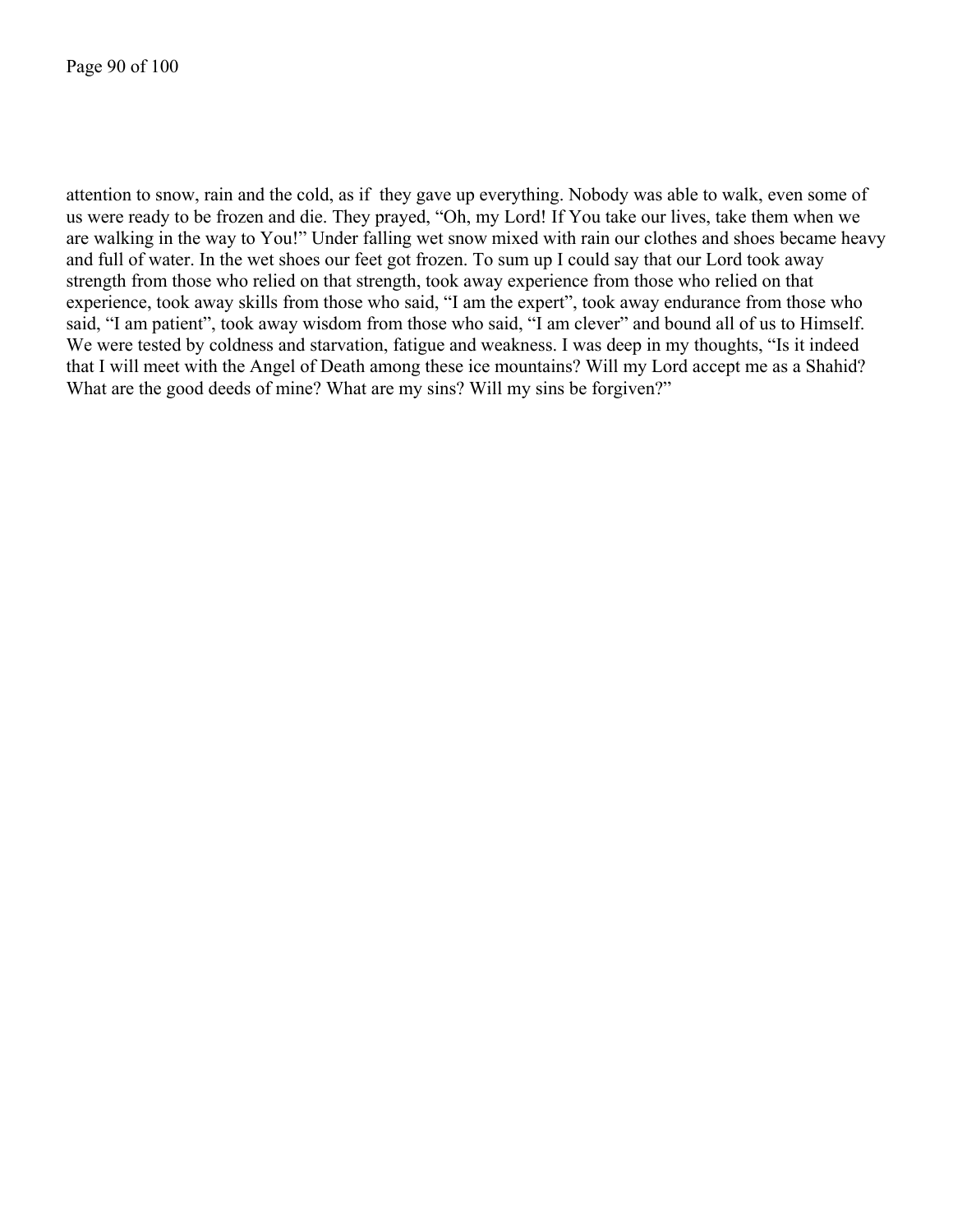attention to snow, rain and the cold, as if they gave up everything. Nobody was able to walk, even some of us were ready to be frozen and die. They prayed, "Oh, my Lord! If You take our lives, take them when we are walking in the way to You!" Under falling wet snow mixed with rain our clothes and shoes became heavy and full of water. In the wet shoes our feet got frozen. To sum up I could say that our Lord took away strength from those who relied on that strength, took away experience from those who relied on that experience, took away skills from those who said, "I am the expert", took away endurance from those who said, "I am patient", took away wisdom from those who said, "I am clever" and bound all of us to Himself. We were tested by coldness and starvation, fatigue and weakness. I was deep in my thoughts, "Is it indeed that I will meet with the Angel of Death among these ice mountains? Will my Lord accept me as a Shahid? What are the good deeds of mine? What are my sins? Will my sins be forgiven?"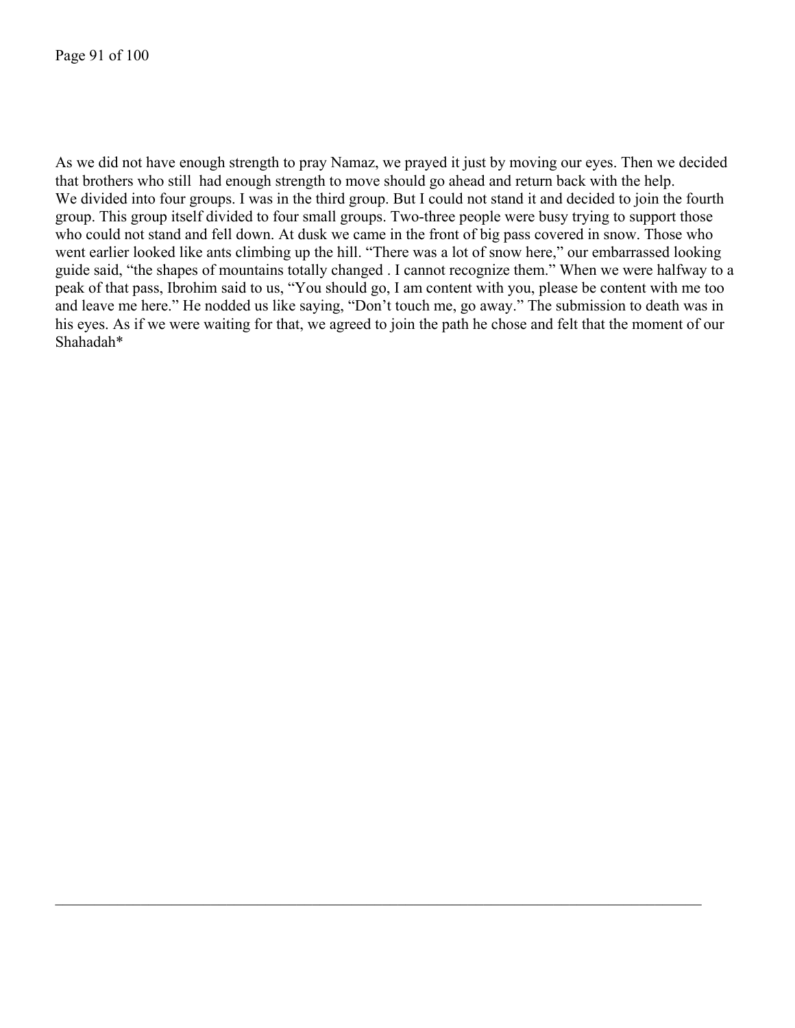As we did not have enough strength to pray Namaz, we prayed it just by moving our eyes. Then we decided that brothers who still had enough strength to move should go ahead and return back with the help. We divided into four groups. I was in the third group. But I could not stand it and decided to join the fourth group. This group itself divided to four small groups. Two-three people were busy trying to support those who could not stand and fell down. At dusk we came in the front of big pass covered in snow. Those who went earlier looked like ants climbing up the hill. "There was a lot of snow here," our embarrassed looking guide said, "the shapes of mountains totally changed . I cannot recognize them." When we were halfway to a peak of that pass, Ibrohim said to us, "You should go, I am content with you, please be content with me too and leave me here." He nodded us like saying, "Don't touch me, go away." The submission to death was in his eyes. As if we were waiting for that, we agreed to join the path he chose and felt that the moment of our Shahadah*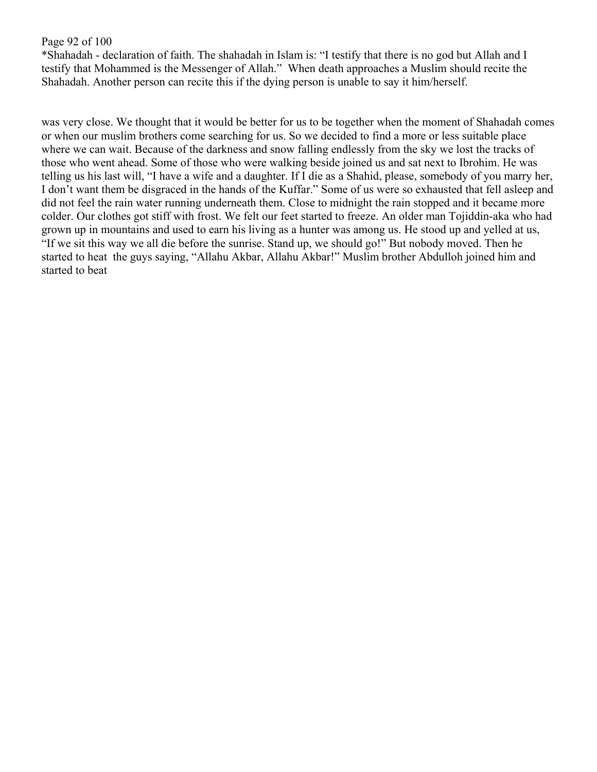*Shahadah - declaration of faith. The shahadah in Islam is: "I testify that there is no god but Allah and I testify that Mohammed is the Messenger of Allah." When death approaches a Muslim should recite the Shahadah. Another person can recite this if the dying person is unable to say it him/herself.

was very close. We thought that it would be better for us to be together when the moment of Shahadah comes or when our muslim brothers come searching for us. So we decided to find a more or less suitable place where we can wait. Because of the darkness and snow falling endlessly from the sky we lost the tracks of those who went ahead. Some of those who were walking beside joined us and sat next to Ibrohim. He was telling us his last will, "I have a wife and a daughter. If I die as a Shahid, please, somebody of you marry her, I don't want them be disgraced in the hands of the Kuffar." Some of us were so exhausted that fell asleep and did not feel the rain water running underneath them. Close to midnight the rain stopped and it became more colder. Our clothes got stiff with frost. We felt our feet started to freeze. An older man Tojiddin-aka who had grown up in mountains and used to earn his living as a hunter was among us. He stood up and yelled at us, "If we sit this way we all die before the sunrise. Stand up, we should go!" But nobody moved. Then he started to heat the guys saying, "Allahu Akbar, Allahu Akbar!" Muslim brother Abdulloh joined him and started to beat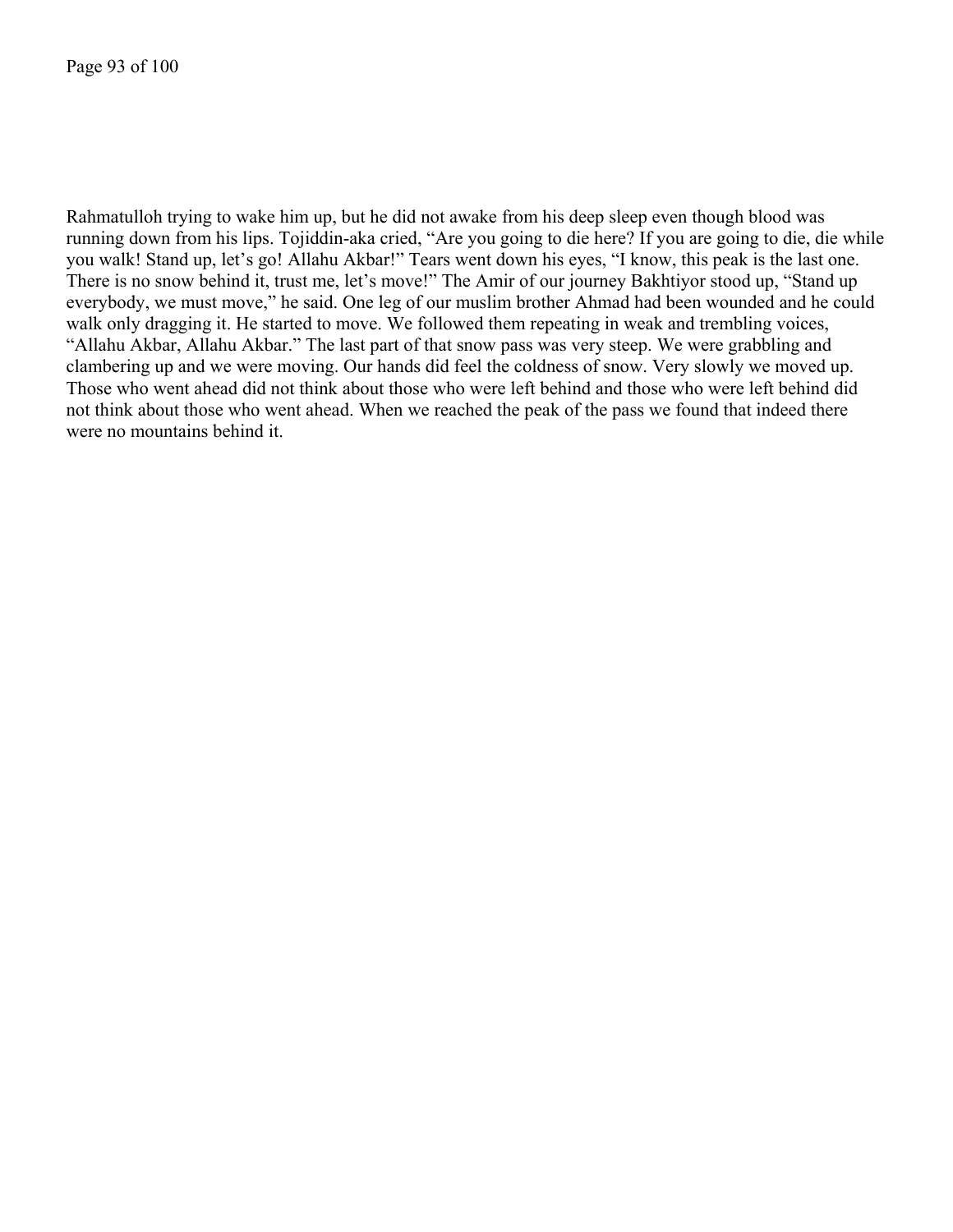Rahmatulloh trying to wake him up, but he did not awake from his deep sleep even though blood was running down from his lips. Tojiddin-aka cried, "Are you going to die here? If you are going to die, die while you walk! Stand up, let's go! Allahu Akbar!" Tears went down his eyes, "I know, this peak is the last one. There is no snow behind it, trust me, let's move!" The Amir of our journey Bakhtiyor stood up, "Stand up everybody, we must move," he said. One leg of our muslim brother Ahmad had been wounded and he could walk only dragging it. He started to move. We followed them repeating in weak and trembling voices, "Allahu Akbar, Allahu Akbar." The last part of that snow pass was very steep. We were grabbling and clambering up and we were moving. Our hands did feel the coldness of snow. Very slowly we moved up. Those who went ahead did not think about those who were left behind and those who were left behind did not think about those who went ahead. When we reached the peak of the pass we found that indeed there were no mountains behind it.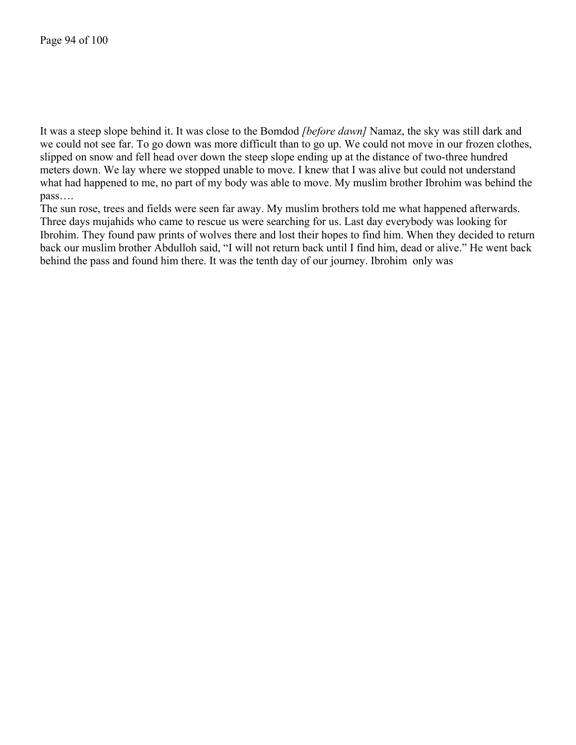It was a steep slope behind it. It was close to the Bomdod *[before dawn]* Namaz, the sky was still dark and we could not see far. To go down was more difficult than to go up. We could not move in our frozen clothes, slipped on snow and fell head over down the steep slope ending up at the distance of two-three hundred meters down. We lay where we stopped unable to move. I knew that I was alive but could not understand what had happened to me, no part of my body was able to move. My muslim brother Ibrohim was behind the pass….

The sun rose, trees and fields were seen far away. My muslim brothers told me what happened afterwards. Three days mujahids who came to rescue us were searching for us. Last day everybody was looking for Ibrohim. They found paw prints of wolves there and lost their hopes to find him. When they decided to return back our muslim brother Abdulloh said, "I will not return back until I find him, dead or alive." He went back behind the pass and found him there. It was the tenth day of our journey. Ibrohim only was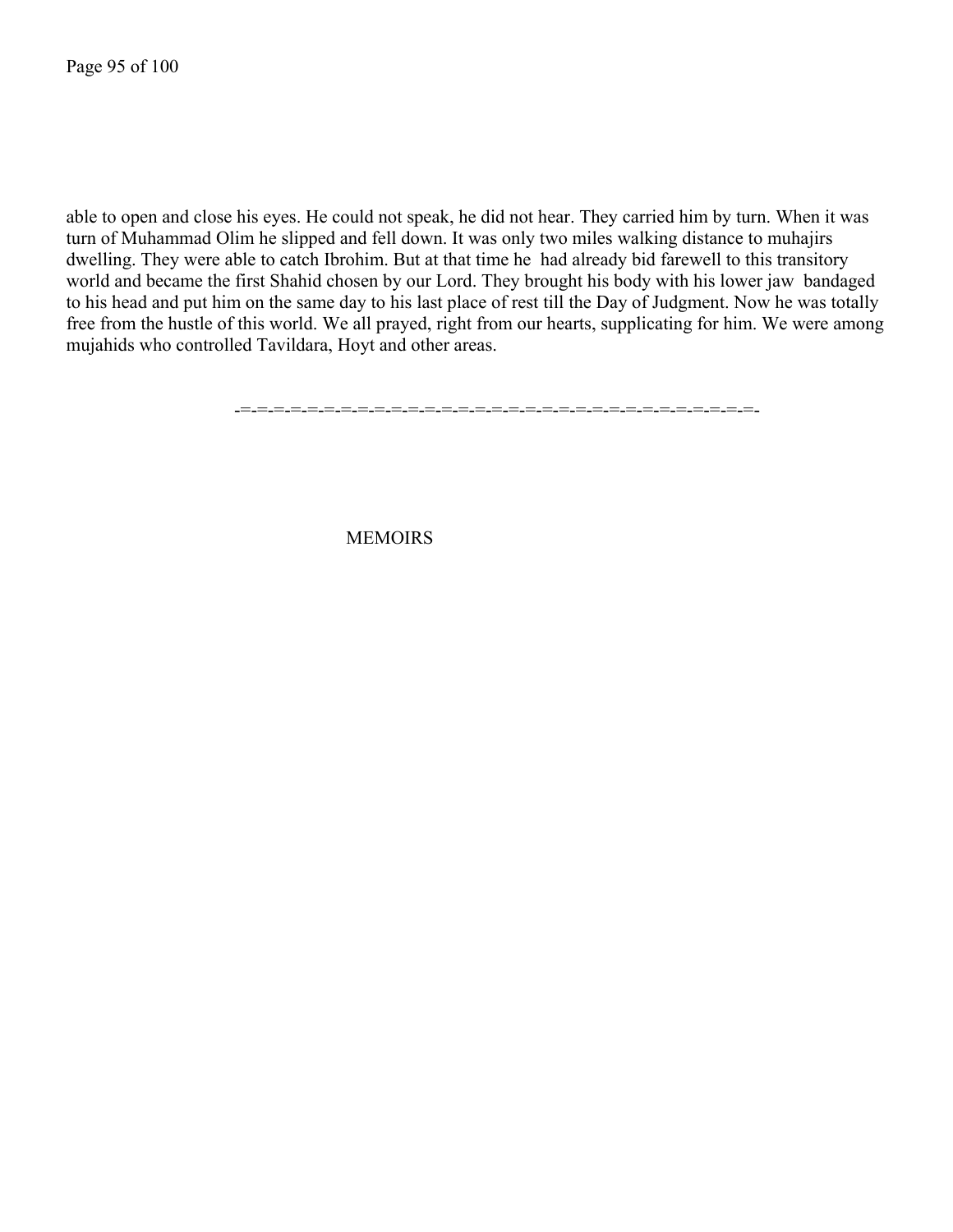able to open and close his eyes. He could not speak, he did not hear. They carried him by turn. When it was turn of Muhammad Olim he slipped and fell down. It was only two miles walking distance to muhajirs dwelling. They were able to catch Ibrohim. But at that time he had already bid farewell to this transitory world and became the first Shahid chosen by our Lord. They brought his body with his lower jaw bandaged to his head and put him on the same day to his last place of rest till the Day of Judgment. Now he was totally free from the hustle of this world. We all prayed, right from our hearts, supplicating for him. We were among mujahids who controlled Tavildara, Hoyt and other areas.

-=-=-=-=-=-=-=-=-=-=-=-=-=-=-=-=-=-=-=-=-=-=-=-=-=-=-=-=-=-=-=-=-=-=-

MEMOIRS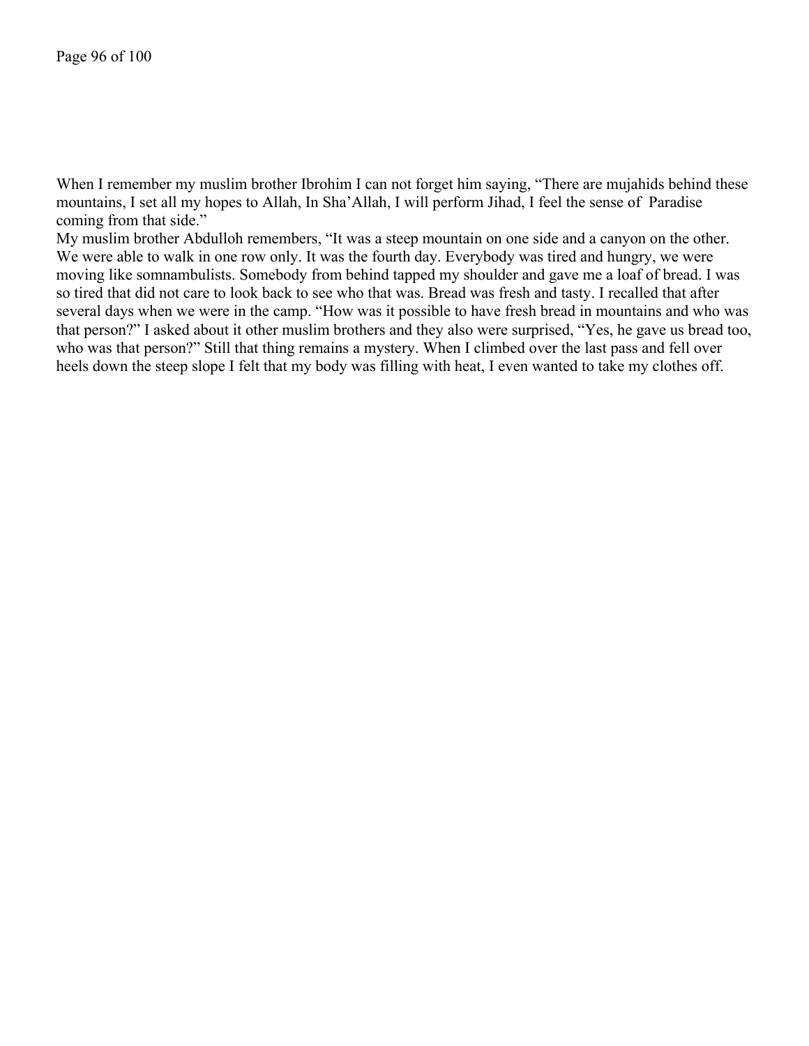When I remember my muslim brother Ibrohim I can not forget him saying, “There are mujahids behind these mountains, I set all my hopes to Allah, In Sha’Allah, I will perform Jihad, I feel the sense of  Paradise coming from that side.”

My muslim brother Abdulloh remembers, “It was a steep mountain on one side and a canyon on the other. We were able to walk in one row only. It was the fourth day. Everybody was tired and hungry, we were moving like somnambulists. Somebody from behind tapped my shoulder and gave me a loaf of bread. I was so tired that did not care to look back to see who that was. Bread was fresh and tasty. I recalled that after several days when we were in the camp. “How was it possible to have fresh bread in mountains and who was that person?” I asked about it other muslim brothers and they also were surprised, “Yes, he gave us bread too, who was that person?” Still that thing remains a mystery. When I climbed over the last pass and fell over heels down the steep slope I felt that my body was filling with heat, I even wanted to take my clothes off.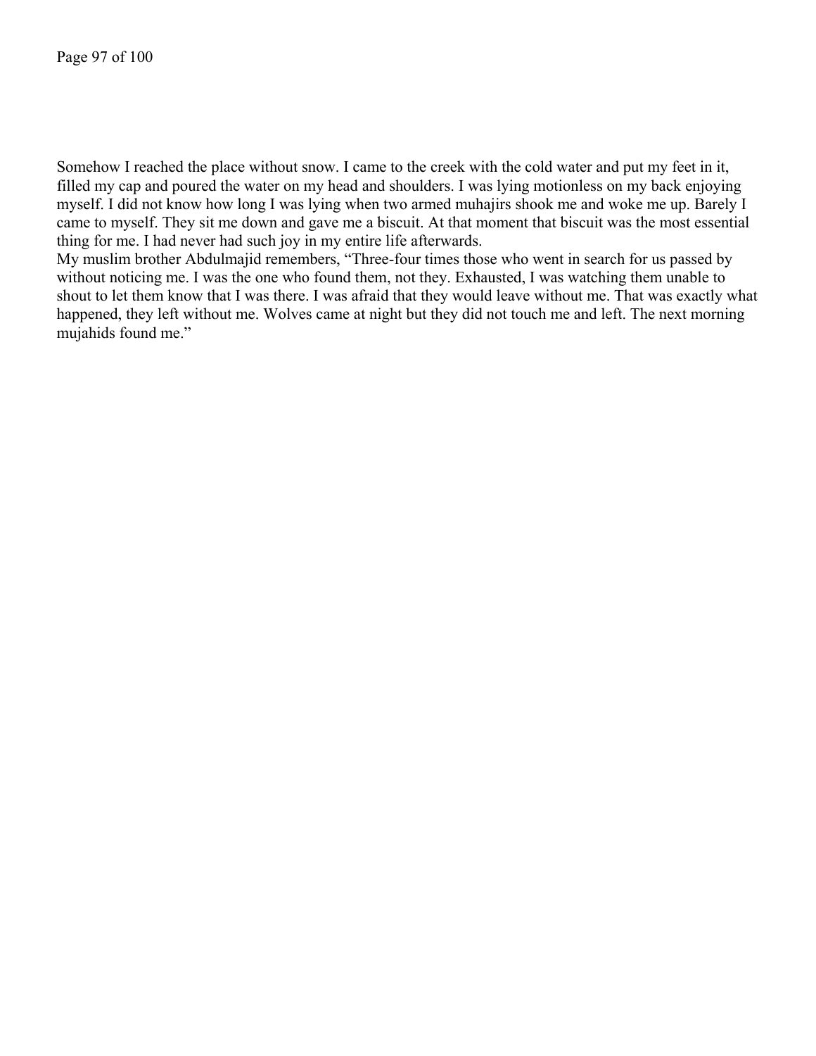Somehow I reached the place without snow. I came to the creek with the cold water and put my feet in it, filled my cap and poured the water on my head and shoulders. I was lying motionless on my back enjoying myself. I did not know how long I was lying when two armed muhajirs shook me and woke me up. Barely I came to myself. They sit me down and gave me a biscuit. At that moment that biscuit was the most essential thing for me. I had never had such joy in my entire life afterwards.

My muslim brother Abdulmajid remembers, "Three-four times those who went in search for us passed by without noticing me. I was the one who found them, not they. Exhausted, I was watching them unable to shout to let them know that I was there. I was afraid that they would leave without me. That was exactly what happened, they left without me. Wolves came at night but they did not touch me and left. The next morning mujahids found me."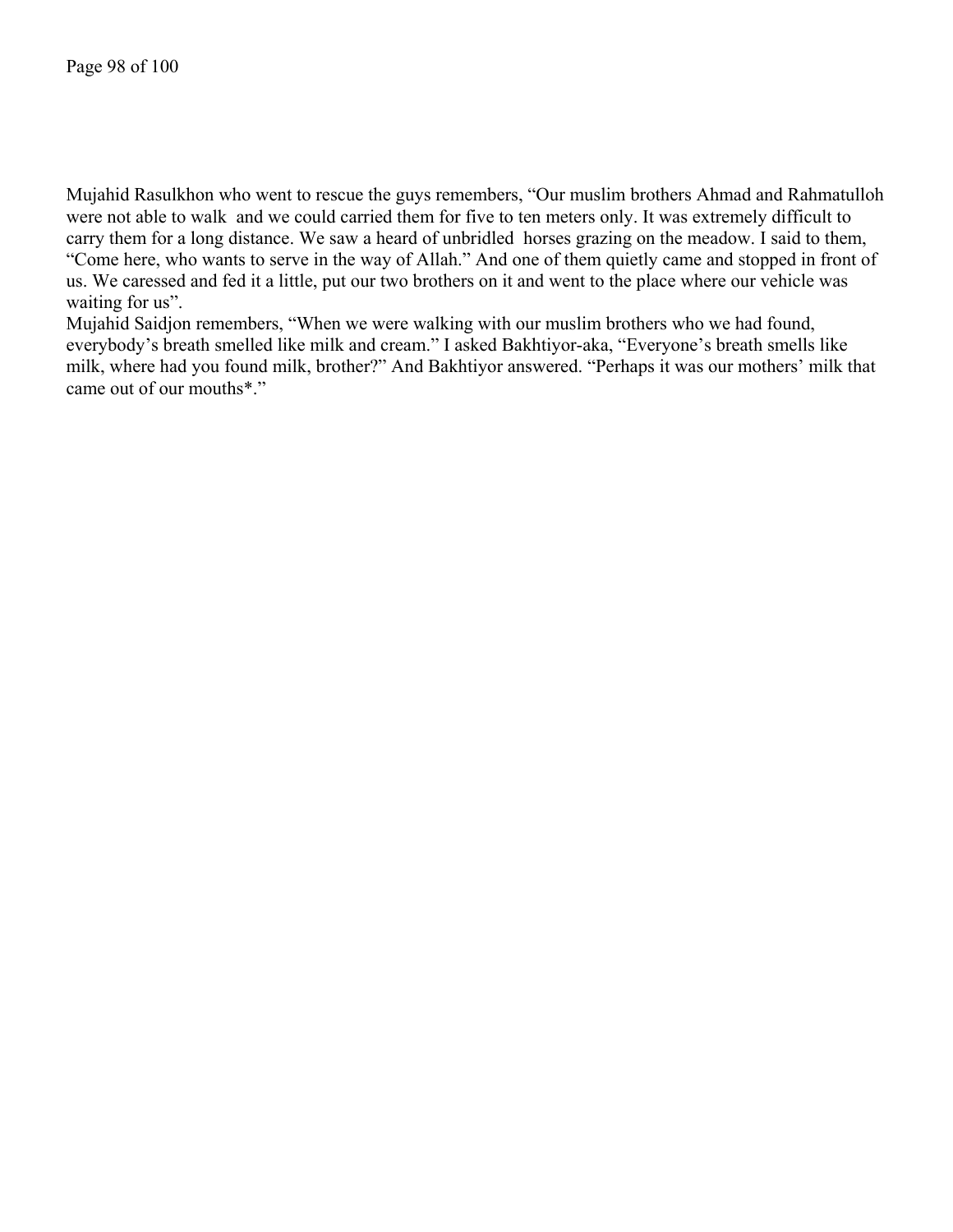Mujahid Rasulkhon who went to rescue the guys remembers, "Our muslim brothers Ahmad and Rahmatulloh were not able to walk and we could carried them for five to ten meters only. It was extremely difficult to carry them for a long distance. We saw a heard of unbridled horses grazing on the meadow. I said to them, "Come here, who wants to serve in the way of Allah." And one of them quietly came and stopped in front of us. We caressed and fed it a little, put our two brothers on it and went to the place where our vehicle was waiting for us".

Mujahid Saidjon remembers, "When we were walking with our muslim brothers who we had found, everybody's breath smelled like milk and cream." I asked Bakhtiyor-aka, "Everyone's breath smells like milk, where had you found milk, brother?" And Bakhtiyor answered. "Perhaps it was our mothers' milk that came out of our mouths*."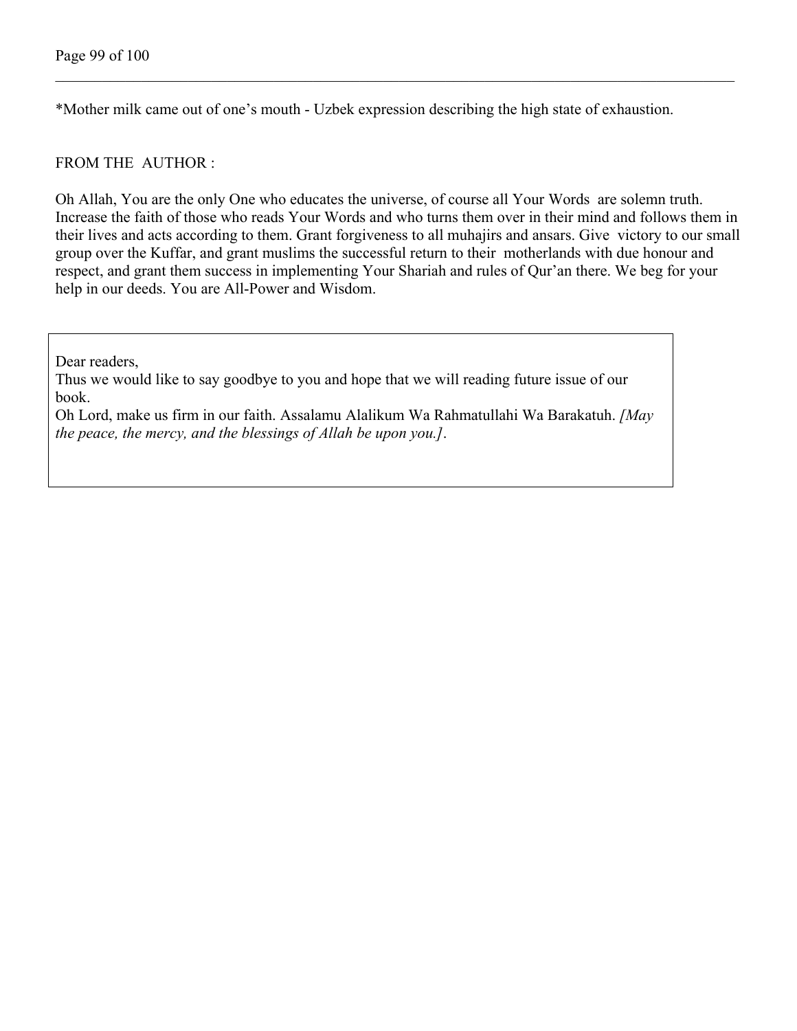*Mother milk came out of one's mouth - Uzbek expression describing the high state of exhaustion.

FROM THE AUTHOR :

Oh Allah, You are the only One who educates the universe, of course all Your Words are solemn truth. Increase the faith of those who reads Your Words and who turns them over in their mind and follows them in their lives and acts according to them. Grant forgiveness to all muhajirs and ansars. Give victory to our small group over the Kuffar, and grant muslims the successful return to their motherlands with due honour and respect, and grant them success in implementing Your Shariah and rules of Qur'an there. We beg for your help in our deeds. You are All-Power and Wisdom.

Dear readers,
Thus we would like to say goodbye to you and hope that we will reading future issue of our book.
Oh Lord, make us firm in our faith. Assalamu Alalikum Wa Rahmatullahi Wa Barakatuh. *[May the peace, the mercy, and the blessings of Allah be upon you.]*.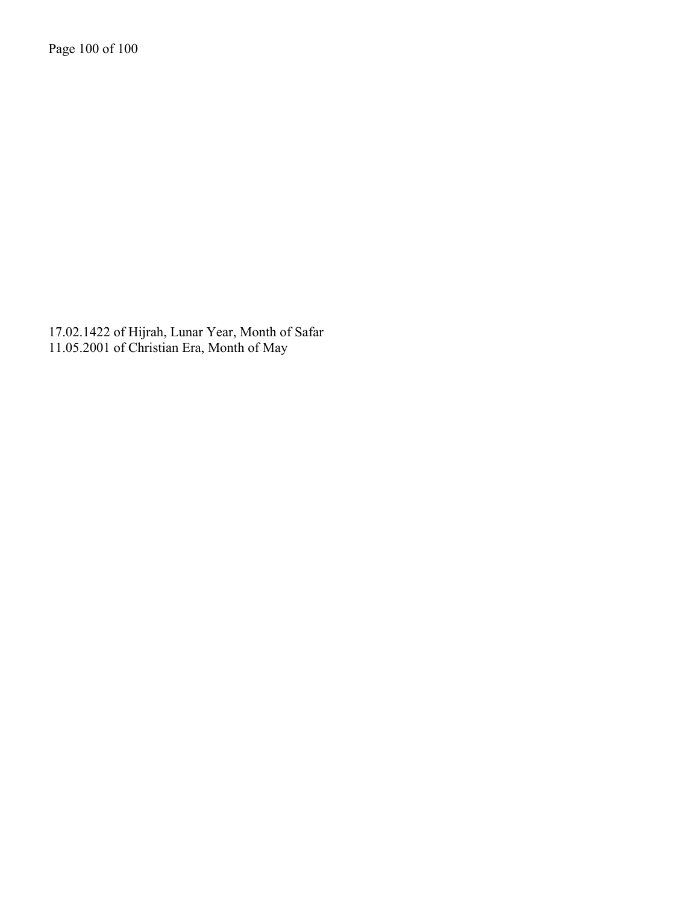17.02.1422 of Hijrah, Lunar Year, Month of Safar
11.05.2001 of Christian Era, Month of May